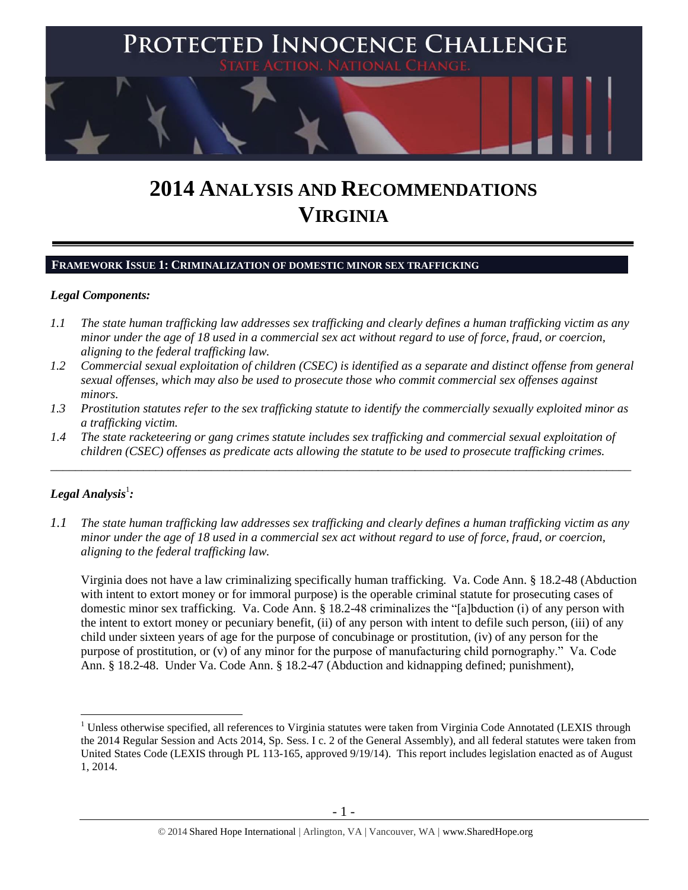# 2014 ANALYSIS AND RECOMMENDATIONS VIRGINIA

## FRAMEWORK ISSUE 1: CRIMINALIZATION OF DOMESTIC MINOR SEX TRAFFICKING

### *Legal Components:*

*1.1 The state human trafficking law addresses sex trafficking and clearly defines a human trafficking victim as any minor under the age of 18 used in a commercial sex act without regard to use of force, fraud, or coercion, aligning to the federal trafficking law.*

*1.2 Commercial sexual exploitation of children (CSEC) is identified as a separate and distinct offense from general sexual offenses, which may also be used to prosecute those who commit commercial sex offenses against minors.*

*1.3 Prostitution statutes refer to the sex trafficking statute to identify the commercially sexually exploited minor as a trafficking victim.*

*1.4 The state racketeering or gang crimes statute includes sex trafficking and commercial sexual exploitation of children (CSEC) offenses as predicate acts allowing the statute to be used to prosecute trafficking crimes.*

---

### *Legal Analysis*[1]*:*

*1.1 The state human trafficking law addresses sex trafficking and clearly defines a human trafficking victim as any minor under the age of 18 used in a commercial sex act without regard to use of force, fraud, or coercion, aligning to the federal trafficking law.*

Virginia does not have a law criminalizing specifically human trafficking. Va. Code Ann. § 18.2-48 (Abduction with intent to extort money or for immoral purpose) is the operable criminal statute for prosecuting cases of domestic minor sex trafficking. Va. Code Ann. § 18.2-48 criminalizes the "[a]bduction (i) of any person with the intent to extort money or pecuniary benefit, (ii) of any person with intent to defile such person, (iii) of any child under sixteen years of age for the purpose of concubinage or prostitution, (iv) of any person for the purpose of prostitution, or (v) of any minor for the purpose of manufacturing child pornography." Va. Code Ann. § 18.2-48. Under Va. Code Ann. § 18.2-47 (Abduction and kidnapping defined; punishment),

[1] Unless otherwise specified, all references to Virginia statutes were taken from Virginia Code Annotated (LEXIS through the 2014 Regular Session and Acts 2014, Sp. Sess. I c. 2 of the General Assembly), and all federal statutes were taken from United States Code (LEXIS through PL 113-165, approved 9/19/14). This report includes legislation enacted as of August 1, 2014.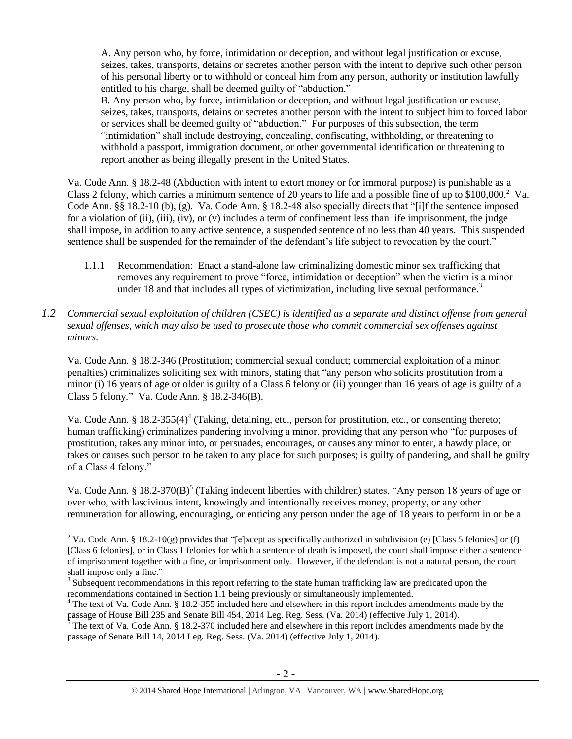A. Any person who, by force, intimidation or deception, and without legal justification or excuse, seizes, takes, transports, detains or secretes another person with the intent to deprive such other person of his personal liberty or to withhold or conceal him from any person, authority or institution lawfully entitled to his charge, shall be deemed guilty of "abduction."

B. Any person who, by force, intimidation or deception, and without legal justification or excuse, seizes, takes, transports, detains or secretes another person with the intent to subject him to forced labor or services shall be deemed guilty of "abduction." For purposes of this subsection, the term "intimidation" shall include destroying, concealing, confiscating, withholding, or threatening to withhold a passport, immigration document, or other governmental identification or threatening to report another as being illegally present in the United States.

Va. Code Ann. § 18.2-48 (Abduction with intent to extort money or for immoral purpose) is punishable as a Class 2 felony, which carries a minimum sentence of 20 years to life and a possible fine of up to $100,000.[2] Va. Code Ann. §§ 18.2-10 (b), (g). Va. Code Ann. § 18.2-48 also specially directs that "[i]f the sentence imposed for a violation of (ii), (iii), (iv), or (v) includes a term of confinement less than life imprisonment, the judge shall impose, in addition to any active sentence, a suspended sentence of no less than 40 years. This suspended sentence shall be suspended for the remainder of the defendant's life subject to revocation by the court."

1.1.1 Recommendation: Enact a stand-alone law criminalizing domestic minor sex trafficking that removes any requirement to prove "force, intimidation or deception" when the victim is a minor under 18 and that includes all types of victimization, including live sexual performance.[3]

*1.2 Commercial sexual exploitation of children (CSEC) is identified as a separate and distinct offense from general sexual offenses, which may also be used to prosecute those who commit commercial sex offenses against minors.*

Va. Code Ann. § 18.2-346 (Prostitution; commercial sexual conduct; commercial exploitation of a minor; penalties) criminalizes soliciting sex with minors, stating that "any person who solicits prostitution from a minor (i) 16 years of age or older is guilty of a Class 6 felony or (ii) younger than 16 years of age is guilty of a Class 5 felony." Va. Code Ann. § 18.2-346(B).

Va. Code Ann. § 18.2-355(4)[4] (Taking, detaining, etc., person for prostitution, etc., or consenting thereto; human trafficking) criminalizes pandering involving a minor, providing that any person who "for purposes of prostitution, takes any minor into, or persuades, encourages, or causes any minor to enter, a bawdy place, or takes or causes such person to be taken to any place for such purposes; is guilty of pandering, and shall be guilty of a Class 4 felony."

Va. Code Ann. § 18.2-370(B)[5] (Taking indecent liberties with children) states, "Any person 18 years of age or over who, with lascivious intent, knowingly and intentionally receives money, property, or any other remuneration for allowing, encouraging, or enticing any person under the age of 18 years to perform in or be a

---

[2] Va. Code Ann. § 18.2-10(g) provides that "[e]xcept as specifically authorized in subdivision (e) [Class 5 felonies] or (f) [Class 6 felonies], or in Class 1 felonies for which a sentence of death is imposed, the court shall impose either a sentence of imprisonment together with a fine, or imprisonment only. However, if the defendant is not a natural person, the court shall impose only a fine."

[3] Subsequent recommendations in this report referring to the state human trafficking law are predicated upon the recommendations contained in Section 1.1 being previously or simultaneously implemented.

[4] The text of Va. Code Ann. § 18.2-355 included here and elsewhere in this report includes amendments made by the passage of House Bill 235 and Senate Bill 454, 2014 Leg. Reg. Sess. (Va. 2014) (effective July 1, 2014).

[5] The text of Va. Code Ann. § 18.2-370 included here and elsewhere in this report includes amendments made by the passage of Senate Bill 14, 2014 Leg. Reg. Sess. (Va. 2014) (effective July 1, 2014).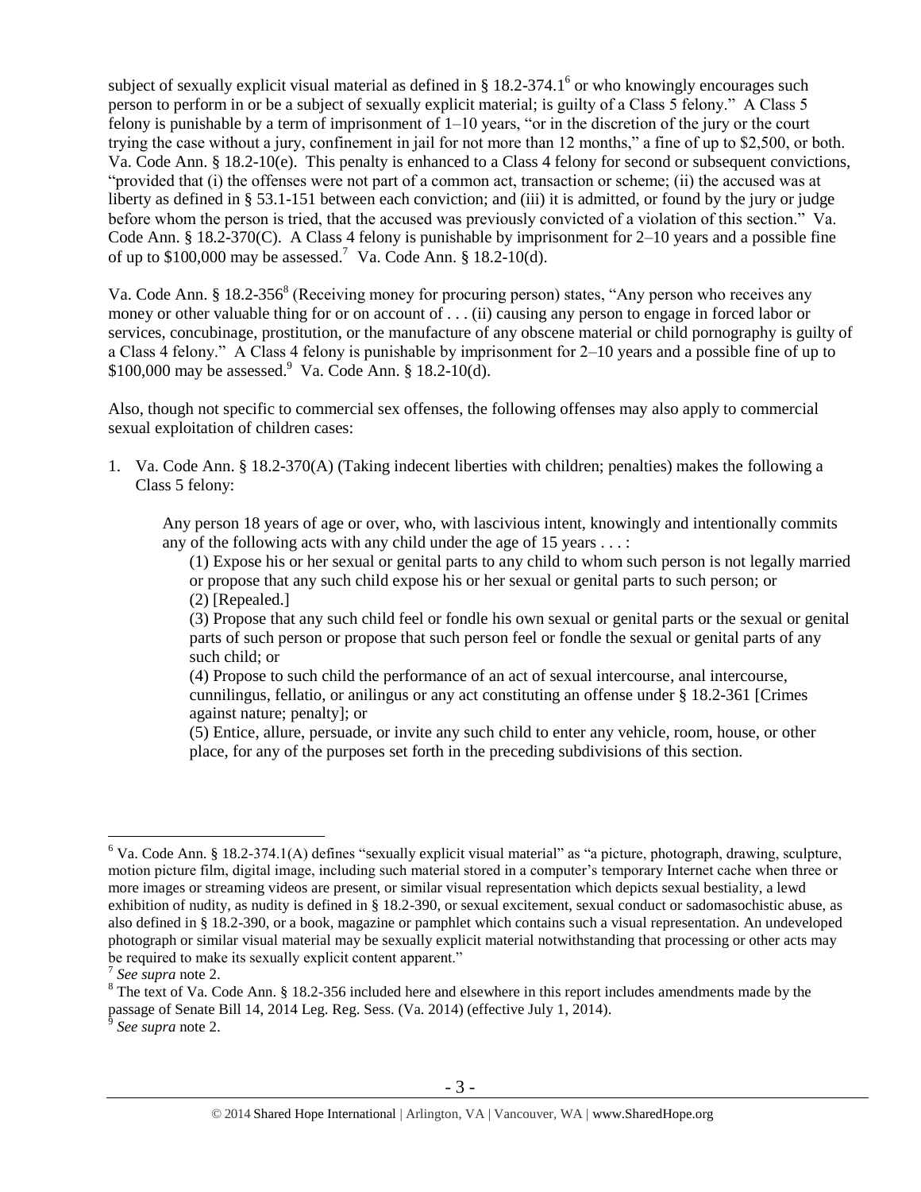subject of sexually explicit visual material as defined in § 18.2-374.1[6] or who knowingly encourages such person to perform in or be a subject of sexually explicit material; is guilty of a Class 5 felony." A Class 5 felony is punishable by a term of imprisonment of 1–10 years, "or in the discretion of the jury or the court trying the case without a jury, confinement in jail for not more than 12 months," a fine of up to $2,500, or both. Va. Code Ann. § 18.2-10(e). This penalty is enhanced to a Class 4 felony for second or subsequent convictions, "provided that (i) the offenses were not part of a common act, transaction or scheme; (ii) the accused was at liberty as defined in § 53.1-151 between each conviction; and (iii) it is admitted, or found by the jury or judge before whom the person is tried, that the accused was previously convicted of a violation of this section." Va. Code Ann. § 18.2-370(C). A Class 4 felony is punishable by imprisonment for 2–10 years and a possible fine of up to $100,000 may be assessed.[7] Va. Code Ann. § 18.2-10(d).

Va. Code Ann. § 18.2-356[8] (Receiving money for procuring person) states, "Any person who receives any money or other valuable thing for or on account of . . . (ii) causing any person to engage in forced labor or services, concubinage, prostitution, or the manufacture of any obscene material or child pornography is guilty of a Class 4 felony." A Class 4 felony is punishable by imprisonment for 2–10 years and a possible fine of up to $100,000 may be assessed.[9] Va. Code Ann. § 18.2-10(d).

Also, though not specific to commercial sex offenses, the following offenses may also apply to commercial sexual exploitation of children cases:

1. Va. Code Ann. § 18.2-370(A) (Taking indecent liberties with children; penalties) makes the following a Class 5 felony:

    Any person 18 years of age or over, who, with lascivious intent, knowingly and intentionally commits any of the following acts with any child under the age of 15 years . . . :

    (1) Expose his or her sexual or genital parts to any child to whom such person is not legally married or propose that any such child expose his or her sexual or genital parts to such person; or
    (2) [Repealed.]
    (3) Propose that any such child feel or fondle his own sexual or genital parts or the sexual or genital parts of such person or propose that such person feel or fondle the sexual or genital parts of any such child; or
    (4) Propose to such child the performance of an act of sexual intercourse, anal intercourse, cunnilingus, fellatio, or anilingus or any act constituting an offense under § 18.2-361 [Crimes against nature; penalty]; or
    (5) Entice, allure, persuade, or invite any such child to enter any vehicle, room, house, or other place, for any of the purposes set forth in the preceding subdivisions of this section.

---

[6] Va. Code Ann. § 18.2-374.1(A) defines "sexually explicit visual material" as "a picture, photograph, drawing, sculpture, motion picture film, digital image, including such material stored in a computer's temporary Internet cache when three or more images or streaming videos are present, or similar visual representation which depicts sexual bestiality, a lewd exhibition of nudity, as nudity is defined in § 18.2-390, or sexual excitement, sexual conduct or sadomasochistic abuse, as also defined in § 18.2-390, or a book, magazine or pamphlet which contains such a visual representation. An undeveloped photograph or similar visual material may be sexually explicit material notwithstanding that processing or other acts may be required to make its sexually explicit content apparent."

[7] *See supra* note 2.

[8] The text of Va. Code Ann. § 18.2-356 included here and elsewhere in this report includes amendments made by the passage of Senate Bill 14, 2014 Leg. Reg. Sess. (Va. 2014) (effective July 1, 2014).

[9] *See supra* note 2.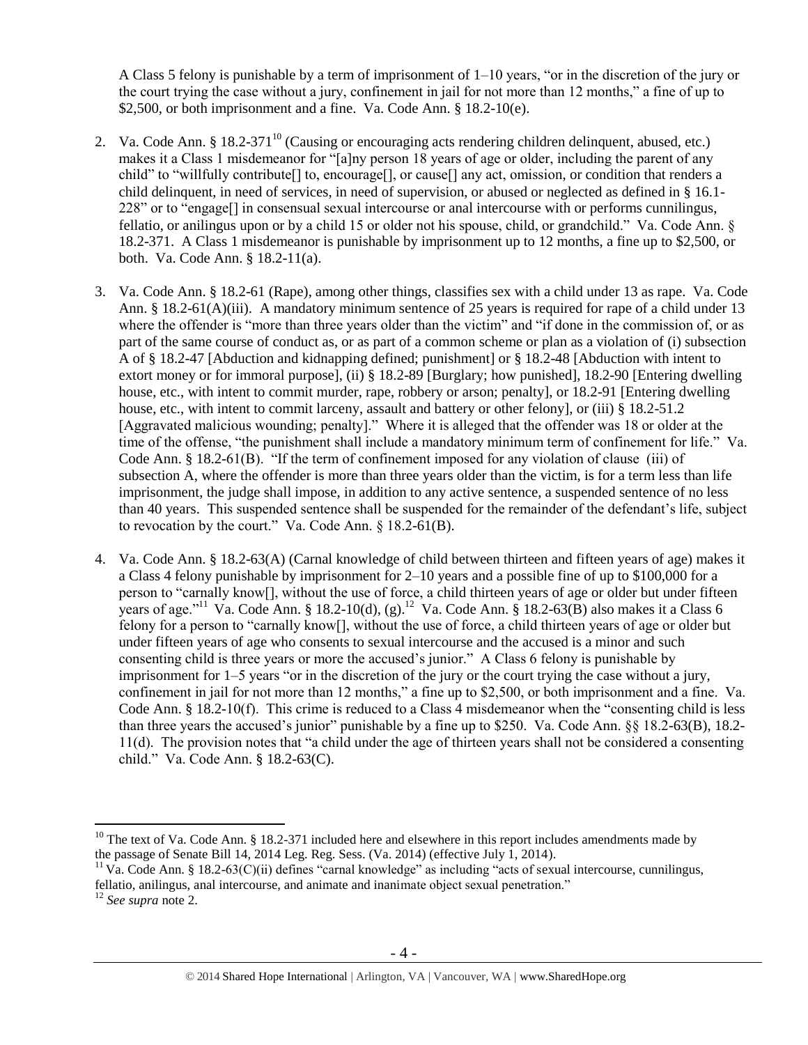A Class 5 felony is punishable by a term of imprisonment of 1–10 years, "or in the discretion of the jury or the court trying the case without a jury, confinement in jail for not more than 12 months," a fine of up to $2,500, or both imprisonment and a fine. Va. Code Ann. § 18.2-10(e).

2. Va. Code Ann. § 18.2-371[10] (Causing or encouraging acts rendering children delinquent, abused, etc.) makes it a Class 1 misdemeanor for "[a]ny person 18 years of age or older, including the parent of any child" to "willfully contribute[] to, encourage[], or cause[] any act, omission, or condition that renders a child delinquent, in need of services, in need of supervision, or abused or neglected as defined in § 16.1-228" or to "engage[] in consensual sexual intercourse or anal intercourse with or performs cunnilingus, fellatio, or anilingus upon or by a child 15 or older not his spouse, child, or grandchild." Va. Code Ann. § 18.2-371. A Class 1 misdemeanor is punishable by imprisonment up to 12 months, a fine up to $2,500, or both. Va. Code Ann. § 18.2-11(a).

3. Va. Code Ann. § 18.2-61 (Rape), among other things, classifies sex with a child under 13 as rape. Va. Code Ann. § 18.2-61(A)(iii). A mandatory minimum sentence of 25 years is required for rape of a child under 13 where the offender is "more than three years older than the victim" and "if done in the commission of, or as part of the same course of conduct as, or as part of a common scheme or plan as a violation of (i) subsection A of § 18.2-47 [Abduction and kidnapping defined; punishment] or § 18.2-48 [Abduction with intent to extort money or for immoral purpose], (ii) § 18.2-89 [Burglary; how punished], 18.2-90 [Entering dwelling house, etc., with intent to commit murder, rape, robbery or arson; penalty], or 18.2-91 [Entering dwelling house, etc., with intent to commit larceny, assault and battery or other felony], or (iii) § 18.2-51.2 [Aggravated malicious wounding; penalty]." Where it is alleged that the offender was 18 or older at the time of the offense, "the punishment shall include a mandatory minimum term of confinement for life." Va. Code Ann. § 18.2-61(B). "If the term of confinement imposed for any violation of clause (iii) of subsection A, where the offender is more than three years older than the victim, is for a term less than life imprisonment, the judge shall impose, in addition to any active sentence, a suspended sentence of no less than 40 years. This suspended sentence shall be suspended for the remainder of the defendant's life, subject to revocation by the court." Va. Code Ann. § 18.2-61(B).

4. Va. Code Ann. § 18.2-63(A) (Carnal knowledge of child between thirteen and fifteen years of age) makes it a Class 4 felony punishable by imprisonment for 2–10 years and a possible fine of up to $100,000 for a person to "carnally know[], without the use of force, a child thirteen years of age or older but under fifteen years of age."[11] Va. Code Ann. § 18.2-10(d), (g).[12] Va. Code Ann. § 18.2-63(B) also makes it a Class 6 felony for a person to "carnally know[], without the use of force, a child thirteen years of age or older but under fifteen years of age who consents to sexual intercourse and the accused is a minor and such consenting child is three years or more the accused's junior." A Class 6 felony is punishable by imprisonment for 1–5 years "or in the discretion of the jury or the court trying the case without a jury, confinement in jail for not more than 12 months," a fine up to $2,500, or both imprisonment and a fine. Va. Code Ann. § 18.2-10(f). This crime is reduced to a Class 4 misdemeanor when the "consenting child is less than three years the accused's junior" punishable by a fine up to $250. Va. Code Ann. §§ 18.2-63(B), 18.2-11(d). The provision notes that "a child under the age of thirteen years shall not be considered a consenting child." Va. Code Ann. § 18.2-63(C).

---

[10] The text of Va. Code Ann. § 18.2-371 included here and elsewhere in this report includes amendments made by the passage of Senate Bill 14, 2014 Leg. Reg. Sess. (Va. 2014) (effective July 1, 2014).

[11] Va. Code Ann. § 18.2-63(C)(ii) defines "carnal knowledge" as including "acts of sexual intercourse, cunnilingus, fellatio, anilingus, anal intercourse, and animate and inanimate object sexual penetration."

[12] *See supra* note 2.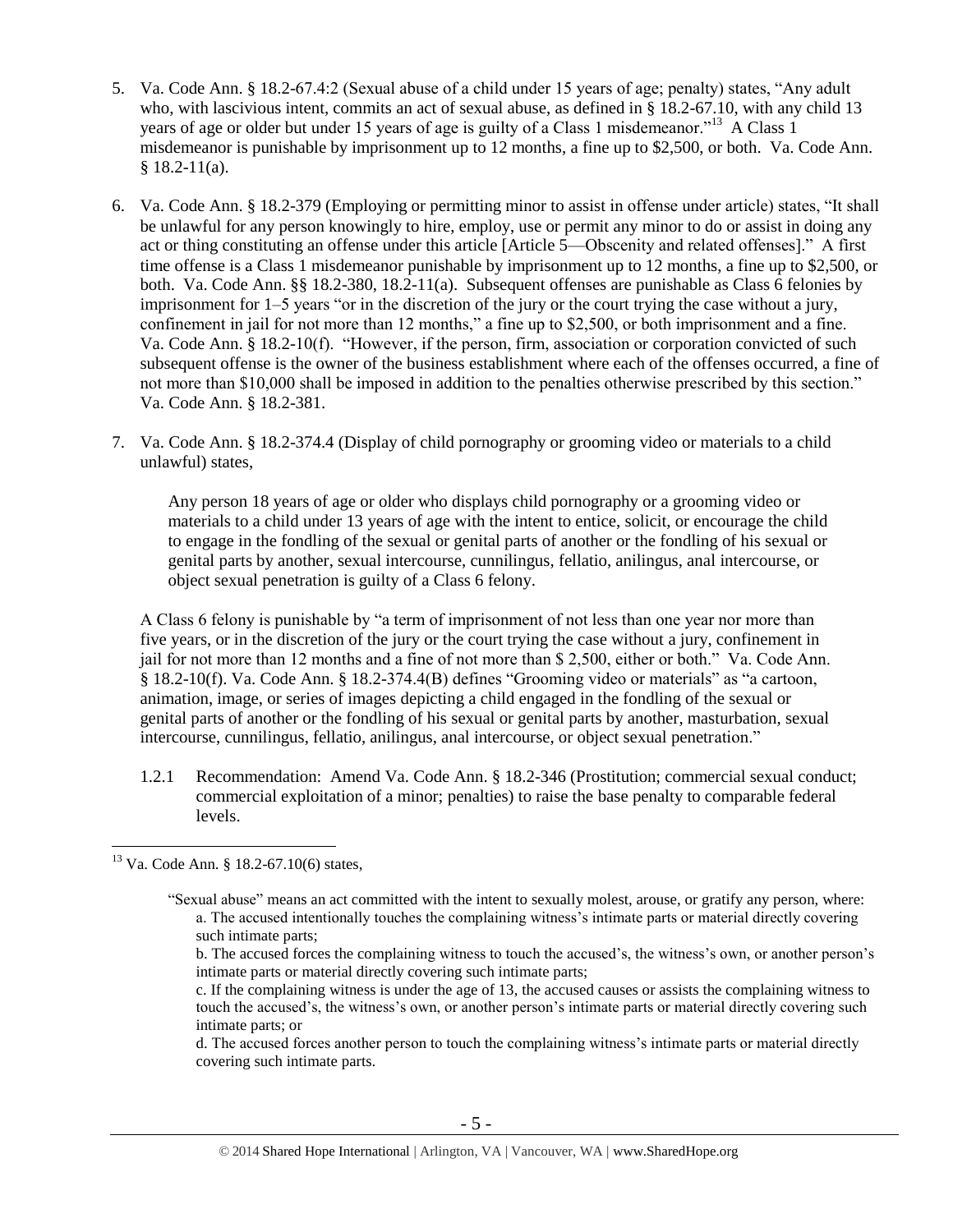5. Va. Code Ann. § 18.2-67.4:2 (Sexual abuse of a child under 15 years of age; penalty) states, "Any adult who, with lascivious intent, commits an act of sexual abuse, as defined in § 18.2-67.10, with any child 13 years of age or older but under 15 years of age is guilty of a Class 1 misdemeanor."[13] A Class 1 misdemeanor is punishable by imprisonment up to 12 months, a fine up to $2,500, or both. Va. Code Ann. § 18.2-11(a).

6. Va. Code Ann. § 18.2-379 (Employing or permitting minor to assist in offense under article) states, "It shall be unlawful for any person knowingly to hire, employ, use or permit any minor to do or assist in doing any act or thing constituting an offense under this article [Article 5—Obscenity and related offenses]." A first time offense is a Class 1 misdemeanor punishable by imprisonment up to 12 months, a fine up to $2,500, or both. Va. Code Ann. §§ 18.2-380, 18.2-11(a). Subsequent offenses are punishable as Class 6 felonies by imprisonment for 1–5 years "or in the discretion of the jury or the court trying the case without a jury, confinement in jail for not more than 12 months," a fine up to $2,500, or both imprisonment and a fine. Va. Code Ann. § 18.2-10(f). "However, if the person, firm, association or corporation convicted of such subsequent offense is the owner of the business establishment where each of the offenses occurred, a fine of not more than $10,000 shall be imposed in addition to the penalties otherwise prescribed by this section." Va. Code Ann. § 18.2-381.

7. Va. Code Ann. § 18.2-374.4 (Display of child pornography or grooming video or materials to a child unlawful) states,

   > Any person 18 years of age or older who displays child pornography or a grooming video or materials to a child under 13 years of age with the intent to entice, solicit, or encourage the child to engage in the fondling of the sexual or genital parts of another or the fondling of his sexual or genital parts by another, sexual intercourse, cunnilingus, fellatio, anilingus, anal intercourse, or object sexual penetration is guilty of a Class 6 felony.

   A Class 6 felony is punishable by "a term of imprisonment of not less than one year nor more than five years, or in the discretion of the jury or the court trying the case without a jury, confinement in jail for not more than 12 months and a fine of not more than $ 2,500, either or both." Va. Code Ann. § 18.2-10(f). Va. Code Ann. § 18.2-374.4(B) defines "Grooming video or materials" as "a cartoon, animation, image, or series of images depicting a child engaged in the fondling of the sexual or genital parts of another or the fondling of his sexual or genital parts by another, masturbation, sexual intercourse, cunnilingus, fellatio, anilingus, anal intercourse, or object sexual penetration."

1.2.1 Recommendation: Amend Va. Code Ann. § 18.2-346 (Prostitution; commercial sexual conduct; commercial exploitation of a minor; penalties) to raise the base penalty to comparable federal levels.

---

[13] Va. Code Ann. § 18.2-67.10(6) states,

> "Sexual abuse" means an act committed with the intent to sexually molest, arouse, or gratify any person, where:
> a. The accused intentionally touches the complaining witness's intimate parts or material directly covering such intimate parts;
> b. The accused forces the complaining witness to touch the accused's, the witness's own, or another person's intimate parts or material directly covering such intimate parts;
> c. If the complaining witness is under the age of 13, the accused causes or assists the complaining witness to touch the accused's, the witness's own, or another person's intimate parts or material directly covering such intimate parts; or
> d. The accused forces another person to touch the complaining witness's intimate parts or material directly covering such intimate parts.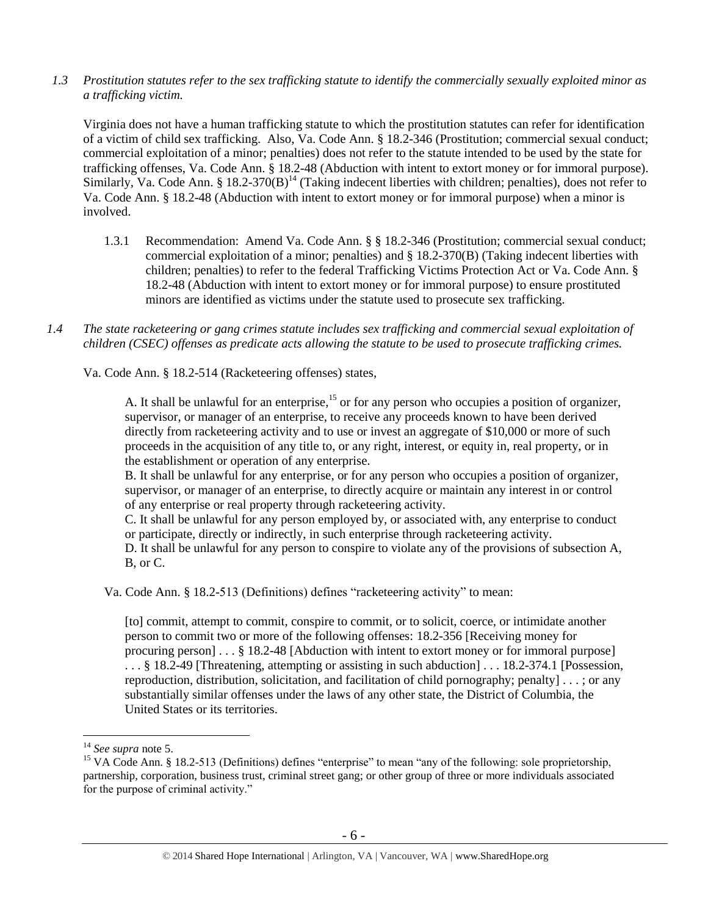*1.3 Prostitution statutes refer to the sex trafficking statute to identify the commercially sexually exploited minor as a trafficking victim.*

Virginia does not have a human trafficking statute to which the prostitution statutes can refer for identification of a victim of child sex trafficking. Also, Va. Code Ann. § 18.2-346 (Prostitution; commercial sexual conduct; commercial exploitation of a minor; penalties) does not refer to the statute intended to be used by the state for trafficking offenses, Va. Code Ann. § 18.2-48 (Abduction with intent to extort money or for immoral purpose). Similarly, Va. Code Ann. § 18.2-370(B)[14] (Taking indecent liberties with children; penalties), does not refer to Va. Code Ann. § 18.2-48 (Abduction with intent to extort money or for immoral purpose) when a minor is involved.

1.3.1 Recommendation: Amend Va. Code Ann. § § 18.2-346 (Prostitution; commercial sexual conduct; commercial exploitation of a minor; penalties) and § 18.2-370(B) (Taking indecent liberties with children; penalties) to refer to the federal Trafficking Victims Protection Act or Va. Code Ann. § 18.2-48 (Abduction with intent to extort money or for immoral purpose) to ensure prostituted minors are identified as victims under the statute used to prosecute sex trafficking.

*1.4 The state racketeering or gang crimes statute includes sex trafficking and commercial sexual exploitation of children (CSEC) offenses as predicate acts allowing the statute to be used to prosecute trafficking crimes.*

Va. Code Ann. § 18.2-514 (Racketeering offenses) states,

> A. It shall be unlawful for an enterprise,[15] or for any person who occupies a position of organizer, supervisor, or manager of an enterprise, to receive any proceeds known to have been derived directly from racketeering activity and to use or invest an aggregate of $10,000 or more of such proceeds in the acquisition of any title to, or any right, interest, or equity in, real property, or in the establishment or operation of any enterprise.
> B. It shall be unlawful for any enterprise, or for any person who occupies a position of organizer, supervisor, or manager of an enterprise, to directly acquire or maintain any interest in or control of any enterprise or real property through racketeering activity.
> C. It shall be unlawful for any person employed by, or associated with, any enterprise to conduct or participate, directly or indirectly, in such enterprise through racketeering activity.
> D. It shall be unlawful for any person to conspire to violate any of the provisions of subsection A, B, or C.

Va. Code Ann. § 18.2-513 (Definitions) defines "racketeering activity" to mean:

> [to] commit, attempt to commit, conspire to commit, or to solicit, coerce, or intimidate another person to commit two or more of the following offenses: 18.2-356 [Receiving money for procuring person] . . . § 18.2-48 [Abduction with intent to extort money or for immoral purpose] . . . § 18.2-49 [Threatening, attempting or assisting in such abduction] . . . 18.2-374.1 [Possession, reproduction, distribution, solicitation, and facilitation of child pornography; penalty] . . . ; or any substantially similar offenses under the laws of any other state, the District of Columbia, the United States or its territories.

---

[14] *See supra* note 5.

[15] VA Code Ann. § 18.2-513 (Definitions) defines "enterprise" to mean "any of the following: sole proprietorship, partnership, corporation, business trust, criminal street gang; or other group of three or more individuals associated for the purpose of criminal activity."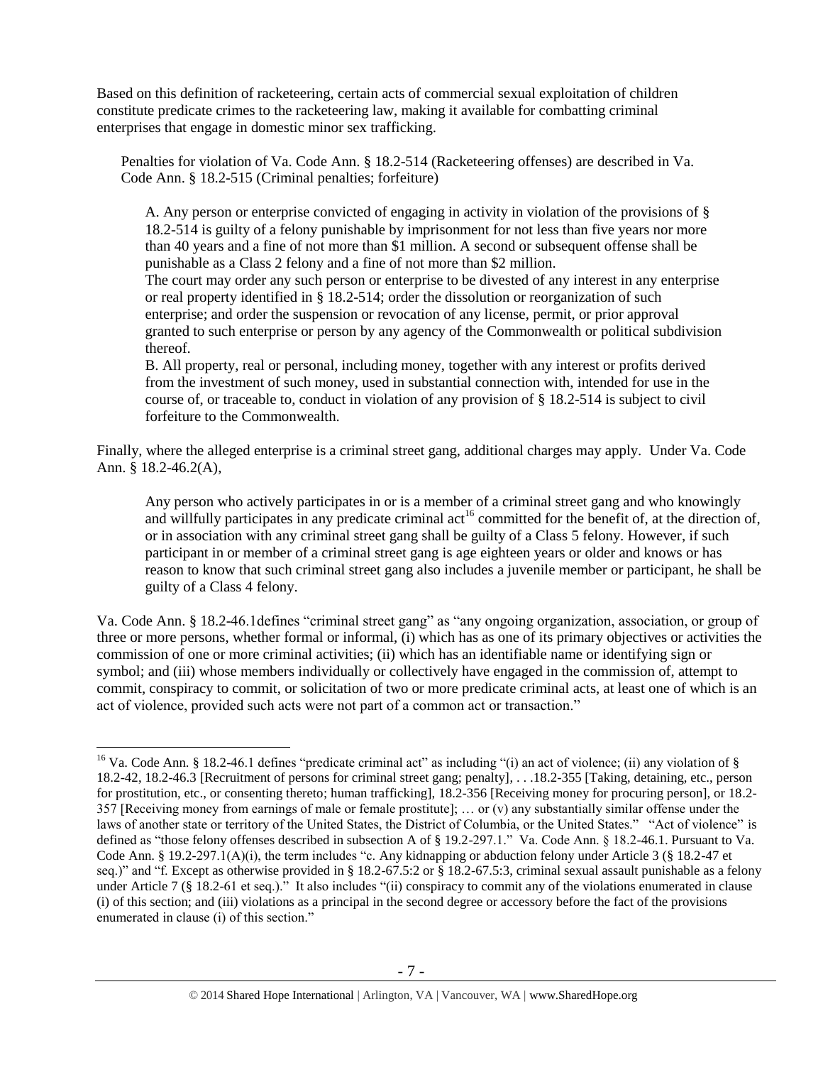Based on this definition of racketeering, certain acts of commercial sexual exploitation of children constitute predicate crimes to the racketeering law, making it available for combatting criminal enterprises that engage in domestic minor sex trafficking.

> Penalties for violation of Va. Code Ann. § 18.2-514 (Racketeering offenses) are described in Va. Code Ann. § 18.2-515 (Criminal penalties; forfeiture)
>
> > A. Any person or enterprise convicted of engaging in activity in violation of the provisions of § 18.2-514 is guilty of a felony punishable by imprisonment for not less than five years nor more than 40 years and a fine of not more than $1 million. A second or subsequent offense shall be punishable as a Class 2 felony and a fine of not more than $2 million.
> >
> > The court may order any such person or enterprise to be divested of any interest in any enterprise or real property identified in § 18.2-514; order the dissolution or reorganization of such enterprise; and order the suspension or revocation of any license, permit, or prior approval granted to such enterprise or person by any agency of the Commonwealth or political subdivision thereof.
> >
> > B. All property, real or personal, including money, together with any interest or profits derived from the investment of such money, used in substantial connection with, intended for use in the course of, or traceable to, conduct in violation of any provision of § 18.2-514 is subject to civil forfeiture to the Commonwealth.

Finally, where the alleged enterprise is a criminal street gang, additional charges may apply. Under Va. Code Ann. § 18.2-46.2(A),

> Any person who actively participates in or is a member of a criminal street gang and who knowingly and willfully participates in any predicate criminal act[16] committed for the benefit of, at the direction of, or in association with any criminal street gang shall be guilty of a Class 5 felony. However, if such participant in or member of a criminal street gang is age eighteen years or older and knows or has reason to know that such criminal street gang also includes a juvenile member or participant, he shall be guilty of a Class 4 felony.

Va. Code Ann. § 18.2-46.1defines "criminal street gang" as "any ongoing organization, association, or group of three or more persons, whether formal or informal, (i) which has as one of its primary objectives or activities the commission of one or more criminal activities; (ii) which has an identifiable name or identifying sign or symbol; and (iii) whose members individually or collectively have engaged in the commission of, attempt to commit, conspiracy to commit, or solicitation of two or more predicate criminal acts, at least one of which is an act of violence, provided such acts were not part of a common act or transaction."

---

[16] Va. Code Ann. § 18.2-46.1 defines "predicate criminal act" as including "(i) an act of violence; (ii) any violation of § 18.2-42, 18.2-46.3 [Recruitment of persons for criminal street gang; penalty], . . .18.2-355 [Taking, detaining, etc., person for prostitution, etc., or consenting thereto; human trafficking], 18.2-356 [Receiving money for procuring person], or 18.2-357 [Receiving money from earnings of male or female prostitute]; … or (v) any substantially similar offense under the laws of another state or territory of the United States, the District of Columbia, or the United States." "Act of violence" is defined as "those felony offenses described in subsection A of § 19.2-297.1." Va. Code Ann. § 18.2-46.1. Pursuant to Va. Code Ann. § 19.2-297.1(A)(i), the term includes "c. Any kidnapping or abduction felony under Article 3 (§ 18.2-47 et seq.)" and "f. Except as otherwise provided in § 18.2-67.5:2 or § 18.2-67.5:3, criminal sexual assault punishable as a felony under Article 7 (§ 18.2-61 et seq.)." It also includes "(ii) conspiracy to commit any of the violations enumerated in clause (i) of this section; and (iii) violations as a principal in the second degree or accessory before the fact of the provisions enumerated in clause (i) of this section."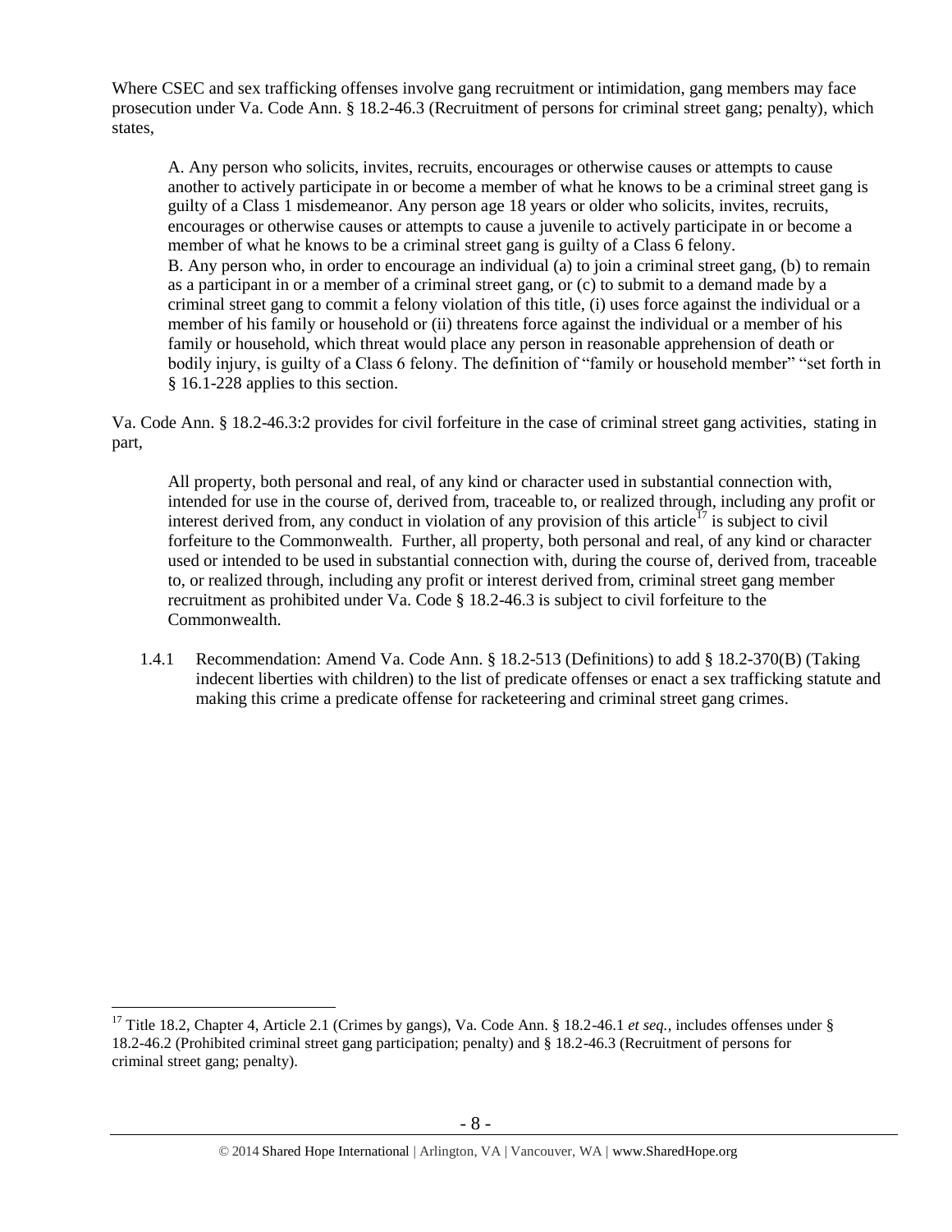Where CSEC and sex trafficking offenses involve gang recruitment or intimidation, gang members may face prosecution under Va. Code Ann. § 18.2-46.3 (Recruitment of persons for criminal street gang; penalty), which states,

> A. Any person who solicits, invites, recruits, encourages or otherwise causes or attempts to cause another to actively participate in or become a member of what he knows to be a criminal street gang is guilty of a Class 1 misdemeanor. Any person age 18 years or older who solicits, invites, recruits, encourages or otherwise causes or attempts to cause a juvenile to actively participate in or become a member of what he knows to be a criminal street gang is guilty of a Class 6 felony.
> B. Any person who, in order to encourage an individual (a) to join a criminal street gang, (b) to remain as a participant in or a member of a criminal street gang, or (c) to submit to a demand made by a criminal street gang to commit a felony violation of this title, (i) uses force against the individual or a member of his family or household or (ii) threatens force against the individual or a member of his family or household, which threat would place any person in reasonable apprehension of death or bodily injury, is guilty of a Class 6 felony. The definition of "family or household member" "set forth in § 16.1-228 applies to this section.

Va. Code Ann. § 18.2-46.3:2 provides for civil forfeiture in the case of criminal street gang activities, stating in part,

> All property, both personal and real, of any kind or character used in substantial connection with, intended for use in the course of, derived from, traceable to, or realized through, including any profit or interest derived from, any conduct in violation of any provision of this article[17] is subject to civil forfeiture to the Commonwealth. Further, all property, both personal and real, of any kind or character used or intended to be used in substantial connection with, during the course of, derived from, traceable to, or realized through, including any profit or interest derived from, criminal street gang member recruitment as prohibited under Va. Code § 18.2-46.3 is subject to civil forfeiture to the Commonwealth.

1.4.1 Recommendation: Amend Va. Code Ann. § 18.2-513 (Definitions) to add § 18.2-370(B) (Taking indecent liberties with children) to the list of predicate offenses or enact a sex trafficking statute and making this crime a predicate offense for racketeering and criminal street gang crimes.

---

[17] Title 18.2, Chapter 4, Article 2.1 (Crimes by gangs), Va. Code Ann. § 18.2-46.1 *et seq.*, includes offenses under § 18.2-46.2 (Prohibited criminal street gang participation; penalty) and § 18.2-46.3 (Recruitment of persons for criminal street gang; penalty).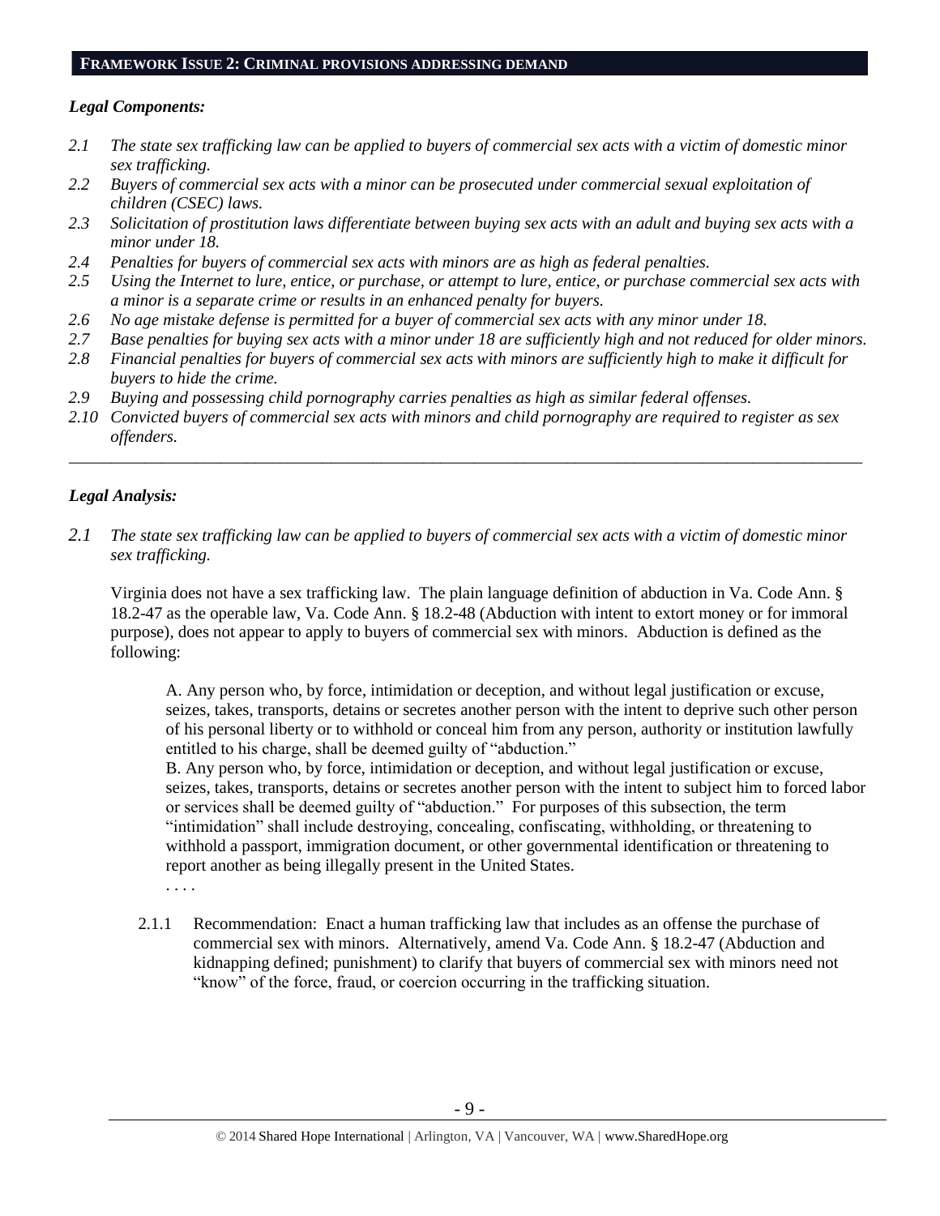## FRAMEWORK ISSUE 2: CRIMINAL PROVISIONS ADDRESSING DEMAND

***Legal Components:***

*2.1 The state sex trafficking law can be applied to buyers of commercial sex acts with a victim of domestic minor sex trafficking.*
*2.2 Buyers of commercial sex acts with a minor can be prosecuted under commercial sexual exploitation of children (CSEC) laws.*
*2.3 Solicitation of prostitution laws differentiate between buying sex acts with an adult and buying sex acts with a minor under 18.*
*2.4 Penalties for buyers of commercial sex acts with minors are as high as federal penalties.*
*2.5 Using the Internet to lure, entice, or purchase, or attempt to lure, entice, or purchase commercial sex acts with a minor is a separate crime or results in an enhanced penalty for buyers.*
*2.6 No age mistake defense is permitted for a buyer of commercial sex acts with any minor under 18.*
*2.7 Base penalties for buying sex acts with a minor under 18 are sufficiently high and not reduced for older minors.*
*2.8 Financial penalties for buyers of commercial sex acts with minors are sufficiently high to make it difficult for buyers to hide the crime.*
*2.9 Buying and possessing child pornography carries penalties as high as similar federal offenses.*
*2.10 Convicted buyers of commercial sex acts with minors and child pornography are required to register as sex offenders.*

---

***Legal Analysis:***

*2.1 The state sex trafficking law can be applied to buyers of commercial sex acts with a victim of domestic minor sex trafficking.*

Virginia does not have a sex trafficking law. The plain language definition of abduction in Va. Code Ann. § 18.2-47 as the operable law, Va. Code Ann. § 18.2-48 (Abduction with intent to extort money or for immoral purpose), does not appear to apply to buyers of commercial sex with minors. Abduction is defined as the following:

> A. Any person who, by force, intimidation or deception, and without legal justification or excuse, seizes, takes, transports, detains or secretes another person with the intent to deprive such other person of his personal liberty or to withhold or conceal him from any person, authority or institution lawfully entitled to his charge, shall be deemed guilty of "abduction."
> B. Any person who, by force, intimidation or deception, and without legal justification or excuse, seizes, takes, transports, detains or secretes another person with the intent to subject him to forced labor or services shall be deemed guilty of "abduction." For purposes of this subsection, the term "intimidation" shall include destroying, concealing, confiscating, withholding, or threatening to withhold a passport, immigration document, or other governmental identification or threatening to report another as being illegally present in the United States.
> . . . .

2.1.1 Recommendation: Enact a human trafficking law that includes as an offense the purchase of commercial sex with minors. Alternatively, amend Va. Code Ann. § 18.2-47 (Abduction and kidnapping defined; punishment) to clarify that buyers of commercial sex with minors need not "know" of the force, fraud, or coercion occurring in the trafficking situation.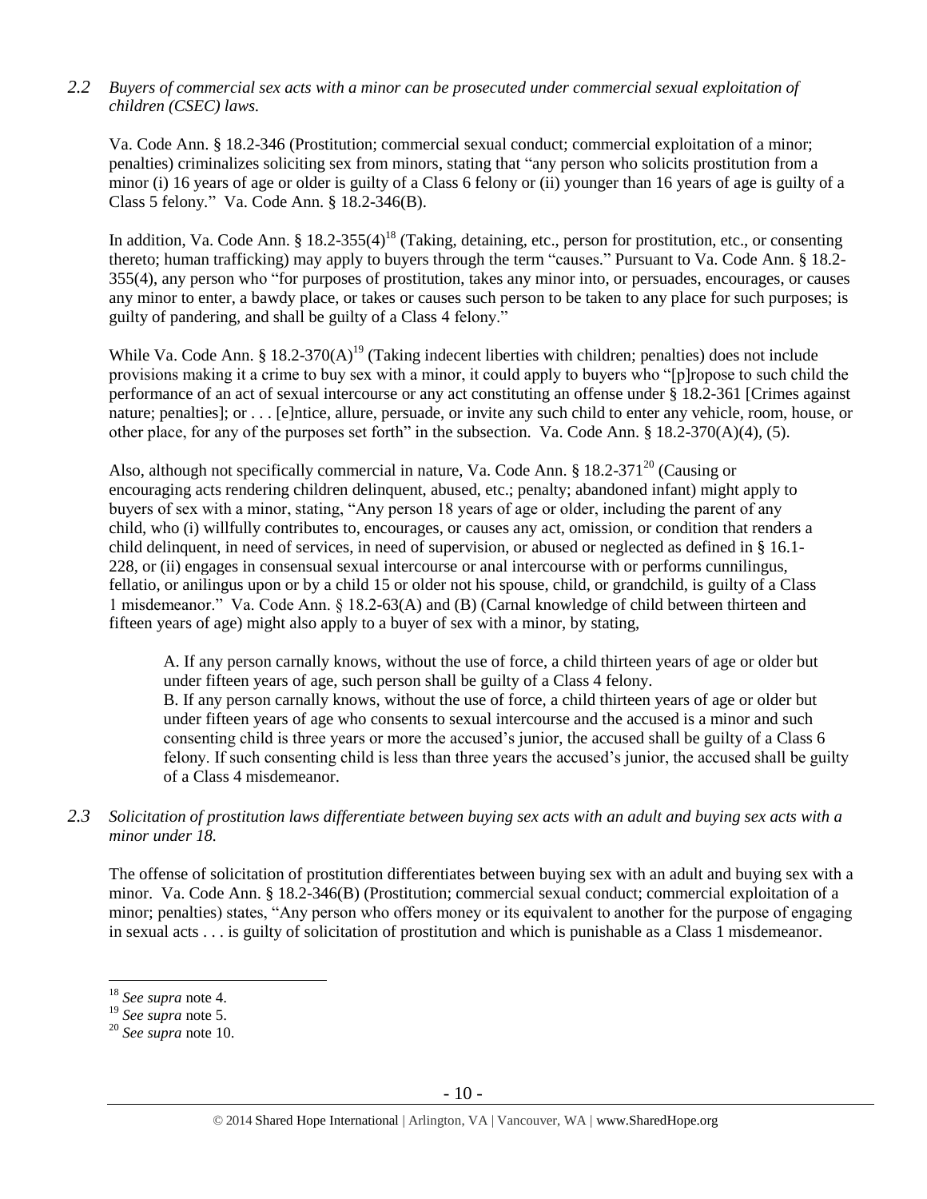*2.2 Buyers of commercial sex acts with a minor can be prosecuted under commercial sexual exploitation of children (CSEC) laws.*

Va. Code Ann. § 18.2-346 (Prostitution; commercial sexual conduct; commercial exploitation of a minor; penalties) criminalizes soliciting sex from minors, stating that "any person who solicits prostitution from a minor (i) 16 years of age or older is guilty of a Class 6 felony or (ii) younger than 16 years of age is guilty of a Class 5 felony." Va. Code Ann. § 18.2-346(B).

In addition, Va. Code Ann. § 18.2-355(4)[18] (Taking, detaining, etc., person for prostitution, etc., or consenting thereto; human trafficking) may apply to buyers through the term "causes." Pursuant to Va. Code Ann. § 18.2-355(4), any person who "for purposes of prostitution, takes any minor into, or persuades, encourages, or causes any minor to enter, a bawdy place, or takes or causes such person to be taken to any place for such purposes; is guilty of pandering, and shall be guilty of a Class 4 felony."

While Va. Code Ann. § 18.2-370(A)[19] (Taking indecent liberties with children; penalties) does not include provisions making it a crime to buy sex with a minor, it could apply to buyers who "[p]ropose to such child the performance of an act of sexual intercourse or any act constituting an offense under § 18.2-361 [Crimes against nature; penalties]; or . . . [e]ntice, allure, persuade, or invite any such child to enter any vehicle, room, house, or other place, for any of the purposes set forth" in the subsection. Va. Code Ann. § 18.2-370(A)(4), (5).

Also, although not specifically commercial in nature, Va. Code Ann. § 18.2-371[20] (Causing or encouraging acts rendering children delinquent, abused, etc.; penalty; abandoned infant) might apply to buyers of sex with a minor, stating, "Any person 18 years of age or older, including the parent of any child, who (i) willfully contributes to, encourages, or causes any act, omission, or condition that renders a child delinquent, in need of services, in need of supervision, or abused or neglected as defined in § 16.1-228, or (ii) engages in consensual sexual intercourse or anal intercourse with or performs cunnilingus, fellatio, or anilingus upon or by a child 15 or older not his spouse, child, or grandchild, is guilty of a Class 1 misdemeanor." Va. Code Ann. § 18.2-63(A) and (B) (Carnal knowledge of child between thirteen and fifteen years of age) might also apply to a buyer of sex with a minor, by stating,

> A. If any person carnally knows, without the use of force, a child thirteen years of age or older but under fifteen years of age, such person shall be guilty of a Class 4 felony.
> B. If any person carnally knows, without the use of force, a child thirteen years of age or older but under fifteen years of age who consents to sexual intercourse and the accused is a minor and such consenting child is three years or more the accused's junior, the accused shall be guilty of a Class 6 felony. If such consenting child is less than three years the accused's junior, the accused shall be guilty of a Class 4 misdemeanor.

*2.3 Solicitation of prostitution laws differentiate between buying sex acts with an adult and buying sex acts with a minor under 18.*

The offense of solicitation of prostitution differentiates between buying sex with an adult and buying sex with a minor. Va. Code Ann. § 18.2-346(B) (Prostitution; commercial sexual conduct; commercial exploitation of a minor; penalties) states, "Any person who offers money or its equivalent to another for the purpose of engaging in sexual acts . . . is guilty of solicitation of prostitution and which is punishable as a Class 1 misdemeanor.

---

[18] *See supra* note 4.
[19] *See supra* note 5.
[20] *See supra* note 10.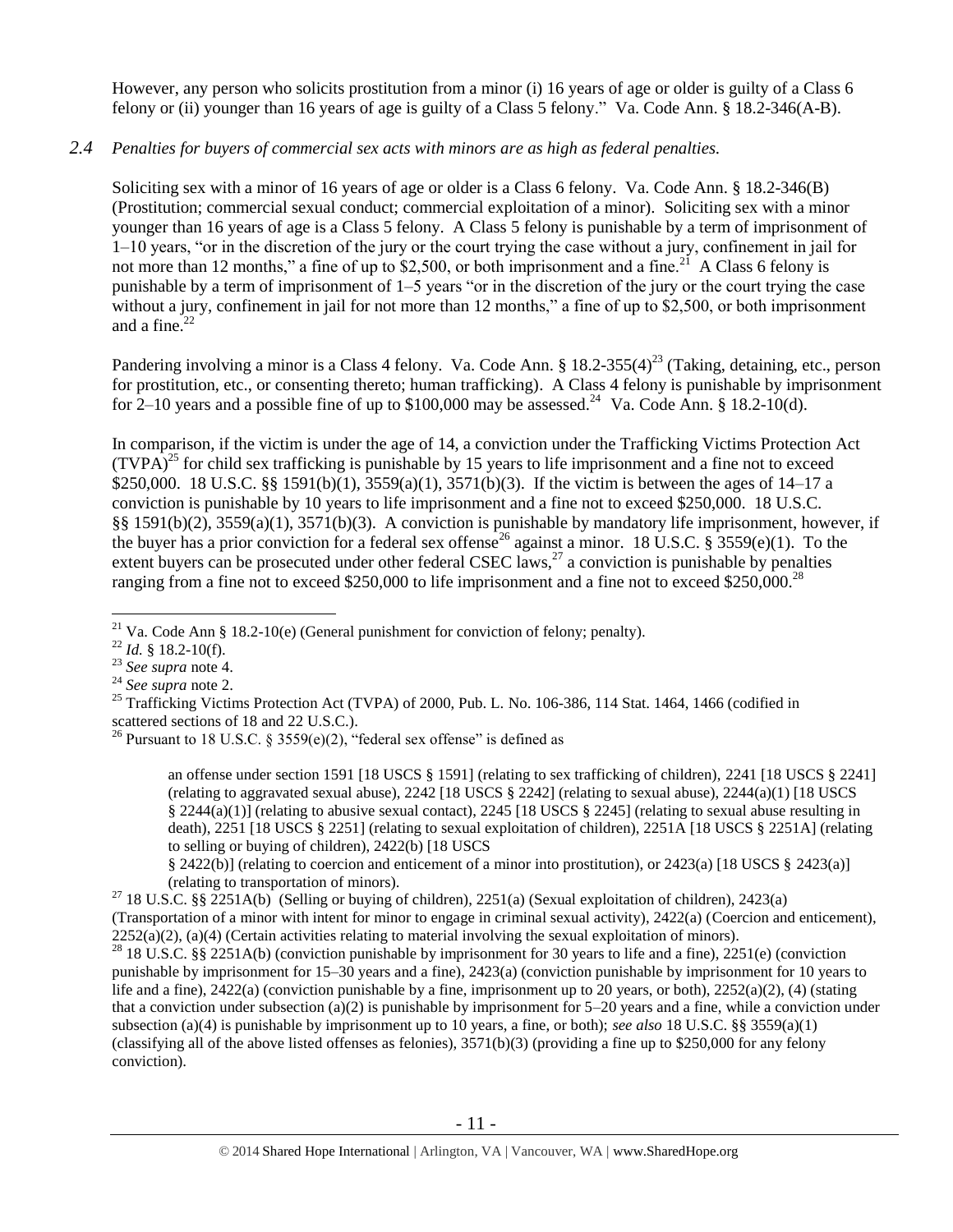However, any person who solicits prostitution from a minor (i) 16 years of age or older is guilty of a Class 6 felony or (ii) younger than 16 years of age is guilty of a Class 5 felony." Va. Code Ann. § 18.2-346(A-B).

*2.4 Penalties for buyers of commercial sex acts with minors are as high as federal penalties.*

Soliciting sex with a minor of 16 years of age or older is a Class 6 felony. Va. Code Ann. § 18.2-346(B) (Prostitution; commercial sexual conduct; commercial exploitation of a minor). Soliciting sex with a minor younger than 16 years of age is a Class 5 felony. A Class 5 felony is punishable by a term of imprisonment of 1–10 years, "or in the discretion of the jury or the court trying the case without a jury, confinement in jail for not more than 12 months," a fine of up to $2,500, or both imprisonment and a fine.[21] A Class 6 felony is punishable by a term of imprisonment of 1–5 years "or in the discretion of the jury or the court trying the case without a jury, confinement in jail for not more than 12 months," a fine of up to $2,500, or both imprisonment and a fine.[22]

Pandering involving a minor is a Class 4 felony. Va. Code Ann. § 18.2-355(4)[23] (Taking, detaining, etc., person for prostitution, etc., or consenting thereto; human trafficking). A Class 4 felony is punishable by imprisonment for 2–10 years and a possible fine of up to $100,000 may be assessed.[24] Va. Code Ann. § 18.2-10(d).

In comparison, if the victim is under the age of 14, a conviction under the Trafficking Victims Protection Act (TVPA)[25] for child sex trafficking is punishable by 15 years to life imprisonment and a fine not to exceed $250,000. 18 U.S.C. §§ 1591(b)(1), 3559(a)(1), 3571(b)(3). If the victim is between the ages of 14–17 a conviction is punishable by 10 years to life imprisonment and a fine not to exceed $250,000. 18 U.S.C. §§ 1591(b)(2), 3559(a)(1), 3571(b)(3). A conviction is punishable by mandatory life imprisonment, however, if the buyer has a prior conviction for a federal sex offense[26] against a minor. 18 U.S.C. § 3559(e)(1). To the extent buyers can be prosecuted under other federal CSEC laws,[27] a conviction is punishable by penalties ranging from a fine not to exceed $250,000 to life imprisonment and a fine not to exceed $250,000.[28]

---

[21] Va. Code Ann § 18.2-10(e) (General punishment for conviction of felony; penalty).

[22] *Id.* § 18.2-10(f).

[23] *See supra* note 4.

[24] *See supra* note 2.

[25] Trafficking Victims Protection Act (TVPA) of 2000, Pub. L. No. 106-386, 114 Stat. 1464, 1466 (codified in scattered sections of 18 and 22 U.S.C.).

[26] Pursuant to 18 U.S.C. § 3559(e)(2), "federal sex offense" is defined as

> an offense under section 1591 [18 USCS § 1591] (relating to sex trafficking of children), 2241 [18 USCS § 2241] (relating to aggravated sexual abuse), 2242 [18 USCS § 2242] (relating to sexual abuse), 2244(a)(1) [18 USCS § 2244(a)(1)] (relating to abusive sexual contact), 2245 [18 USCS § 2245] (relating to sexual abuse resulting in death), 2251 [18 USCS § 2251] (relating to sexual exploitation of children), 2251A [18 USCS § 2251A] (relating to selling or buying of children), 2422(b) [18 USCS § 2422(b)] (relating to coercion and enticement of a minor into prostitution), or 2423(a) [18 USCS § 2423(a)] (relating to transportation of minors).

[27] 18 U.S.C. §§ 2251A(b) (Selling or buying of children), 2251(a) (Sexual exploitation of children), 2423(a) (Transportation of a minor with intent for minor to engage in criminal sexual activity), 2422(a) (Coercion and enticement), 2252(a)(2), (a)(4) (Certain activities relating to material involving the sexual exploitation of minors).

[28] 18 U.S.C. §§ 2251A(b) (conviction punishable by imprisonment for 30 years to life and a fine), 2251(e) (conviction punishable by imprisonment for 15–30 years and a fine), 2423(a) (conviction punishable by imprisonment for 10 years to life and a fine), 2422(a) (conviction punishable by a fine, imprisonment up to 20 years, or both), 2252(a)(2), (4) (stating that a conviction under subsection (a)(2) is punishable by imprisonment for 5–20 years and a fine, while a conviction under subsection (a)(4) is punishable by imprisonment up to 10 years, a fine, or both); *see also* 18 U.S.C. §§ 3559(a)(1) (classifying all of the above listed offenses as felonies), 3571(b)(3) (providing a fine up to $250,000 for any felony conviction).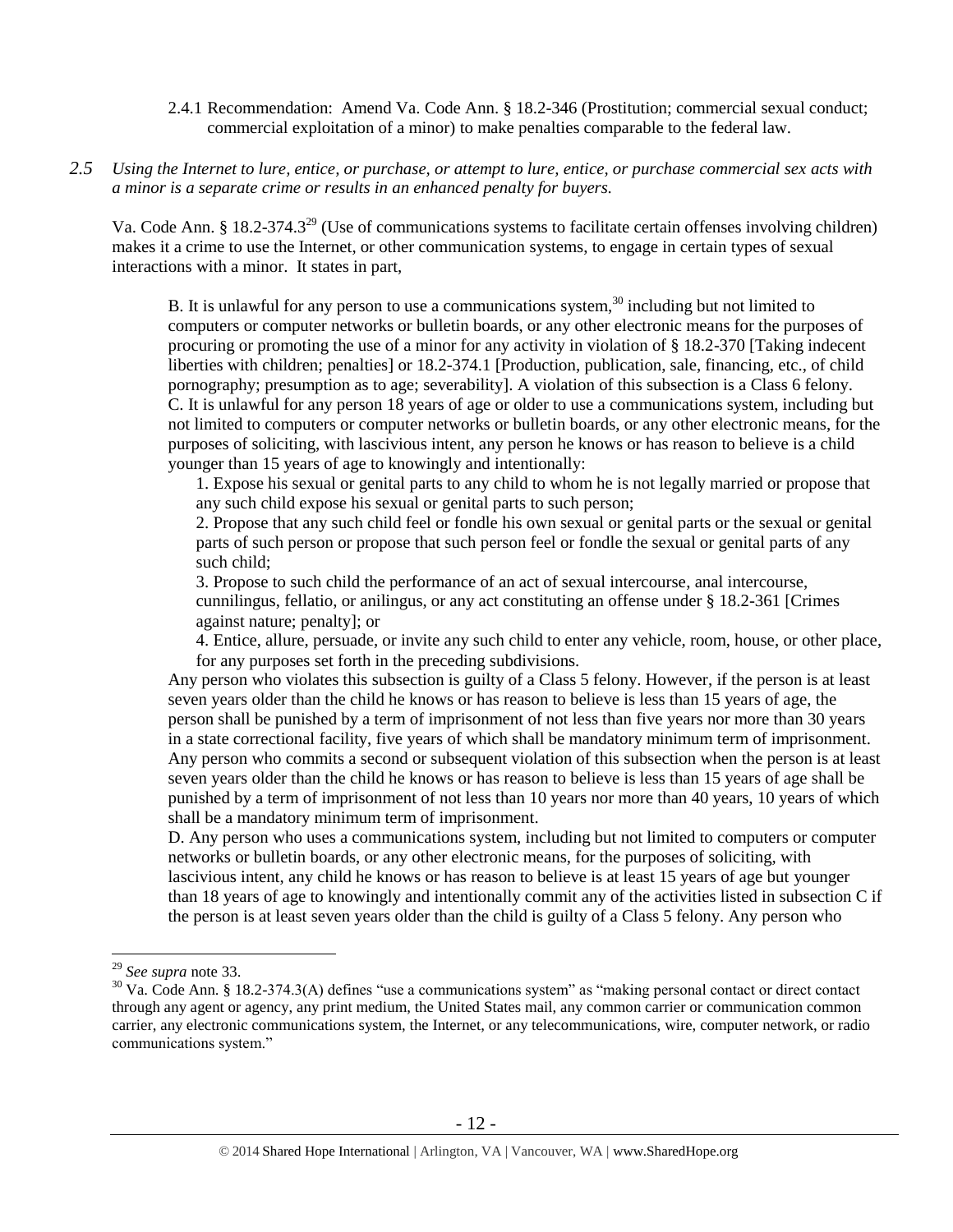2.4.1 Recommendation: Amend Va. Code Ann. § 18.2-346 (Prostitution; commercial sexual conduct; commercial exploitation of a minor) to make penalties comparable to the federal law.

*2.5 Using the Internet to lure, entice, or purchase, or attempt to lure, entice, or purchase commercial sex acts with a minor is a separate crime or results in an enhanced penalty for buyers.*

Va. Code Ann. § 18.2-374.3[29] (Use of communications systems to facilitate certain offenses involving children) makes it a crime to use the Internet, or other communication systems, to engage in certain types of sexual interactions with a minor. It states in part,

> B. It is unlawful for any person to use a communications system,[30] including but not limited to computers or computer networks or bulletin boards, or any other electronic means for the purposes of procuring or promoting the use of a minor for any activity in violation of § 18.2-370 [Taking indecent liberties with children; penalties] or 18.2-374.1 [Production, publication, sale, financing, etc., of child pornography; presumption as to age; severability]. A violation of this subsection is a Class 6 felony.
>
> C. It is unlawful for any person 18 years of age or older to use a communications system, including but not limited to computers or computer networks or bulletin boards, or any other electronic means, for the purposes of soliciting, with lascivious intent, any person he knows or has reason to believe is a child younger than 15 years of age to knowingly and intentionally:
>
> 1. Expose his sexual or genital parts to any child to whom he is not legally married or propose that any such child expose his sexual or genital parts to such person;
> 2. Propose that any such child feel or fondle his own sexual or genital parts or the sexual or genital parts of such person or propose that such person feel or fondle the sexual or genital parts of any such child;
> 3. Propose to such child the performance of an act of sexual intercourse, anal intercourse, cunnilingus, fellatio, or anilingus, or any act constituting an offense under § 18.2-361 [Crimes against nature; penalty]; or
> 4. Entice, allure, persuade, or invite any such child to enter any vehicle, room, house, or other place, for any purposes set forth in the preceding subdivisions.
>
> Any person who violates this subsection is guilty of a Class 5 felony. However, if the person is at least seven years older than the child he knows or has reason to believe is less than 15 years of age, the person shall be punished by a term of imprisonment of not less than five years nor more than 30 years in a state correctional facility, five years of which shall be mandatory minimum term of imprisonment. Any person who commits a second or subsequent violation of this subsection when the person is at least seven years older than the child he knows or has reason to believe is less than 15 years of age shall be punished by a term of imprisonment of not less than 10 years nor more than 40 years, 10 years of which shall be a mandatory minimum term of imprisonment.
>
> D. Any person who uses a communications system, including but not limited to computers or computer networks or bulletin boards, or any other electronic means, for the purposes of soliciting, with lascivious intent, any child he knows or has reason to believe is at least 15 years of age but younger than 18 years of age to knowingly and intentionally commit any of the activities listed in subsection C if the person is at least seven years older than the child is guilty of a Class 5 felony. Any person who

---

[29] *See supra* note 33.

[30] Va. Code Ann. § 18.2-374.3(A) defines "use a communications system" as "making personal contact or direct contact through any agent or agency, any print medium, the United States mail, any common carrier or communication common carrier, any electronic communications system, the Internet, or any telecommunications, wire, computer network, or radio communications system."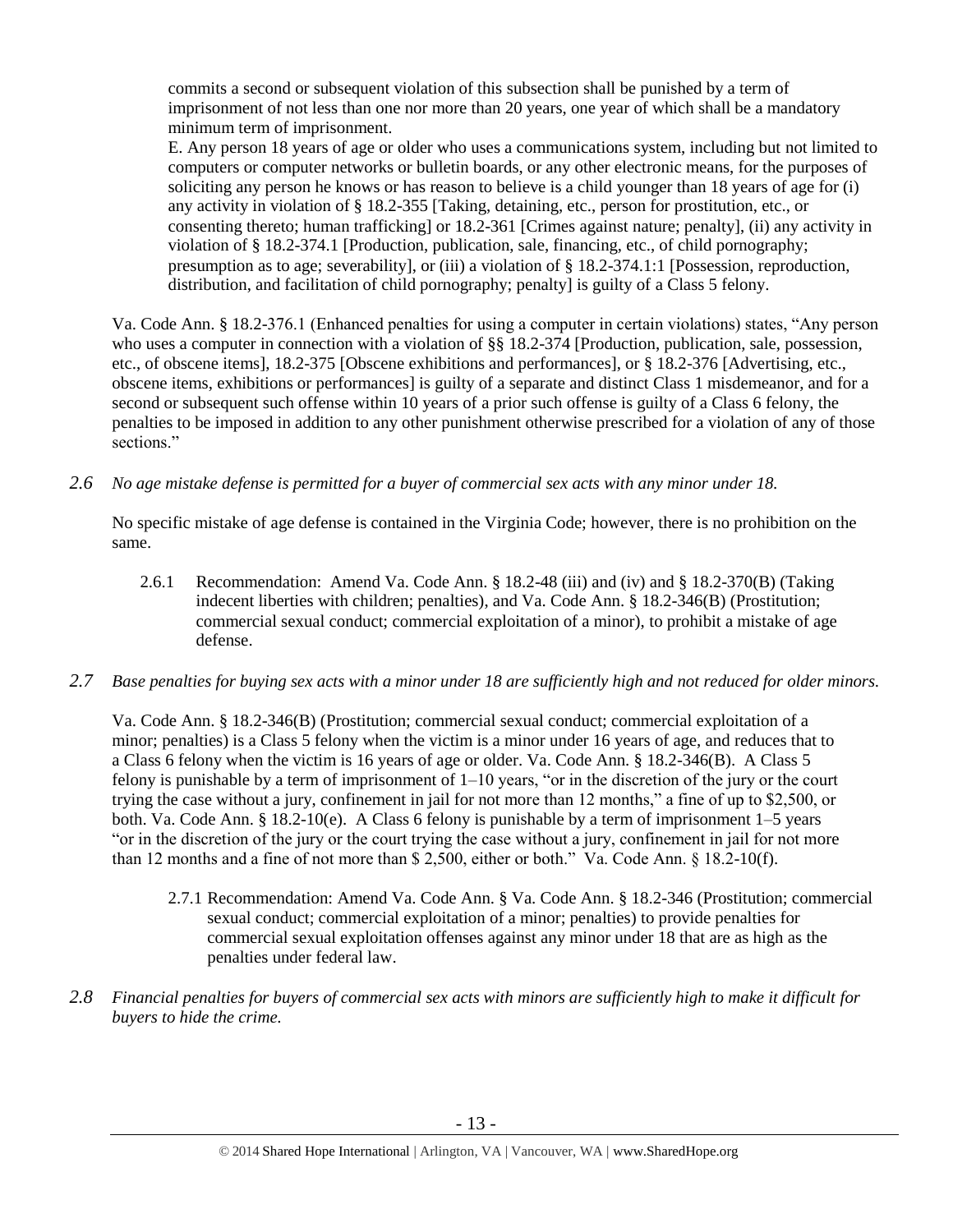commits a second or subsequent violation of this subsection shall be punished by a term of imprisonment of not less than one nor more than 20 years, one year of which shall be a mandatory minimum term of imprisonment.

E. Any person 18 years of age or older who uses a communications system, including but not limited to computers or computer networks or bulletin boards, or any other electronic means, for the purposes of soliciting any person he knows or has reason to believe is a child younger than 18 years of age for (i) any activity in violation of § 18.2-355 [Taking, detaining, etc., person for prostitution, etc., or consenting thereto; human trafficking] or 18.2-361 [Crimes against nature; penalty], (ii) any activity in violation of § 18.2-374.1 [Production, publication, sale, financing, etc., of child pornography; presumption as to age; severability], or (iii) a violation of § 18.2-374.1:1 [Possession, reproduction, distribution, and facilitation of child pornography; penalty] is guilty of a Class 5 felony.

Va. Code Ann. § 18.2-376.1 (Enhanced penalties for using a computer in certain violations) states, "Any person who uses a computer in connection with a violation of §§ 18.2-374 [Production, publication, sale, possession, etc., of obscene items], 18.2-375 [Obscene exhibitions and performances], or § 18.2-376 [Advertising, etc., obscene items, exhibitions or performances] is guilty of a separate and distinct Class 1 misdemeanor, and for a second or subsequent such offense within 10 years of a prior such offense is guilty of a Class 6 felony, the penalties to be imposed in addition to any other punishment otherwise prescribed for a violation of any of those sections."

*2.6 No age mistake defense is permitted for a buyer of commercial sex acts with any minor under 18.*

No specific mistake of age defense is contained in the Virginia Code; however, there is no prohibition on the same.

2.6.1 Recommendation: Amend Va. Code Ann. § 18.2-48 (iii) and (iv) and § 18.2-370(B) (Taking indecent liberties with children; penalties), and Va. Code Ann. § 18.2-346(B) (Prostitution; commercial sexual conduct; commercial exploitation of a minor), to prohibit a mistake of age defense.

*2.7 Base penalties for buying sex acts with a minor under 18 are sufficiently high and not reduced for older minors.*

Va. Code Ann. § 18.2-346(B) (Prostitution; commercial sexual conduct; commercial exploitation of a minor; penalties) is a Class 5 felony when the victim is a minor under 16 years of age, and reduces that to a Class 6 felony when the victim is 16 years of age or older. Va. Code Ann. § 18.2-346(B). A Class 5 felony is punishable by a term of imprisonment of 1–10 years, "or in the discretion of the jury or the court trying the case without a jury, confinement in jail for not more than 12 months," a fine of up to $2,500, or both. Va. Code Ann. § 18.2-10(e). A Class 6 felony is punishable by a term of imprisonment 1–5 years "or in the discretion of the jury or the court trying the case without a jury, confinement in jail for not more than 12 months and a fine of not more than $ 2,500, either or both." Va. Code Ann. § 18.2-10(f).

2.7.1 Recommendation: Amend Va. Code Ann. § Va. Code Ann. § 18.2-346 (Prostitution; commercial sexual conduct; commercial exploitation of a minor; penalties) to provide penalties for commercial sexual exploitation offenses against any minor under 18 that are as high as the penalties under federal law.

*2.8 Financial penalties for buyers of commercial sex acts with minors are sufficiently high to make it difficult for buyers to hide the crime.*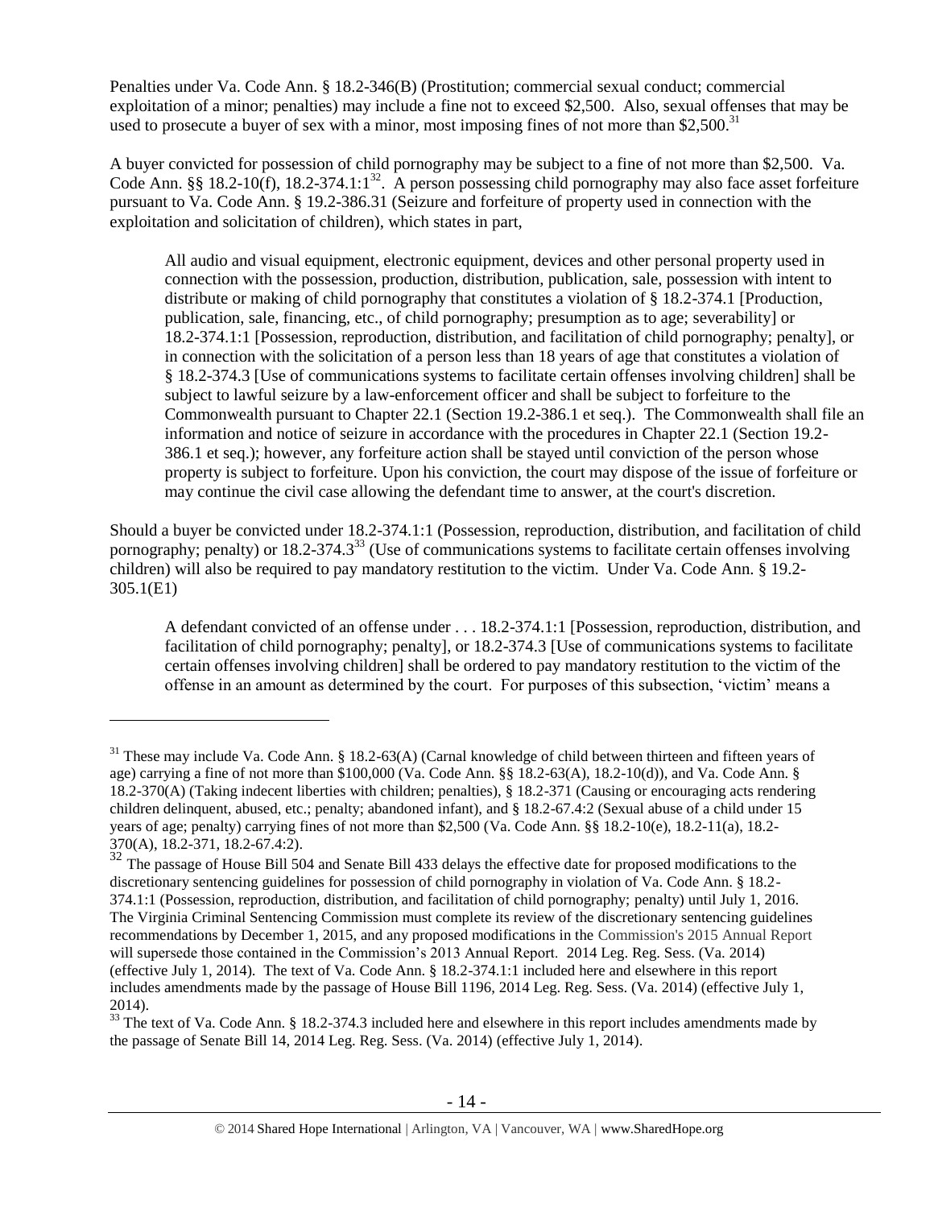Penalties under Va. Code Ann. § 18.2-346(B) (Prostitution; commercial sexual conduct; commercial exploitation of a minor; penalties) may include a fine not to exceed $2,500. Also, sexual offenses that may be used to prosecute a buyer of sex with a minor, most imposing fines of not more than $2,500.[31]

A buyer convicted for possession of child pornography may be subject to a fine of not more than $2,500. Va. Code Ann. §§ 18.2-10(f), 18.2-374.1:1[32]. A person possessing child pornography may also face asset forfeiture pursuant to Va. Code Ann. § 19.2-386.31 (Seizure and forfeiture of property used in connection with the exploitation and solicitation of children), which states in part,

> All audio and visual equipment, electronic equipment, devices and other personal property used in connection with the possession, production, distribution, publication, sale, possession with intent to distribute or making of child pornography that constitutes a violation of § 18.2-374.1 [Production, publication, sale, financing, etc., of child pornography; presumption as to age; severability] or 18.2-374.1:1 [Possession, reproduction, distribution, and facilitation of child pornography; penalty], or in connection with the solicitation of a person less than 18 years of age that constitutes a violation of § 18.2-374.3 [Use of communications systems to facilitate certain offenses involving children] shall be subject to lawful seizure by a law-enforcement officer and shall be subject to forfeiture to the Commonwealth pursuant to Chapter 22.1 (Section 19.2-386.1 et seq.). The Commonwealth shall file an information and notice of seizure in accordance with the procedures in Chapter 22.1 (Section 19.2-386.1 et seq.); however, any forfeiture action shall be stayed until conviction of the person whose property is subject to forfeiture. Upon his conviction, the court may dispose of the issue of forfeiture or may continue the civil case allowing the defendant time to answer, at the court's discretion.

Should a buyer be convicted under 18.2-374.1:1 (Possession, reproduction, distribution, and facilitation of child pornography; penalty) or 18.2-374.3[33] (Use of communications systems to facilitate certain offenses involving children) will also be required to pay mandatory restitution to the victim. Under Va. Code Ann. § 19.2-305.1(E1)

> A defendant convicted of an offense under . . . 18.2-374.1:1 [Possession, reproduction, distribution, and facilitation of child pornography; penalty], or 18.2-374.3 [Use of communications systems to facilitate certain offenses involving children] shall be ordered to pay mandatory restitution to the victim of the offense in an amount as determined by the court. For purposes of this subsection, 'victim' means a

---

[31] These may include Va. Code Ann. § 18.2-63(A) (Carnal knowledge of child between thirteen and fifteen years of age) carrying a fine of not more than $100,000 (Va. Code Ann. §§ 18.2-63(A), 18.2-10(d)), and Va. Code Ann. § 18.2-370(A) (Taking indecent liberties with children; penalties), § 18.2-371 (Causing or encouraging acts rendering children delinquent, abused, etc.; penalty; abandoned infant), and § 18.2-67.4:2 (Sexual abuse of a child under 15 years of age; penalty) carrying fines of not more than $2,500 (Va. Code Ann. §§ 18.2-10(e), 18.2-11(a), 18.2-370(A), 18.2-371, 18.2-67.4:2).

[32] The passage of House Bill 504 and Senate Bill 433 delays the effective date for proposed modifications to the discretionary sentencing guidelines for possession of child pornography in violation of Va. Code Ann. § 18.2-374.1:1 (Possession, reproduction, distribution, and facilitation of child pornography; penalty) until July 1, 2016. The Virginia Criminal Sentencing Commission must complete its review of the discretionary sentencing guidelines recommendations by December 1, 2015, and any proposed modifications in the Commission's 2015 Annual Report will supersede those contained in the Commission's 2013 Annual Report. 2014 Leg. Reg. Sess. (Va. 2014) (effective July 1, 2014). The text of Va. Code Ann. § 18.2-374.1:1 included here and elsewhere in this report includes amendments made by the passage of House Bill 1196, 2014 Leg. Reg. Sess. (Va. 2014) (effective July 1, 2014).

[33] The text of Va. Code Ann. § 18.2-374.3 included here and elsewhere in this report includes amendments made by the passage of Senate Bill 14, 2014 Leg. Reg. Sess. (Va. 2014) (effective July 1, 2014).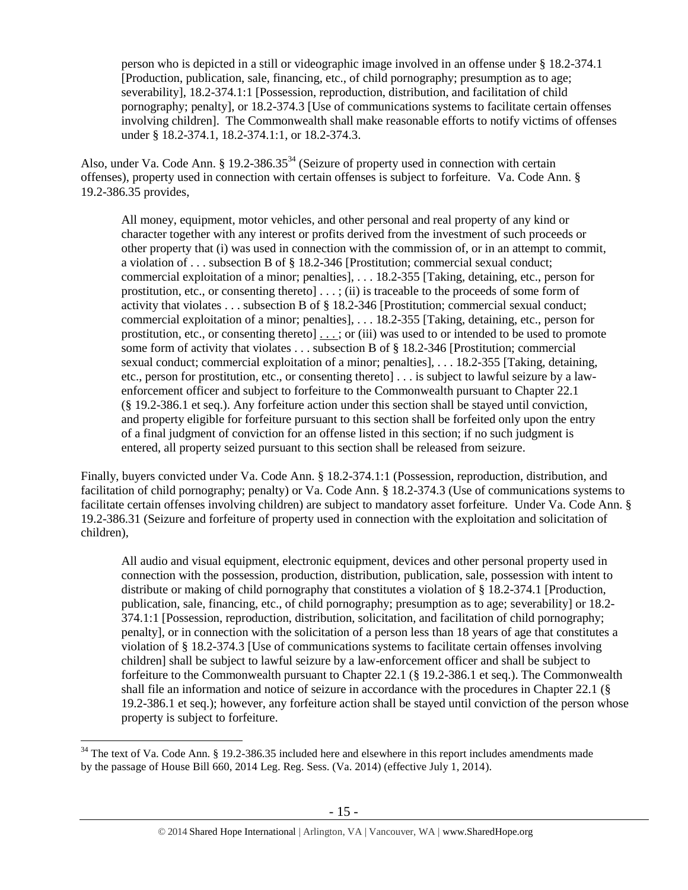> person who is depicted in a still or videographic image involved in an offense under § 18.2-374.1 [Production, publication, sale, financing, etc., of child pornography; presumption as to age; severability], 18.2-374.1:1 [Possession, reproduction, distribution, and facilitation of child pornography; penalty], or 18.2-374.3 [Use of communications systems to facilitate certain offenses involving children]. The Commonwealth shall make reasonable efforts to notify victims of offenses under § 18.2-374.1, 18.2-374.1:1, or 18.2-374.3.

Also, under Va. Code Ann. § 19.2-386.35[34] (Seizure of property used in connection with certain offenses), property used in connection with certain offenses is subject to forfeiture. Va. Code Ann. § 19.2-386.35 provides,

> All money, equipment, motor vehicles, and other personal and real property of any kind or character together with any interest or profits derived from the investment of such proceeds or other property that (i) was used in connection with the commission of, or in an attempt to commit, a violation of . . . subsection B of § 18.2-346 [Prostitution; commercial sexual conduct; commercial exploitation of a minor; penalties], . . . 18.2-355 [Taking, detaining, etc., person for prostitution, etc., or consenting thereto] . . . ; (ii) is traceable to the proceeds of some form of activity that violates . . . subsection B of § 18.2-346 [Prostitution; commercial sexual conduct; commercial exploitation of a minor; penalties], . . . 18.2-355 [Taking, detaining, etc., person for prostitution, etc., or consenting thereto] . . . ; or (iii) was used to or intended to be used to promote some form of activity that violates . . . subsection B of § 18.2-346 [Prostitution; commercial sexual conduct; commercial exploitation of a minor; penalties], . . . 18.2-355 [Taking, detaining, etc., person for prostitution, etc., or consenting thereto] . . . is subject to lawful seizure by a law-enforcement officer and subject to forfeiture to the Commonwealth pursuant to Chapter 22.1 (§ 19.2-386.1 et seq.). Any forfeiture action under this section shall be stayed until conviction, and property eligible for forfeiture pursuant to this section shall be forfeited only upon the entry of a final judgment of conviction for an offense listed in this section; if no such judgment is entered, all property seized pursuant to this section shall be released from seizure.

Finally, buyers convicted under Va. Code Ann. § 18.2-374.1:1 (Possession, reproduction, distribution, and facilitation of child pornography; penalty) or Va. Code Ann. § 18.2-374.3 (Use of communications systems to facilitate certain offenses involving children) are subject to mandatory asset forfeiture. Under Va. Code Ann. § 19.2-386.31 (Seizure and forfeiture of property used in connection with the exploitation and solicitation of children),

> All audio and visual equipment, electronic equipment, devices and other personal property used in connection with the possession, production, distribution, publication, sale, possession with intent to distribute or making of child pornography that constitutes a violation of § 18.2-374.1 [Production, publication, sale, financing, etc., of child pornography; presumption as to age; severability] or 18.2-374.1:1 [Possession, reproduction, distribution, solicitation, and facilitation of child pornography; penalty], or in connection with the solicitation of a person less than 18 years of age that constitutes a violation of § 18.2-374.3 [Use of communications systems to facilitate certain offenses involving children] shall be subject to lawful seizure by a law-enforcement officer and shall be subject to forfeiture to the Commonwealth pursuant to Chapter 22.1 (§ 19.2-386.1 et seq.). The Commonwealth shall file an information and notice of seizure in accordance with the procedures in Chapter 22.1 (§ 19.2-386.1 et seq.); however, any forfeiture action shall be stayed until conviction of the person whose property is subject to forfeiture.

---

[34] The text of Va. Code Ann. § 19.2-386.35 included here and elsewhere in this report includes amendments made by the passage of House Bill 660, 2014 Leg. Reg. Sess. (Va. 2014) (effective July 1, 2014).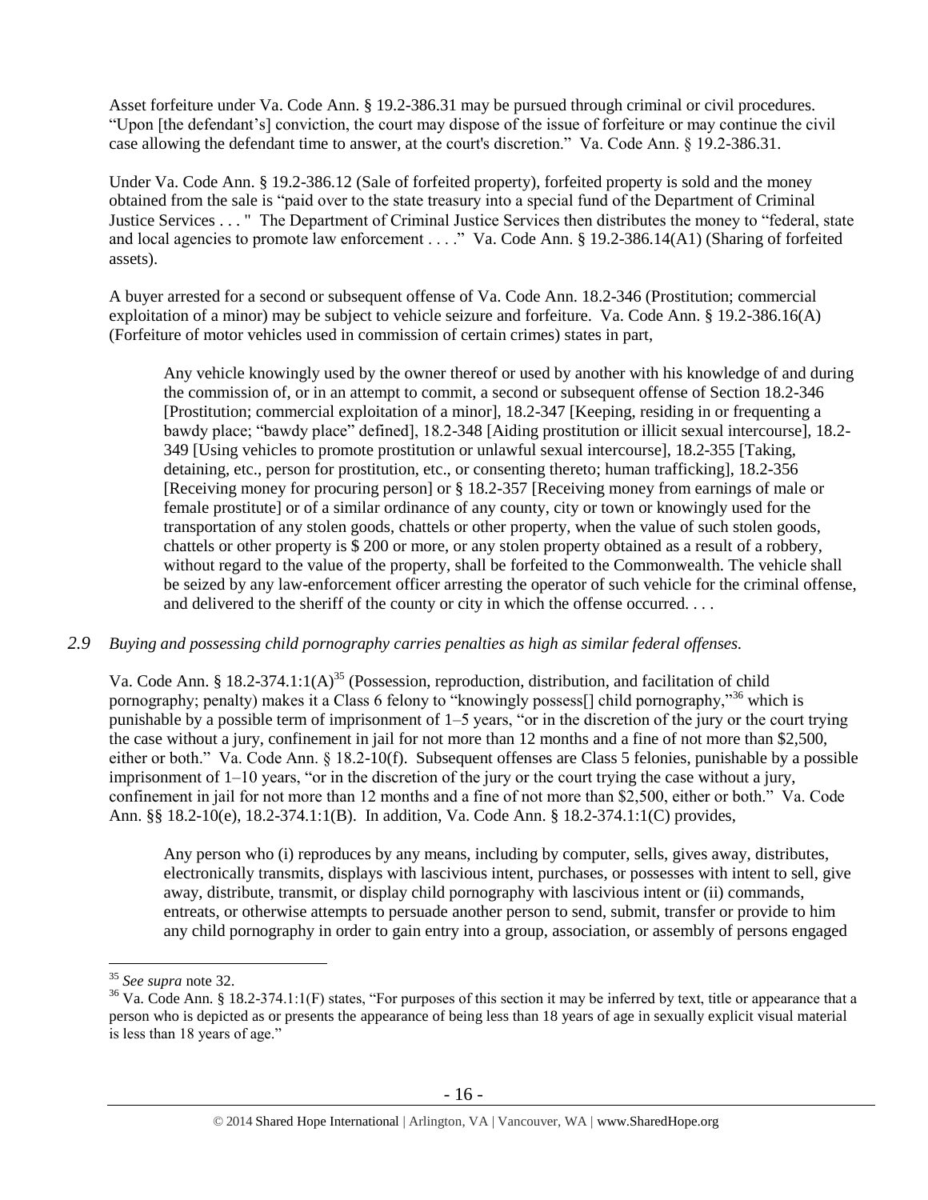Asset forfeiture under Va. Code Ann. § 19.2-386.31 may be pursued through criminal or civil procedures. "Upon [the defendant's] conviction, the court may dispose of the issue of forfeiture or may continue the civil case allowing the defendant time to answer, at the court's discretion." Va. Code Ann. § 19.2-386.31.

Under Va. Code Ann. § 19.2-386.12 (Sale of forfeited property), forfeited property is sold and the money obtained from the sale is "paid over to the state treasury into a special fund of the Department of Criminal Justice Services . . . " The Department of Criminal Justice Services then distributes the money to "federal, state and local agencies to promote law enforcement . . . ." Va. Code Ann. § 19.2-386.14(A1) (Sharing of forfeited assets).

A buyer arrested for a second or subsequent offense of Va. Code Ann. 18.2-346 (Prostitution; commercial exploitation of a minor) may be subject to vehicle seizure and forfeiture. Va. Code Ann. § 19.2-386.16(A) (Forfeiture of motor vehicles used in commission of certain crimes) states in part,

> Any vehicle knowingly used by the owner thereof or used by another with his knowledge of and during the commission of, or in an attempt to commit, a second or subsequent offense of Section 18.2-346 [Prostitution; commercial exploitation of a minor], 18.2-347 [Keeping, residing in or frequenting a bawdy place; "bawdy place" defined], 18.2-348 [Aiding prostitution or illicit sexual intercourse], 18.2-349 [Using vehicles to promote prostitution or unlawful sexual intercourse], 18.2-355 [Taking, detaining, etc., person for prostitution, etc., or consenting thereto; human trafficking], 18.2-356 [Receiving money for procuring person] or § 18.2-357 [Receiving money from earnings of male or female prostitute] or of a similar ordinance of any county, city or town or knowingly used for the transportation of any stolen goods, chattels or other property, when the value of such stolen goods, chattels or other property is $ 200 or more, or any stolen property obtained as a result of a robbery, without regard to the value of the property, shall be forfeited to the Commonwealth. The vehicle shall be seized by any law-enforcement officer arresting the operator of such vehicle for the criminal offense, and delivered to the sheriff of the county or city in which the offense occurred. . . .

### 2.9 *Buying and possessing child pornography carries penalties as high as similar federal offenses.*

Va. Code Ann. § 18.2-374.1:1(A)[35] (Possession, reproduction, distribution, and facilitation of child pornography; penalty) makes it a Class 6 felony to "knowingly possess[] child pornography,"[36] which is punishable by a possible term of imprisonment of 1–5 years, "or in the discretion of the jury or the court trying the case without a jury, confinement in jail for not more than 12 months and a fine of not more than $2,500, either or both." Va. Code Ann. § 18.2-10(f). Subsequent offenses are Class 5 felonies, punishable by a possible imprisonment of 1–10 years, "or in the discretion of the jury or the court trying the case without a jury, confinement in jail for not more than 12 months and a fine of not more than $2,500, either or both." Va. Code Ann. §§ 18.2-10(e), 18.2-374.1:1(B). In addition, Va. Code Ann. § 18.2-374.1:1(C) provides,

> Any person who (i) reproduces by any means, including by computer, sells, gives away, distributes, electronically transmits, displays with lascivious intent, purchases, or possesses with intent to sell, give away, distribute, transmit, or display child pornography with lascivious intent or (ii) commands, entreats, or otherwise attempts to persuade another person to send, submit, transfer or provide to him any child pornography in order to gain entry into a group, association, or assembly of persons engaged

---

[35] *See supra* note 32.

[36] Va. Code Ann. § 18.2-374.1:1(F) states, "For purposes of this section it may be inferred by text, title or appearance that a person who is depicted as or presents the appearance of being less than 18 years of age in sexually explicit visual material is less than 18 years of age."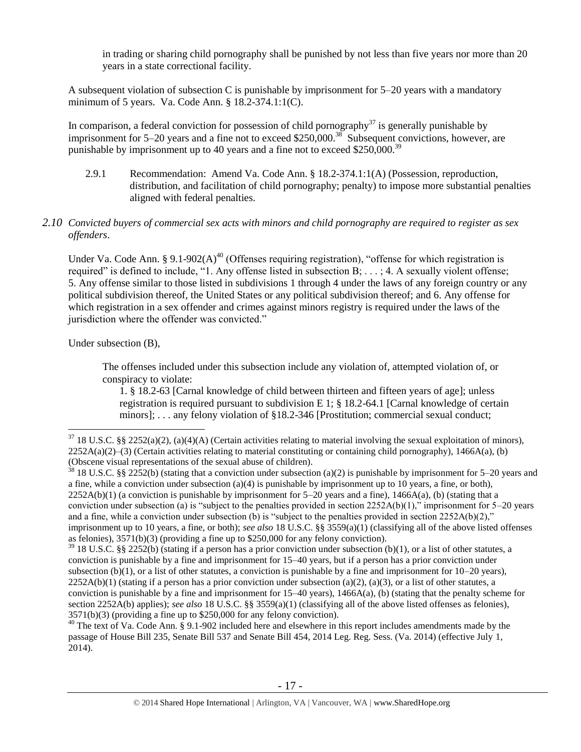in trading or sharing child pornography shall be punished by not less than five years nor more than 20 years in a state correctional facility.

A subsequent violation of subsection C is punishable by imprisonment for 5–20 years with a mandatory minimum of 5 years. Va. Code Ann. § 18.2-374.1:1(C).

In comparison, a federal conviction for possession of child pornography[37] is generally punishable by imprisonment for 5–20 years and a fine not to exceed $250,000.[38] Subsequent convictions, however, are punishable by imprisonment up to 40 years and a fine not to exceed $250,000.[39]

2.9.1 Recommendation: Amend Va. Code Ann. § 18.2-374.1:1(A) (Possession, reproduction, distribution, and facilitation of child pornography; penalty) to impose more substantial penalties aligned with federal penalties.

*2.10 Convicted buyers of commercial sex acts with minors and child pornography are required to register as sex offenders.*

Under Va. Code Ann. § 9.1-902(A)[40] (Offenses requiring registration), "offense for which registration is required" is defined to include, "1. Any offense listed in subsection B; . . . ; 4. A sexually violent offense; 5. Any offense similar to those listed in subdivisions 1 through 4 under the laws of any foreign country or any political subdivision thereof, the United States or any political subdivision thereof; and 6. Any offense for which registration in a sex offender and crimes against minors registry is required under the laws of the jurisdiction where the offender was convicted."

Under subsection (B),

> The offenses included under this subsection include any violation of, attempted violation of, or conspiracy to violate:
>
> 1. § 18.2-63 [Carnal knowledge of child between thirteen and fifteen years of age]; unless registration is required pursuant to subdivision E 1; § 18.2-64.1 [Carnal knowledge of certain minors]; . . . any felony violation of §18.2-346 [Prostitution; commercial sexual conduct;

---

[37] 18 U.S.C. §§ 2252(a)(2), (a)(4)(A) (Certain activities relating to material involving the sexual exploitation of minors), 2252A(a)(2)–(3) (Certain activities relating to material constituting or containing child pornography), 1466A(a), (b) (Obscene visual representations of the sexual abuse of children).

[38] 18 U.S.C. §§ 2252(b) (stating that a conviction under subsection (a)(2) is punishable by imprisonment for 5–20 years and a fine, while a conviction under subsection (a)(4) is punishable by imprisonment up to 10 years, a fine, or both), 2252A(b)(1) (a conviction is punishable by imprisonment for 5–20 years and a fine), 1466A(a), (b) (stating that a conviction under subsection (a) is "subject to the penalties provided in section 2252A(b)(1)," imprisonment for 5–20 years and a fine, while a conviction under subsection (b) is "subject to the penalties provided in section 2252A(b)(2)," imprisonment up to 10 years, a fine, or both); *see also* 18 U.S.C. §§ 3559(a)(1) (classifying all of the above listed offenses as felonies), 3571(b)(3) (providing a fine up to $250,000 for any felony conviction).

[39] 18 U.S.C. §§ 2252(b) (stating if a person has a prior conviction under subsection (b)(1), or a list of other statutes, a conviction is punishable by a fine and imprisonment for 15–40 years, but if a person has a prior conviction under subsection (b)(1), or a list of other statutes, a conviction is punishable by a fine and imprisonment for 10–20 years), 2252A(b)(1) (stating if a person has a prior conviction under subsection (a)(2), (a)(3), or a list of other statutes, a conviction is punishable by a fine and imprisonment for 15–40 years), 1466A(a), (b) (stating that the penalty scheme for section 2252A(b) applies); *see also* 18 U.S.C. §§ 3559(a)(1) (classifying all of the above listed offenses as felonies), 3571(b)(3) (providing a fine up to $250,000 for any felony conviction).

[40] The text of Va. Code Ann. § 9.1-902 included here and elsewhere in this report includes amendments made by the passage of House Bill 235, Senate Bill 537 and Senate Bill 454, 2014 Leg. Reg. Sess. (Va. 2014) (effective July 1, 2014).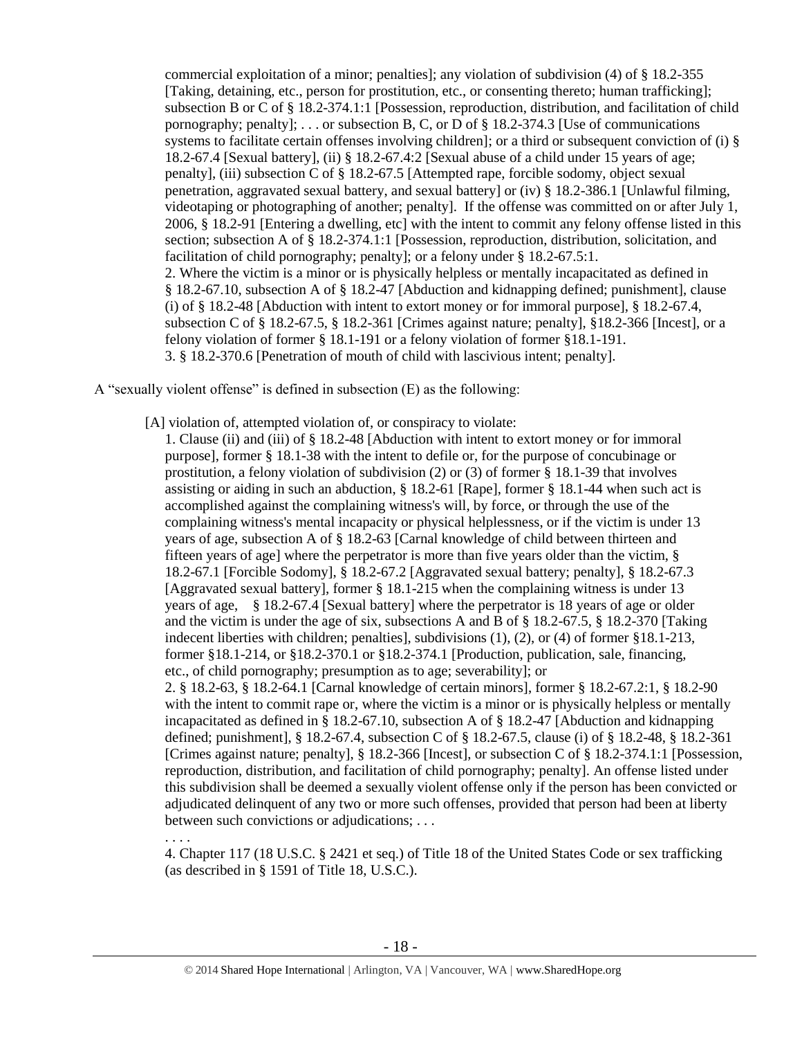commercial exploitation of a minor; penalties]; any violation of subdivision (4) of § 18.2-355 [Taking, detaining, etc., person for prostitution, etc., or consenting thereto; human trafficking]; subsection B or C of § 18.2-374.1:1 [Possession, reproduction, distribution, and facilitation of child pornography; penalty]; . . . or subsection B, C, or D of § 18.2-374.3 [Use of communications systems to facilitate certain offenses involving children]; or a third or subsequent conviction of (i) § 18.2-67.4 [Sexual battery], (ii) § 18.2-67.4:2 [Sexual abuse of a child under 15 years of age; penalty], (iii) subsection C of § 18.2-67.5 [Attempted rape, forcible sodomy, object sexual penetration, aggravated sexual battery, and sexual battery] or (iv) § 18.2-386.1 [Unlawful filming, videotaping or photographing of another; penalty]. If the offense was committed on or after July 1, 2006, § 18.2-91 [Entering a dwelling, etc] with the intent to commit any felony offense listed in this section; subsection A of § 18.2-374.1:1 [Possession, reproduction, distribution, solicitation, and facilitation of child pornography; penalty]; or a felony under § 18.2-67.5:1.

2. Where the victim is a minor or is physically helpless or mentally incapacitated as defined in § 18.2-67.10, subsection A of § 18.2-47 [Abduction and kidnapping defined; punishment], clause (i) of § 18.2-48 [Abduction with intent to extort money or for immoral purpose], § 18.2-67.4, subsection C of § 18.2-67.5, § 18.2-361 [Crimes against nature; penalty], §18.2-366 [Incest], or a felony violation of former § 18.1-191 or a felony violation of former §18.1-191.

3. § 18.2-370.6 [Penetration of mouth of child with lascivious intent; penalty].

A "sexually violent offense" is defined in subsection (E) as the following:

> [A] violation of, attempted violation of, or conspiracy to violate:
>
> 1. Clause (ii) and (iii) of § 18.2-48 [Abduction with intent to extort money or for immoral purpose], former § 18.1-38 with the intent to defile or, for the purpose of concubinage or prostitution, a felony violation of subdivision (2) or (3) of former § 18.1-39 that involves assisting or aiding in such an abduction, § 18.2-61 [Rape], former § 18.1-44 when such act is accomplished against the complaining witness's will, by force, or through the use of the complaining witness's mental incapacity or physical helplessness, or if the victim is under 13 years of age, subsection A of § 18.2-63 [Carnal knowledge of child between thirteen and fifteen years of age] where the perpetrator is more than five years older than the victim, § 18.2-67.1 [Forcible Sodomy], § 18.2-67.2 [Aggravated sexual battery; penalty], § 18.2-67.3 [Aggravated sexual battery], former § 18.1-215 when the complaining witness is under 13 years of age, § 18.2-67.4 [Sexual battery] where the perpetrator is 18 years of age or older and the victim is under the age of six, subsections A and B of § 18.2-67.5, § 18.2-370 [Taking indecent liberties with children; penalties], subdivisions (1), (2), or (4) of former §18.1-213, former §18.1-214, or §18.2-370.1 or §18.2-374.1 [Production, publication, sale, financing, etc., of child pornography; presumption as to age; severability]; or
>
> 2. § 18.2-63, § 18.2-64.1 [Carnal knowledge of certain minors], former § 18.2-67.2:1, § 18.2-90 with the intent to commit rape or, where the victim is a minor or is physically helpless or mentally incapacitated as defined in § 18.2-67.10, subsection A of § 18.2-47 [Abduction and kidnapping defined; punishment], § 18.2-67.4, subsection C of § 18.2-67.5, clause (i) of § 18.2-48, § 18.2-361 [Crimes against nature; penalty], § 18.2-366 [Incest], or subsection C of § 18.2-374.1:1 [Possession, reproduction, distribution, and facilitation of child pornography; penalty]. An offense listed under this subdivision shall be deemed a sexually violent offense only if the person has been convicted or adjudicated delinquent of any two or more such offenses, provided that person had been at liberty between such convictions or adjudications; . . .
>
> . . . .
>
> 4. Chapter 117 (18 U.S.C. § 2421 et seq.) of Title 18 of the United States Code or sex trafficking (as described in § 1591 of Title 18, U.S.C.).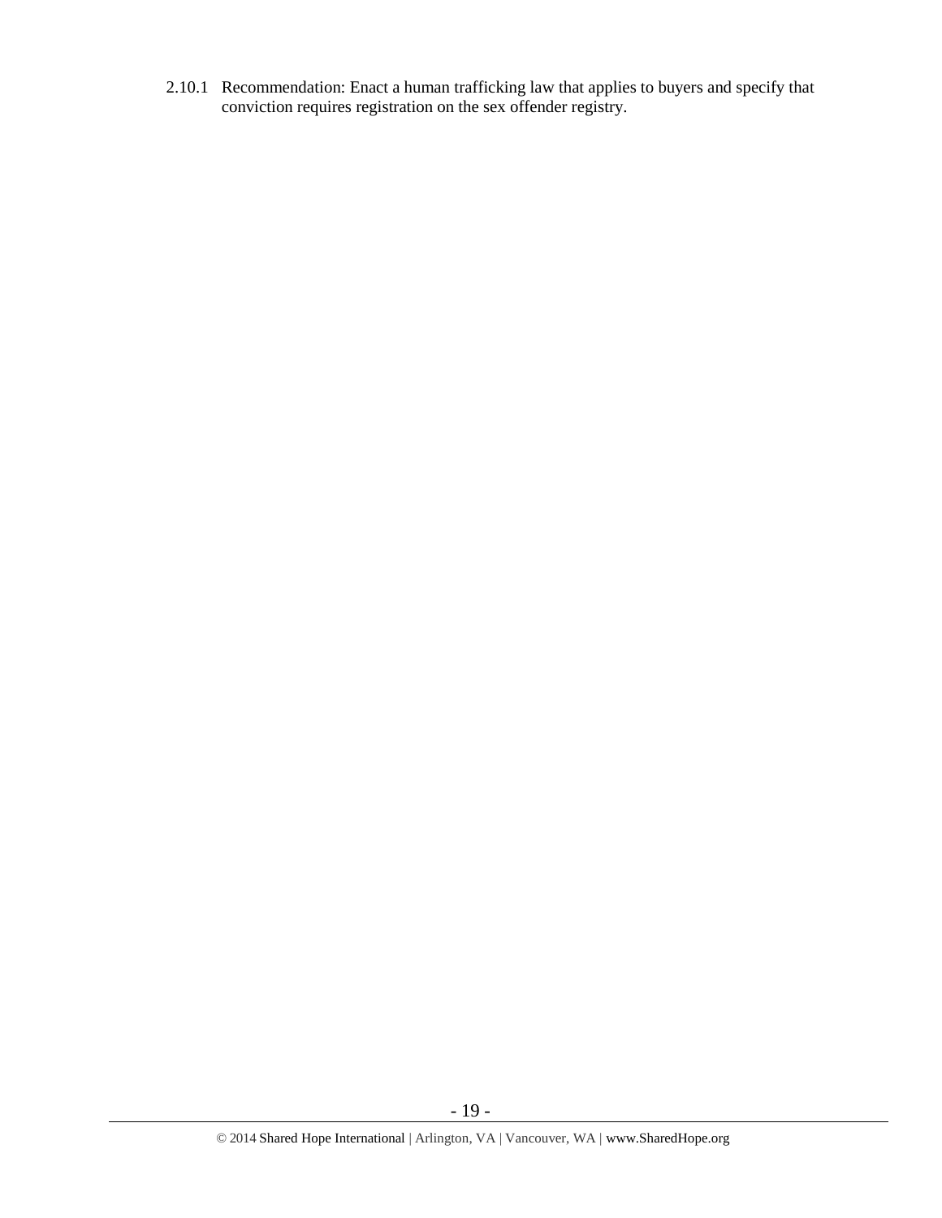2.10.1 Recommendation: Enact a human trafficking law that applies to buyers and specify that conviction requires registration on the sex offender registry.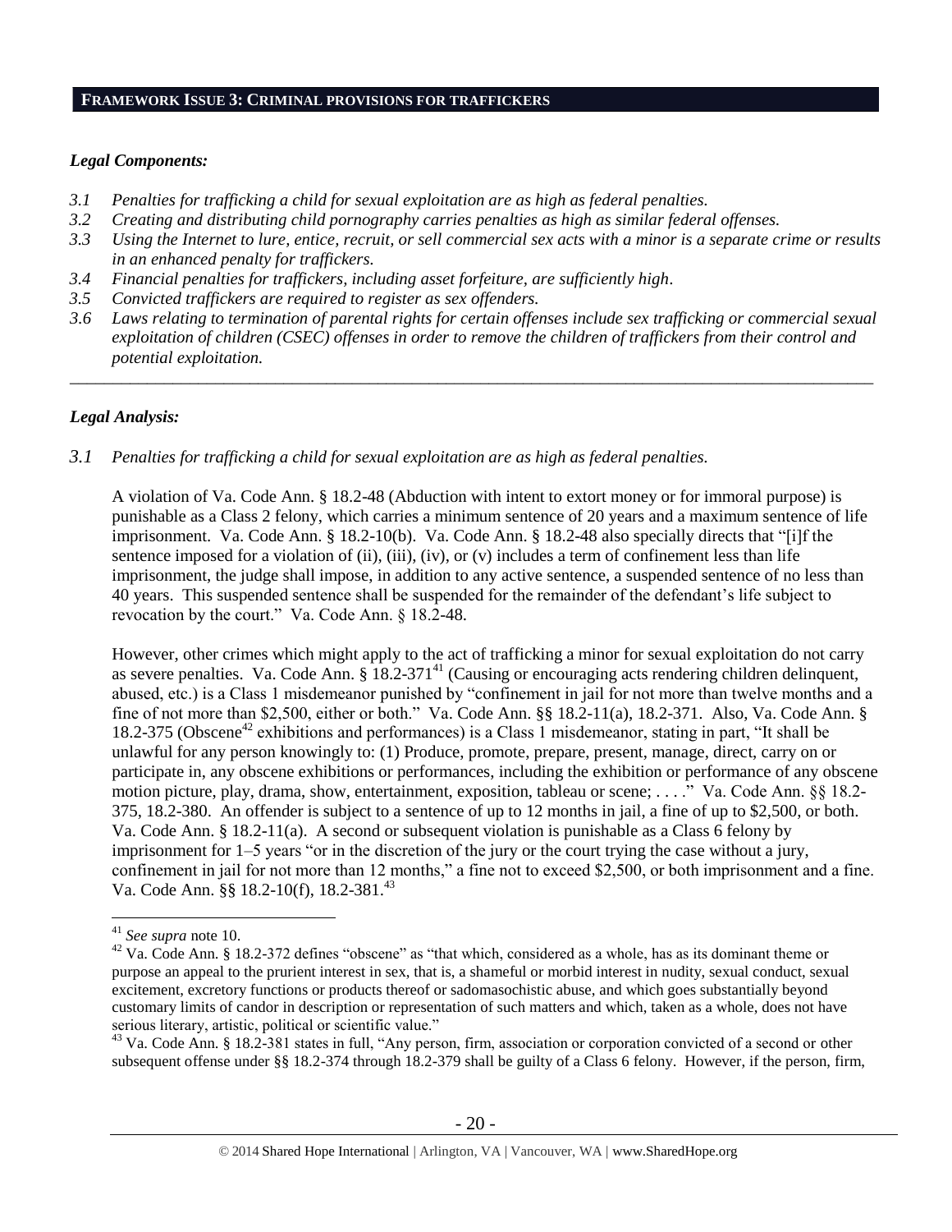## FRAMEWORK ISSUE 3: CRIMINAL PROVISIONS FOR TRAFFICKERS

### *Legal Components:*

*3.1 Penalties for trafficking a child for sexual exploitation are as high as federal penalties.*

*3.2 Creating and distributing child pornography carries penalties as high as similar federal offenses.*

*3.3 Using the Internet to lure, entice, recruit, or sell commercial sex acts with a minor is a separate crime or results in an enhanced penalty for traffickers.*

*3.4 Financial penalties for traffickers, including asset forfeiture, are sufficiently high.*

*3.5 Convicted traffickers are required to register as sex offenders.*

*3.6 Laws relating to termination of parental rights for certain offenses include sex trafficking or commercial sexual exploitation of children (CSEC) offenses in order to remove the children of traffickers from their control and potential exploitation.*

---

### *Legal Analysis:*

*3.1 Penalties for trafficking a child for sexual exploitation are as high as federal penalties.*

A violation of Va. Code Ann. § 18.2-48 (Abduction with intent to extort money or for immoral purpose) is punishable as a Class 2 felony, which carries a minimum sentence of 20 years and a maximum sentence of life imprisonment. Va. Code Ann. § 18.2-10(b). Va. Code Ann. § 18.2-48 also specially directs that "[i]f the sentence imposed for a violation of (ii), (iii), (iv), or (v) includes a term of confinement less than life imprisonment, the judge shall impose, in addition to any active sentence, a suspended sentence of no less than 40 years. This suspended sentence shall be suspended for the remainder of the defendant's life subject to revocation by the court." Va. Code Ann. § 18.2-48.

However, other crimes which might apply to the act of trafficking a minor for sexual exploitation do not carry as severe penalties. Va. Code Ann. § 18.2-371[41] (Causing or encouraging acts rendering children delinquent, abused, etc.) is a Class 1 misdemeanor punished by "confinement in jail for not more than twelve months and a fine of not more than $2,500, either or both." Va. Code Ann. §§ 18.2-11(a), 18.2-371. Also, Va. Code Ann. § 18.2-375 (Obscene[42] exhibitions and performances) is a Class 1 misdemeanor, stating in part, "It shall be unlawful for any person knowingly to: (1) Produce, promote, prepare, present, manage, direct, carry on or participate in, any obscene exhibitions or performances, including the exhibition or performance of any obscene motion picture, play, drama, show, entertainment, exposition, tableau or scene; . . . ." Va. Code Ann. §§ 18.2-375, 18.2-380. An offender is subject to a sentence of up to 12 months in jail, a fine of up to $2,500, or both. Va. Code Ann. § 18.2-11(a). A second or subsequent violation is punishable as a Class 6 felony by imprisonment for 1–5 years "or in the discretion of the jury or the court trying the case without a jury, confinement in jail for not more than 12 months," a fine not to exceed $2,500, or both imprisonment and a fine. Va. Code Ann. §§ 18.2-10(f), 18.2-381.[43]

---

[41] *See supra* note 10.

[42] Va. Code Ann. § 18.2-372 defines "obscene" as "that which, considered as a whole, has as its dominant theme or purpose an appeal to the prurient interest in sex, that is, a shameful or morbid interest in nudity, sexual conduct, sexual excitement, excretory functions or products thereof or sadomasochistic abuse, and which goes substantially beyond customary limits of candor in description or representation of such matters and which, taken as a whole, does not have serious literary, artistic, political or scientific value."

[43] Va. Code Ann. § 18.2-381 states in full, "Any person, firm, association or corporation convicted of a second or other subsequent offense under §§ 18.2-374 through 18.2-379 shall be guilty of a Class 6 felony. However, if the person, firm,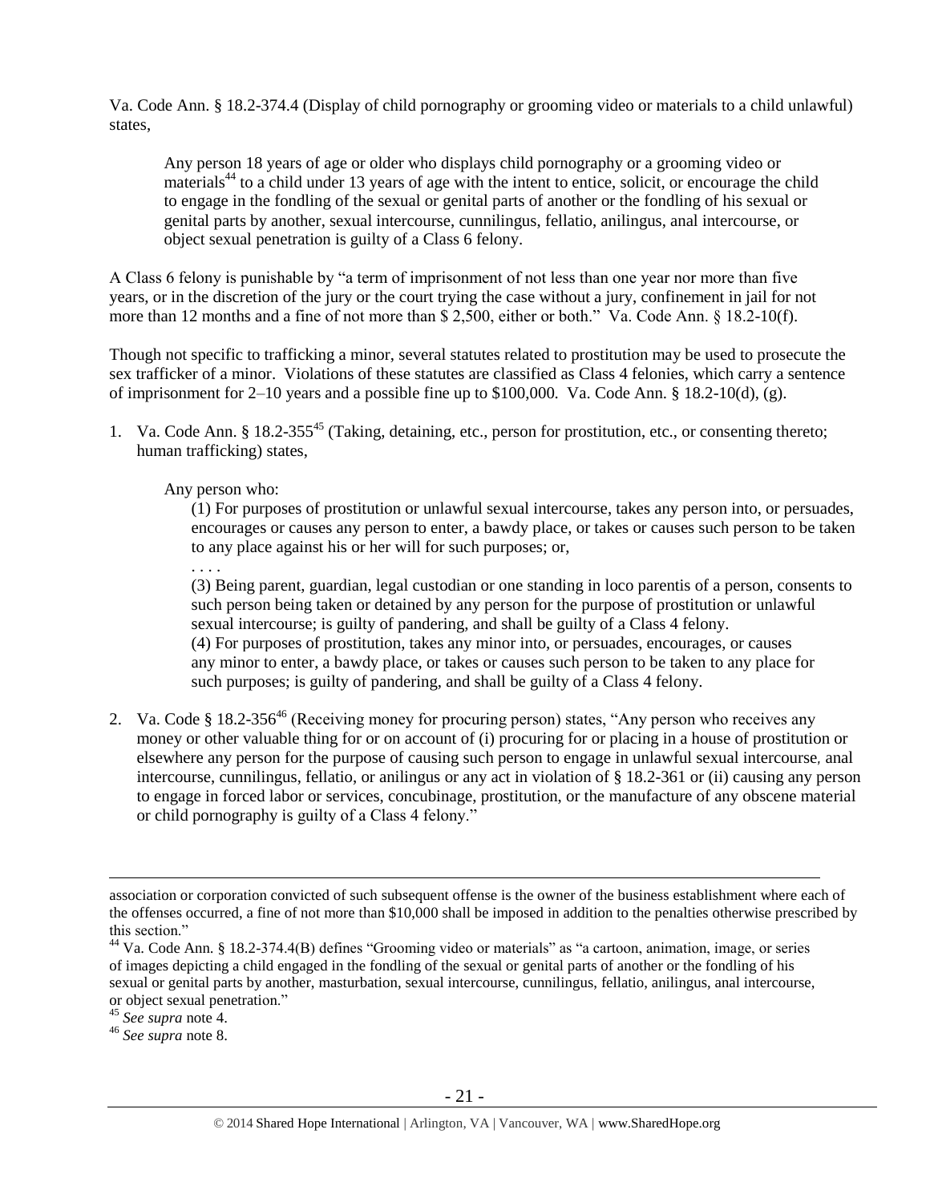Va. Code Ann. § 18.2-374.4 (Display of child pornography or grooming video or materials to a child unlawful) states,

> Any person 18 years of age or older who displays child pornography or a grooming video or materials[44] to a child under 13 years of age with the intent to entice, solicit, or encourage the child to engage in the fondling of the sexual or genital parts of another or the fondling of his sexual or genital parts by another, sexual intercourse, cunnilingus, fellatio, anilingus, anal intercourse, or object sexual penetration is guilty of a Class 6 felony.

A Class 6 felony is punishable by "a term of imprisonment of not less than one year nor more than five years, or in the discretion of the jury or the court trying the case without a jury, confinement in jail for not more than 12 months and a fine of not more than $ 2,500, either or both." Va. Code Ann. § 18.2-10(f).

Though not specific to trafficking a minor, several statutes related to prostitution may be used to prosecute the sex trafficker of a minor. Violations of these statutes are classified as Class 4 felonies, which carry a sentence of imprisonment for 2–10 years and a possible fine up to $100,000. Va. Code Ann. § 18.2-10(d), (g).

1. Va. Code Ann. § 18.2-355[45] (Taking, detaining, etc., person for prostitution, etc., or consenting thereto; human trafficking) states,

   Any person who:

   > (1) For purposes of prostitution or unlawful sexual intercourse, takes any person into, or persuades, encourages or causes any person to enter, a bawdy place, or takes or causes such person to be taken to any place against his or her will for such purposes; or,
   >
   > . . . .
   >
   > (3) Being parent, guardian, legal custodian or one standing in loco parentis of a person, consents to such person being taken or detained by any person for the purpose of prostitution or unlawful sexual intercourse; is guilty of pandering, and shall be guilty of a Class 4 felony.
   >
   > (4) For purposes of prostitution, takes any minor into, or persuades, encourages, or causes any minor to enter, a bawdy place, or takes or causes such person to be taken to any place for such purposes; is guilty of pandering, and shall be guilty of a Class 4 felony.

2. Va. Code § 18.2-356[46] (Receiving money for procuring person) states, "Any person who receives any money or other valuable thing for or on account of (i) procuring for or placing in a house of prostitution or elsewhere any person for the purpose of causing such person to engage in unlawful sexual intercourse, anal intercourse, cunnilingus, fellatio, or anilingus or any act in violation of § 18.2-361 or (ii) causing any person to engage in forced labor or services, concubinage, prostitution, or the manufacture of any obscene material or child pornography is guilty of a Class 4 felony."

---

association or corporation convicted of such subsequent offense is the owner of the business establishment where each of the offenses occurred, a fine of not more than $10,000 shall be imposed in addition to the penalties otherwise prescribed by this section."

[44] Va. Code Ann. § 18.2-374.4(B) defines "Grooming video or materials" as "a cartoon, animation, image, or series of images depicting a child engaged in the fondling of the sexual or genital parts of another or the fondling of his sexual or genital parts by another, masturbation, sexual intercourse, cunnilingus, fellatio, anilingus, anal intercourse, or object sexual penetration."

[45] *See supra* note 4.

[46] *See supra* note 8.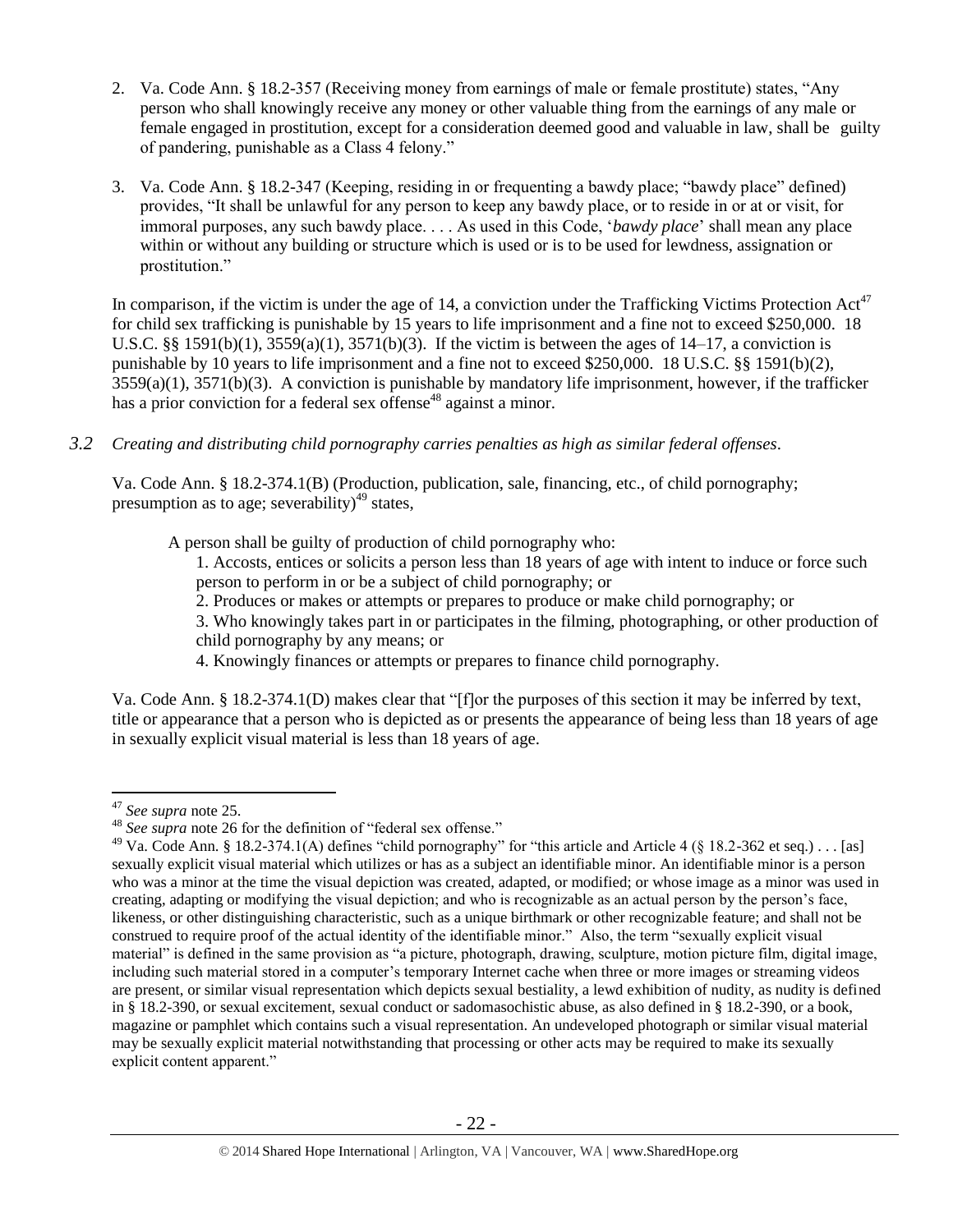2. Va. Code Ann. § 18.2-357 (Receiving money from earnings of male or female prostitute) states, "Any person who shall knowingly receive any money or other valuable thing from the earnings of any male or female engaged in prostitution, except for a consideration deemed good and valuable in law, shall be guilty of pandering, punishable as a Class 4 felony."

3. Va. Code Ann. § 18.2-347 (Keeping, residing in or frequenting a bawdy place; "bawdy place" defined) provides, "It shall be unlawful for any person to keep any bawdy place, or to reside in or at or visit, for immoral purposes, any such bawdy place. . . . As used in this Code, '*bawdy place*' shall mean any place within or without any building or structure which is used or is to be used for lewdness, assignation or prostitution."

In comparison, if the victim is under the age of 14, a conviction under the Trafficking Victims Protection Act[47] for child sex trafficking is punishable by 15 years to life imprisonment and a fine not to exceed $250,000. 18 U.S.C. §§ 1591(b)(1), 3559(a)(1), 3571(b)(3). If the victim is between the ages of 14–17, a conviction is punishable by 10 years to life imprisonment and a fine not to exceed $250,000. 18 U.S.C. §§ 1591(b)(2), 3559(a)(1), 3571(b)(3). A conviction is punishable by mandatory life imprisonment, however, if the trafficker has a prior conviction for a federal sex offense[48] against a minor.

*3.2 Creating and distributing child pornography carries penalties as high as similar federal offenses.*

Va. Code Ann. § 18.2-374.1(B) (Production, publication, sale, financing, etc., of child pornography; presumption as to age; severability)[49] states,

> A person shall be guilty of production of child pornography who:
>
> 1. Accosts, entices or solicits a person less than 18 years of age with intent to induce or force such person to perform in or be a subject of child pornography; or
> 2. Produces or makes or attempts or prepares to produce or make child pornography; or
> 3. Who knowingly takes part in or participates in the filming, photographing, or other production of child pornography by any means; or
> 4. Knowingly finances or attempts or prepares to finance child pornography.

Va. Code Ann. § 18.2-374.1(D) makes clear that "[f]or the purposes of this section it may be inferred by text, title or appearance that a person who is depicted as or presents the appearance of being less than 18 years of age in sexually explicit visual material is less than 18 years of age.

---

[47] *See supra* note 25.

[48] *See supra* note 26 for the definition of "federal sex offense."

[49] Va. Code Ann. § 18.2-374.1(A) defines "child pornography" for "this article and Article 4 (§ 18.2-362 et seq.) . . . [as] sexually explicit visual material which utilizes or has as a subject an identifiable minor. An identifiable minor is a person who was a minor at the time the visual depiction was created, adapted, or modified; or whose image as a minor was used in creating, adapting or modifying the visual depiction; and who is recognizable as an actual person by the person's face, likeness, or other distinguishing characteristic, such as a unique birthmark or other recognizable feature; and shall not be construed to require proof of the actual identity of the identifiable minor." Also, the term "sexually explicit visual material" is defined in the same provision as "a picture, photograph, drawing, sculpture, motion picture film, digital image, including such material stored in a computer's temporary Internet cache when three or more images or streaming videos are present, or similar visual representation which depicts sexual bestiality, a lewd exhibition of nudity, as nudity is defined in § 18.2-390, or sexual excitement, sexual conduct or sadomasochistic abuse, as also defined in § 18.2-390, or a book, magazine or pamphlet which contains such a visual representation. An undeveloped photograph or similar visual material may be sexually explicit material notwithstanding that processing or other acts may be required to make its sexually explicit content apparent."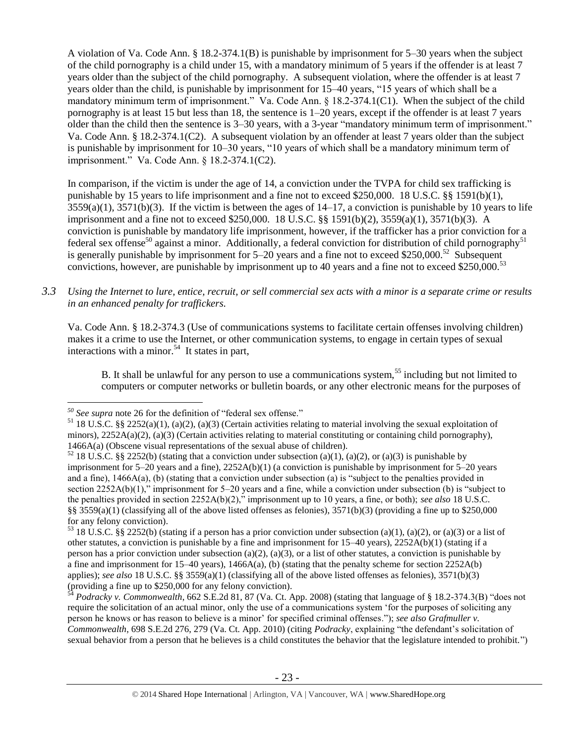A violation of Va. Code Ann. § 18.2-374.1(B) is punishable by imprisonment for 5–30 years when the subject of the child pornography is a child under 15, with a mandatory minimum of 5 years if the offender is at least 7 years older than the subject of the child pornography. A subsequent violation, where the offender is at least 7 years older than the child, is punishable by imprisonment for 15–40 years, "15 years of which shall be a mandatory minimum term of imprisonment." Va. Code Ann. § 18.2-374.1(C1). When the subject of the child pornography is at least 15 but less than 18, the sentence is 1–20 years, except if the offender is at least 7 years older than the child then the sentence is 3–30 years, with a 3-year "mandatory minimum term of imprisonment." Va. Code Ann. § 18.2-374.1(C2). A subsequent violation by an offender at least 7 years older than the subject is punishable by imprisonment for 10–30 years, "10 years of which shall be a mandatory minimum term of imprisonment." Va. Code Ann. § 18.2-374.1(C2).

In comparison, if the victim is under the age of 14, a conviction under the TVPA for child sex trafficking is punishable by 15 years to life imprisonment and a fine not to exceed $250,000. 18 U.S.C. §§ 1591(b)(1), 3559(a)(1), 3571(b)(3). If the victim is between the ages of 14–17, a conviction is punishable by 10 years to life imprisonment and a fine not to exceed $250,000. 18 U.S.C. §§ 1591(b)(2), 3559(a)(1), 3571(b)(3). A conviction is punishable by mandatory life imprisonment, however, if the trafficker has a prior conviction for a federal sex offense[50] against a minor. Additionally, a federal conviction for distribution of child pornography[51] is generally punishable by imprisonment for 5–20 years and a fine not to exceed $250,000.[52] Subsequent convictions, however, are punishable by imprisonment up to 40 years and a fine not to exceed $250,000.[53]

*3.3 Using the Internet to lure, entice, recruit, or sell commercial sex acts with a minor is a separate crime or results in an enhanced penalty for traffickers.*

Va. Code Ann. § 18.2-374.3 (Use of communications systems to facilitate certain offenses involving children) makes it a crime to use the Internet, or other communication systems, to engage in certain types of sexual interactions with a minor.[54] It states in part,

> B. It shall be unlawful for any person to use a communications system,[55] including but not limited to computers or computer networks or bulletin boards, or any other electronic means for the purposes of

---

[50] *See supra* note 26 for the definition of "federal sex offense."

[51] 18 U.S.C. §§ 2252(a)(1), (a)(2), (a)(3) (Certain activities relating to material involving the sexual exploitation of minors), 2252A(a)(2), (a)(3) (Certain activities relating to material constituting or containing child pornography), 1466A(a) (Obscene visual representations of the sexual abuse of children).

[52] 18 U.S.C. §§ 2252(b) (stating that a conviction under subsection (a)(1), (a)(2), or (a)(3) is punishable by imprisonment for 5–20 years and a fine), 2252A(b)(1) (a conviction is punishable by imprisonment for 5–20 years and a fine), 1466A(a), (b) (stating that a conviction under subsection (a) is "subject to the penalties provided in section 2252A(b)(1)," imprisonment for 5–20 years and a fine, while a conviction under subsection (b) is "subject to the penalties provided in section 2252A(b)(2)," imprisonment up to 10 years, a fine, or both); *see also* 18 U.S.C. §§ 3559(a)(1) (classifying all of the above listed offenses as felonies), 3571(b)(3) (providing a fine up to $250,000 for any felony conviction).

[53] 18 U.S.C. §§ 2252(b) (stating if a person has a prior conviction under subsection (a)(1), (a)(2), or (a)(3) or a list of other statutes, a conviction is punishable by a fine and imprisonment for 15–40 years), 2252A(b)(1) (stating if a person has a prior conviction under subsection (a)(2), (a)(3), or a list of other statutes, a conviction is punishable by a fine and imprisonment for 15–40 years), 1466A(a), (b) (stating that the penalty scheme for section 2252A(b) applies); *see also* 18 U.S.C. §§ 3559(a)(1) (classifying all of the above listed offenses as felonies), 3571(b)(3) (providing a fine up to $250,000 for any felony conviction).

[54] *Podracky v. Commonwealth*, 662 S.E.2d 81, 87 (Va. Ct. App. 2008) (stating that language of § 18.2-374.3(B) "does not require the solicitation of an actual minor, only the use of a communications system 'for the purposes of soliciting any person he knows or has reason to believe is a minor' for specified criminal offenses."); *see also Grafmuller v. Commonwealth*, 698 S.E.2d 276, 279 (Va. Ct. App. 2010) (citing *Podracky*, explaining "the defendant's solicitation of sexual behavior from a person that he believes is a child constitutes the behavior that the legislature intended to prohibit.")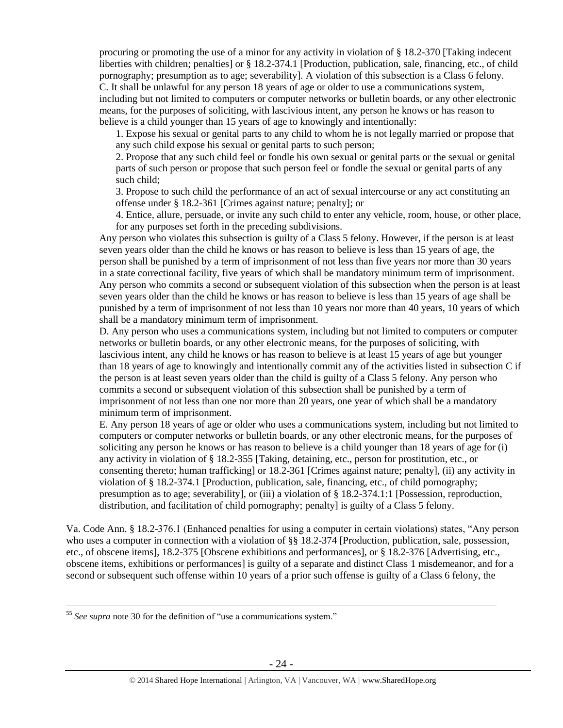procuring or promoting the use of a minor for any activity in violation of § 18.2-370 [Taking indecent liberties with children; penalties] or § 18.2-374.1 [Production, publication, sale, financing, etc., of child pornography; presumption as to age; severability]. A violation of this subsection is a Class 6 felony.

C. It shall be unlawful for any person 18 years of age or older to use a communications system, including but not limited to computers or computer networks or bulletin boards, or any other electronic means, for the purposes of soliciting, with lascivious intent, any person he knows or has reason to believe is a child younger than 15 years of age to knowingly and intentionally:

1. Expose his sexual or genital parts to any child to whom he is not legally married or propose that any such child expose his sexual or genital parts to such person;
2. Propose that any such child feel or fondle his own sexual or genital parts or the sexual or genital parts of such person or propose that such person feel or fondle the sexual or genital parts of any such child;
3. Propose to such child the performance of an act of sexual intercourse or any act constituting an offense under § 18.2-361 [Crimes against nature; penalty]; or
4. Entice, allure, persuade, or invite any such child to enter any vehicle, room, house, or other place, for any purposes set forth in the preceding subdivisions.

Any person who violates this subsection is guilty of a Class 5 felony. However, if the person is at least seven years older than the child he knows or has reason to believe is less than 15 years of age, the person shall be punished by a term of imprisonment of not less than five years nor more than 30 years in a state correctional facility, five years of which shall be mandatory minimum term of imprisonment. Any person who commits a second or subsequent violation of this subsection when the person is at least seven years older than the child he knows or has reason to believe is less than 15 years of age shall be punished by a term of imprisonment of not less than 10 years nor more than 40 years, 10 years of which shall be a mandatory minimum term of imprisonment.

D. Any person who uses a communications system, including but not limited to computers or computer networks or bulletin boards, or any other electronic means, for the purposes of soliciting, with lascivious intent, any child he knows or has reason to believe is at least 15 years of age but younger than 18 years of age to knowingly and intentionally commit any of the activities listed in subsection C if the person is at least seven years older than the child is guilty of a Class 5 felony. Any person who commits a second or subsequent violation of this subsection shall be punished by a term of imprisonment of not less than one nor more than 20 years, one year of which shall be a mandatory minimum term of imprisonment.

E. Any person 18 years of age or older who uses a communications system, including but not limited to computers or computer networks or bulletin boards, or any other electronic means, for the purposes of soliciting any person he knows or has reason to believe is a child younger than 18 years of age for (i) any activity in violation of § 18.2-355 [Taking, detaining, etc., person for prostitution, etc., or consenting thereto; human trafficking] or 18.2-361 [Crimes against nature; penalty], (ii) any activity in violation of § 18.2-374.1 [Production, publication, sale, financing, etc., of child pornography; presumption as to age; severability], or (iii) a violation of § 18.2-374.1:1 [Possession, reproduction, distribution, and facilitation of child pornography; penalty] is guilty of a Class 5 felony.

Va. Code Ann. § 18.2-376.1 (Enhanced penalties for using a computer in certain violations) states, "Any person who uses a computer in connection with a violation of §§ 18.2-374 [Production, publication, sale, possession, etc., of obscene items], 18.2-375 [Obscene exhibitions and performances], or § 18.2-376 [Advertising, etc., obscene items, exhibitions or performances] is guilty of a separate and distinct Class 1 misdemeanor, and for a second or subsequent such offense within 10 years of a prior such offense is guilty of a Class 6 felony, the

[55] *See supra* note 30 for the definition of "use a communications system."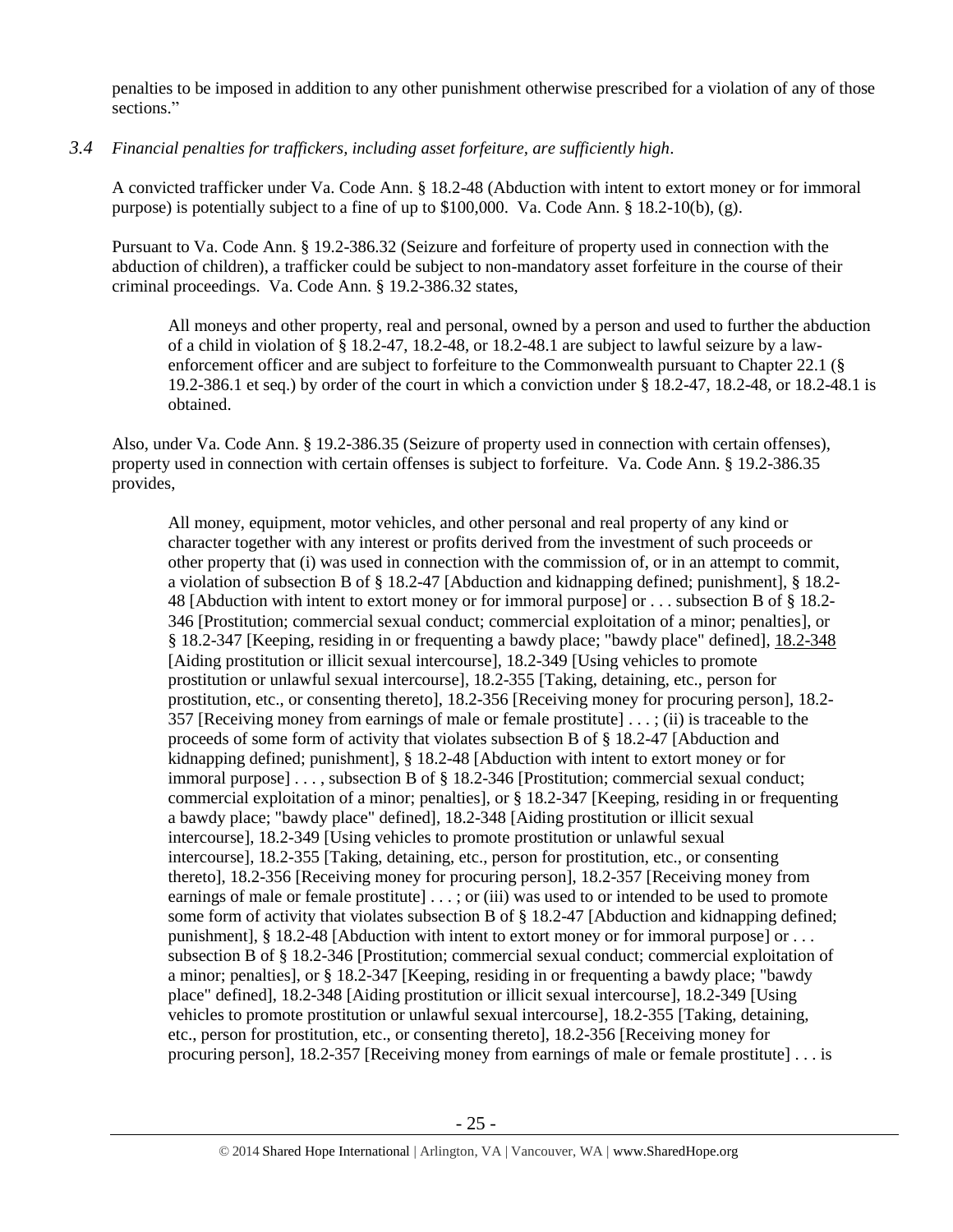penalties to be imposed in addition to any other punishment otherwise prescribed for a violation of any of those sections."

*3.4 Financial penalties for traffickers, including asset forfeiture, are sufficiently high.*

A convicted trafficker under Va. Code Ann. § 18.2-48 (Abduction with intent to extort money or for immoral purpose) is potentially subject to a fine of up to $100,000. Va. Code Ann. § 18.2-10(b), (g).

Pursuant to Va. Code Ann. § 19.2-386.32 (Seizure and forfeiture of property used in connection with the abduction of children), a trafficker could be subject to non-mandatory asset forfeiture in the course of their criminal proceedings. Va. Code Ann. § 19.2-386.32 states,

> All moneys and other property, real and personal, owned by a person and used to further the abduction of a child in violation of § 18.2-47, 18.2-48, or 18.2-48.1 are subject to lawful seizure by a law-enforcement officer and are subject to forfeiture to the Commonwealth pursuant to Chapter 22.1 (§ 19.2-386.1 et seq.) by order of the court in which a conviction under § 18.2-47, 18.2-48, or 18.2-48.1 is obtained.

Also, under Va. Code Ann. § 19.2-386.35 (Seizure of property used in connection with certain offenses), property used in connection with certain offenses is subject to forfeiture. Va. Code Ann. § 19.2-386.35 provides,

> All money, equipment, motor vehicles, and other personal and real property of any kind or character together with any interest or profits derived from the investment of such proceeds or other property that (i) was used in connection with the commission of, or in an attempt to commit, a violation of subsection B of § 18.2-47 [Abduction and kidnapping defined; punishment], § 18.2-48 [Abduction with intent to extort money or for immoral purpose] or . . . subsection B of § 18.2-346 [Prostitution; commercial sexual conduct; commercial exploitation of a minor; penalties], or § 18.2-347 [Keeping, residing in or frequenting a bawdy place; "bawdy place" defined], 18.2-348 [Aiding prostitution or illicit sexual intercourse], 18.2-349 [Using vehicles to promote prostitution or unlawful sexual intercourse], 18.2-355 [Taking, detaining, etc., person for prostitution, etc., or consenting thereto], 18.2-356 [Receiving money for procuring person], 18.2-357 [Receiving money from earnings of male or female prostitute] . . . ; (ii) is traceable to the proceeds of some form of activity that violates subsection B of § 18.2-47 [Abduction and kidnapping defined; punishment], § 18.2-48 [Abduction with intent to extort money or for immoral purpose] . . . , subsection B of § 18.2-346 [Prostitution; commercial sexual conduct; commercial exploitation of a minor; penalties], or § 18.2-347 [Keeping, residing in or frequenting a bawdy place; "bawdy place" defined], 18.2-348 [Aiding prostitution or illicit sexual intercourse], 18.2-349 [Using vehicles to promote prostitution or unlawful sexual intercourse], 18.2-355 [Taking, detaining, etc., person for prostitution, etc., or consenting thereto], 18.2-356 [Receiving money for procuring person], 18.2-357 [Receiving money from earnings of male or female prostitute] . . . ; or (iii) was used to or intended to be used to promote some form of activity that violates subsection B of § 18.2-47 [Abduction and kidnapping defined; punishment], § 18.2-48 [Abduction with intent to extort money or for immoral purpose] or . . . subsection B of § 18.2-346 [Prostitution; commercial sexual conduct; commercial exploitation of a minor; penalties], or § 18.2-347 [Keeping, residing in or frequenting a bawdy place; "bawdy place" defined], 18.2-348 [Aiding prostitution or illicit sexual intercourse], 18.2-349 [Using vehicles to promote prostitution or unlawful sexual intercourse], 18.2-355 [Taking, detaining, etc., person for prostitution, etc., or consenting thereto], 18.2-356 [Receiving money for procuring person], 18.2-357 [Receiving money from earnings of male or female prostitute] . . . is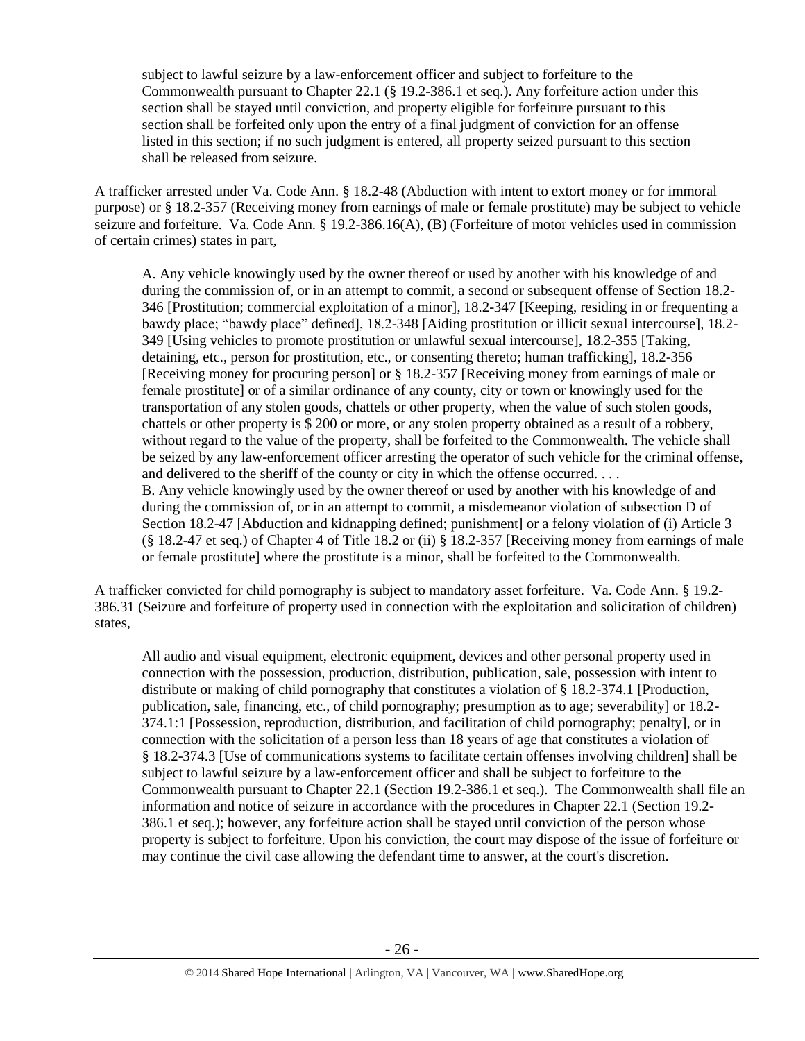> subject to lawful seizure by a law-enforcement officer and subject to forfeiture to the Commonwealth pursuant to Chapter 22.1 (§ 19.2-386.1 et seq.). Any forfeiture action under this section shall be stayed until conviction, and property eligible for forfeiture pursuant to this section shall be forfeited only upon the entry of a final judgment of conviction for an offense listed in this section; if no such judgment is entered, all property seized pursuant to this section shall be released from seizure.

A trafficker arrested under Va. Code Ann. § 18.2-48 (Abduction with intent to extort money or for immoral purpose) or § 18.2-357 (Receiving money from earnings of male or female prostitute) may be subject to vehicle seizure and forfeiture. Va. Code Ann. § 19.2-386.16(A), (B) (Forfeiture of motor vehicles used in commission of certain crimes) states in part,

> A. Any vehicle knowingly used by the owner thereof or used by another with his knowledge of and during the commission of, or in an attempt to commit, a second or subsequent offense of Section 18.2-346 [Prostitution; commercial exploitation of a minor], 18.2-347 [Keeping, residing in or frequenting a bawdy place; "bawdy place" defined], 18.2-348 [Aiding prostitution or illicit sexual intercourse], 18.2-349 [Using vehicles to promote prostitution or unlawful sexual intercourse], 18.2-355 [Taking, detaining, etc., person for prostitution, etc., or consenting thereto; human trafficking], 18.2-356 [Receiving money for procuring person] or § 18.2-357 [Receiving money from earnings of male or female prostitute] or of a similar ordinance of any county, city or town or knowingly used for the transportation of any stolen goods, chattels or other property, when the value of such stolen goods, chattels or other property is $ 200 or more, or any stolen property obtained as a result of a robbery, without regard to the value of the property, shall be forfeited to the Commonwealth. The vehicle shall be seized by any law-enforcement officer arresting the operator of such vehicle for the criminal offense, and delivered to the sheriff of the county or city in which the offense occurred. . . .
> B. Any vehicle knowingly used by the owner thereof or used by another with his knowledge of and during the commission of, or in an attempt to commit, a misdemeanor violation of subsection D of Section 18.2-47 [Abduction and kidnapping defined; punishment] or a felony violation of (i) Article 3 (§ 18.2-47 et seq.) of Chapter 4 of Title 18.2 or (ii) § 18.2-357 [Receiving money from earnings of male or female prostitute] where the prostitute is a minor, shall be forfeited to the Commonwealth.

A trafficker convicted for child pornography is subject to mandatory asset forfeiture. Va. Code Ann. § 19.2-386.31 (Seizure and forfeiture of property used in connection with the exploitation and solicitation of children) states,

> All audio and visual equipment, electronic equipment, devices and other personal property used in connection with the possession, production, distribution, publication, sale, possession with intent to distribute or making of child pornography that constitutes a violation of § 18.2-374.1 [Production, publication, sale, financing, etc., of child pornography; presumption as to age; severability] or 18.2-374.1:1 [Possession, reproduction, distribution, and facilitation of child pornography; penalty], or in connection with the solicitation of a person less than 18 years of age that constitutes a violation of § 18.2-374.3 [Use of communications systems to facilitate certain offenses involving children] shall be subject to lawful seizure by a law-enforcement officer and shall be subject to forfeiture to the Commonwealth pursuant to Chapter 22.1 (Section 19.2-386.1 et seq.). The Commonwealth shall file an information and notice of seizure in accordance with the procedures in Chapter 22.1 (Section 19.2-386.1 et seq.); however, any forfeiture action shall be stayed until conviction of the person whose property is subject to forfeiture. Upon his conviction, the court may dispose of the issue of forfeiture or may continue the civil case allowing the defendant time to answer, at the court's discretion.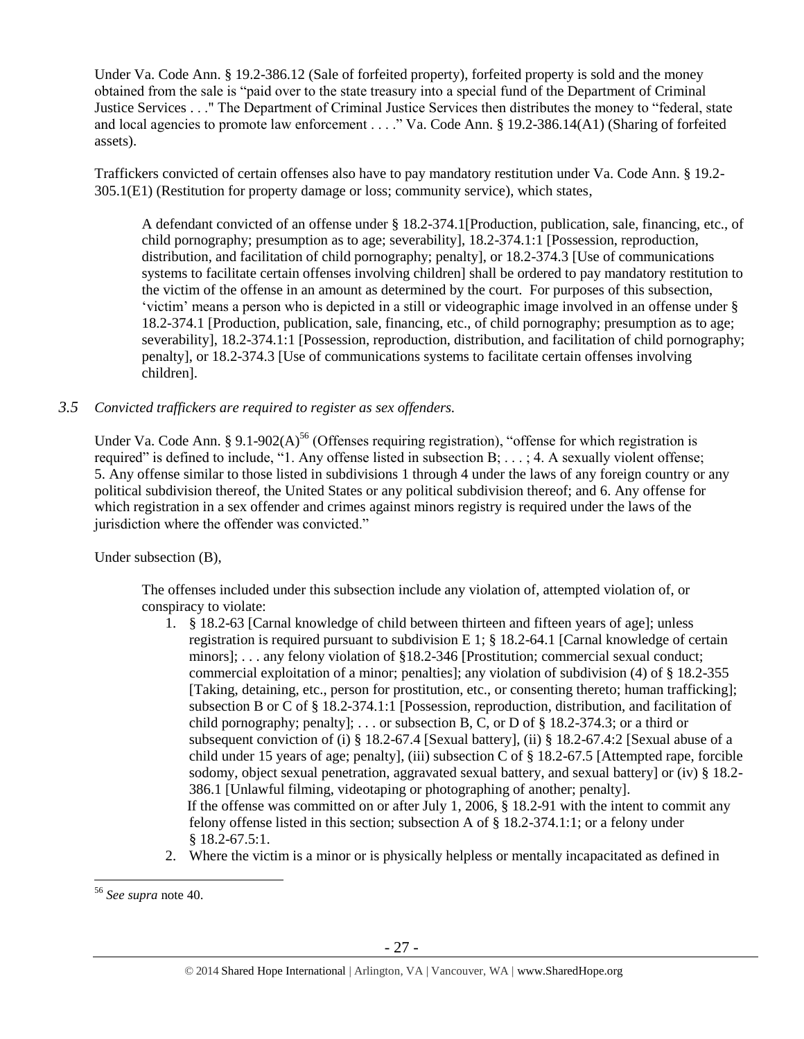Under Va. Code Ann. § 19.2-386.12 (Sale of forfeited property), forfeited property is sold and the money obtained from the sale is "paid over to the state treasury into a special fund of the Department of Criminal Justice Services . . ." The Department of Criminal Justice Services then distributes the money to "federal, state and local agencies to promote law enforcement . . . ." Va. Code Ann. § 19.2-386.14(A1) (Sharing of forfeited assets).

Traffickers convicted of certain offenses also have to pay mandatory restitution under Va. Code Ann. § 19.2-305.1(E1) (Restitution for property damage or loss; community service), which states,

> A defendant convicted of an offense under § 18.2-374.1[Production, publication, sale, financing, etc., of child pornography; presumption as to age; severability], 18.2-374.1:1 [Possession, reproduction, distribution, and facilitation of child pornography; penalty], or 18.2-374.3 [Use of communications systems to facilitate certain offenses involving children] shall be ordered to pay mandatory restitution to the victim of the offense in an amount as determined by the court. For purposes of this subsection, 'victim' means a person who is depicted in a still or videographic image involved in an offense under § 18.2-374.1 [Production, publication, sale, financing, etc., of child pornography; presumption as to age; severability], 18.2-374.1:1 [Possession, reproduction, distribution, and facilitation of child pornography; penalty], or 18.2-374.3 [Use of communications systems to facilitate certain offenses involving children].

*3.5 Convicted traffickers are required to register as sex offenders.*

Under Va. Code Ann. § 9.1-902(A)[56] (Offenses requiring registration), "offense for which registration is required" is defined to include, "1. Any offense listed in subsection B; . . . ; 4. A sexually violent offense; 5. Any offense similar to those listed in subdivisions 1 through 4 under the laws of any foreign country or any political subdivision thereof, the United States or any political subdivision thereof; and 6. Any offense for which registration in a sex offender and crimes against minors registry is required under the laws of the jurisdiction where the offender was convicted."

Under subsection (B),

> The offenses included under this subsection include any violation of, attempted violation of, or conspiracy to violate:
>
> 1. § 18.2-63 [Carnal knowledge of child between thirteen and fifteen years of age]; unless registration is required pursuant to subdivision E 1; § 18.2-64.1 [Carnal knowledge of certain minors]; . . . any felony violation of §18.2-346 [Prostitution; commercial sexual conduct; commercial exploitation of a minor; penalties]; any violation of subdivision (4) of § 18.2-355 [Taking, detaining, etc., person for prostitution, etc., or consenting thereto; human trafficking]; subsection B or C of § 18.2-374.1:1 [Possession, reproduction, distribution, and facilitation of child pornography; penalty]; . . . or subsection B, C, or D of § 18.2-374.3; or a third or subsequent conviction of (i) § 18.2-67.4 [Sexual battery], (ii) § 18.2-67.4:2 [Sexual abuse of a child under 15 years of age; penalty], (iii) subsection C of § 18.2-67.5 [Attempted rape, forcible sodomy, object sexual penetration, aggravated sexual battery, and sexual battery] or (iv) § 18.2-386.1 [Unlawful filming, videotaping or photographing of another; penalty].
>    If the offense was committed on or after July 1, 2006, § 18.2-91 with the intent to commit any felony offense listed in this section; subsection A of § 18.2-374.1:1; or a felony under § 18.2-67.5:1.
> 2. Where the victim is a minor or is physically helpless or mentally incapacitated as defined in

[56] *See supra* note 40.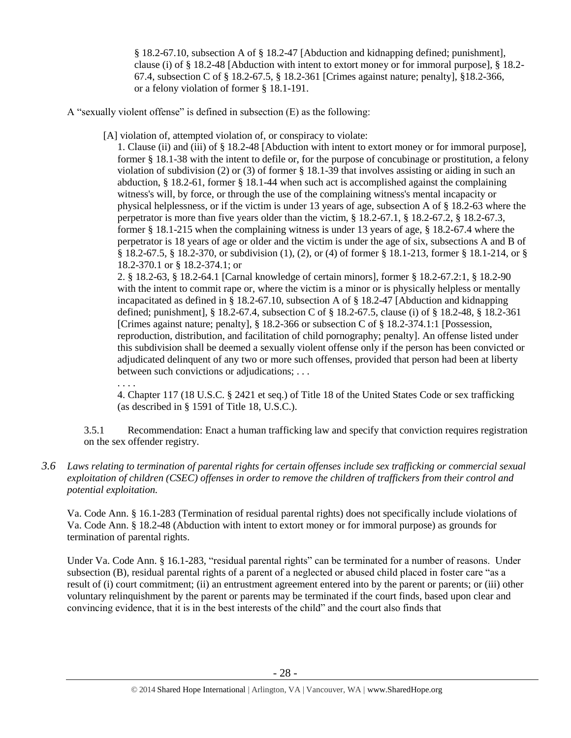§ 18.2-67.10, subsection A of § 18.2-47 [Abduction and kidnapping defined; punishment], clause (i) of § 18.2-48 [Abduction with intent to extort money or for immoral purpose], § 18.2-67.4, subsection C of § 18.2-67.5, § 18.2-361 [Crimes against nature; penalty], §18.2-366, or a felony violation of former § 18.1-191.

A "sexually violent offense" is defined in subsection (E) as the following:

> [A] violation of, attempted violation of, or conspiracy to violate:
>
> 1. Clause (ii) and (iii) of § 18.2-48 [Abduction with intent to extort money or for immoral purpose], former § 18.1-38 with the intent to defile or, for the purpose of concubinage or prostitution, a felony violation of subdivision (2) or (3) of former § 18.1-39 that involves assisting or aiding in such an abduction, § 18.2-61, former § 18.1-44 when such act is accomplished against the complaining witness's will, by force, or through the use of the complaining witness's mental incapacity or physical helplessness, or if the victim is under 13 years of age, subsection A of § 18.2-63 where the perpetrator is more than five years older than the victim, § 18.2-67.1, § 18.2-67.2, § 18.2-67.3, former § 18.1-215 when the complaining witness is under 13 years of age, § 18.2-67.4 where the perpetrator is 18 years of age or older and the victim is under the age of six, subsections A and B of § 18.2-67.5, § 18.2-370, or subdivision (1), (2), or (4) of former § 18.1-213, former § 18.1-214, or § 18.2-370.1 or § 18.2-374.1; or
>
> 2. § 18.2-63, § 18.2-64.1 [Carnal knowledge of certain minors], former § 18.2-67.2:1, § 18.2-90 with the intent to commit rape or, where the victim is a minor or is physically helpless or mentally incapacitated as defined in § 18.2-67.10, subsection A of § 18.2-47 [Abduction and kidnapping defined; punishment], § 18.2-67.4, subsection C of § 18.2-67.5, clause (i) of § 18.2-48, § 18.2-361 [Crimes against nature; penalty], § 18.2-366 or subsection C of § 18.2-374.1:1 [Possession, reproduction, distribution, and facilitation of child pornography; penalty]. An offense listed under this subdivision shall be deemed a sexually violent offense only if the person has been convicted or adjudicated delinquent of any two or more such offenses, provided that person had been at liberty between such convictions or adjudications; . . .
>
> . . . .
>
> 4. Chapter 117 (18 U.S.C. § 2421 et seq.) of Title 18 of the United States Code or sex trafficking (as described in § 1591 of Title 18, U.S.C.).

3.5.1 Recommendation: Enact a human trafficking law and specify that conviction requires registration on the sex offender registry.

*3.6 Laws relating to termination of parental rights for certain offenses include sex trafficking or commercial sexual exploitation of children (CSEC) offenses in order to remove the children of traffickers from their control and potential exploitation.*

Va. Code Ann. § 16.1-283 (Termination of residual parental rights) does not specifically include violations of Va. Code Ann. § 18.2-48 (Abduction with intent to extort money or for immoral purpose) as grounds for termination of parental rights.

Under Va. Code Ann. § 16.1-283, "residual parental rights" can be terminated for a number of reasons. Under subsection (B), residual parental rights of a parent of a neglected or abused child placed in foster care "as a result of (i) court commitment; (ii) an entrustment agreement entered into by the parent or parents; or (iii) other voluntary relinquishment by the parent or parents may be terminated if the court finds, based upon clear and convincing evidence, that it is in the best interests of the child" and the court also finds that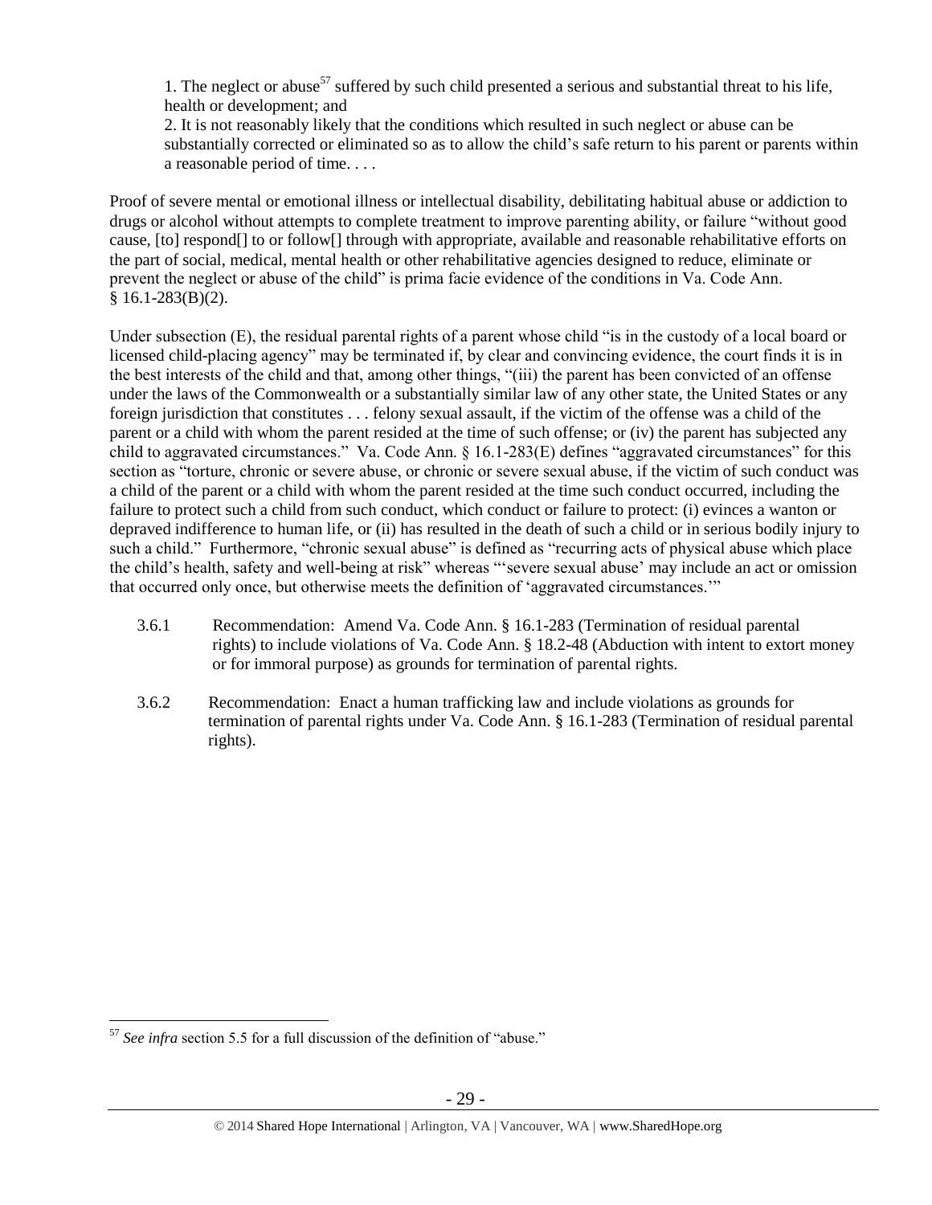1. The neglect or abuse[57] suffered by such child presented a serious and substantial threat to his life, health or development; and

2. It is not reasonably likely that the conditions which resulted in such neglect or abuse can be substantially corrected or eliminated so as to allow the child's safe return to his parent or parents within a reasonable period of time. . . .

Proof of severe mental or emotional illness or intellectual disability, debilitating habitual abuse or addiction to drugs or alcohol without attempts to complete treatment to improve parenting ability, or failure "without good cause, [to] respond[] to or follow[] through with appropriate, available and reasonable rehabilitative efforts on the part of social, medical, mental health or other rehabilitative agencies designed to reduce, eliminate or prevent the neglect or abuse of the child" is prima facie evidence of the conditions in Va. Code Ann. § 16.1-283(B)(2).

Under subsection (E), the residual parental rights of a parent whose child "is in the custody of a local board or licensed child-placing agency" may be terminated if, by clear and convincing evidence, the court finds it is in the best interests of the child and that, among other things, "(iii) the parent has been convicted of an offense under the laws of the Commonwealth or a substantially similar law of any other state, the United States or any foreign jurisdiction that constitutes . . . felony sexual assault, if the victim of the offense was a child of the parent or a child with whom the parent resided at the time of such offense; or (iv) the parent has subjected any child to aggravated circumstances." Va. Code Ann. § 16.1-283(E) defines "aggravated circumstances" for this section as "torture, chronic or severe abuse, or chronic or severe sexual abuse, if the victim of such conduct was a child of the parent or a child with whom the parent resided at the time such conduct occurred, including the failure to protect such a child from such conduct, which conduct or failure to protect: (i) evinces a wanton or depraved indifference to human life, or (ii) has resulted in the death of such a child or in serious bodily injury to such a child." Furthermore, "chronic sexual abuse" is defined as "recurring acts of physical abuse which place the child's health, safety and well-being at risk" whereas "'severe sexual abuse' may include an act or omission that occurred only once, but otherwise meets the definition of 'aggravated circumstances.'"

3.6.1 Recommendation: Amend Va. Code Ann. § 16.1-283 (Termination of residual parental rights) to include violations of Va. Code Ann. § 18.2-48 (Abduction with intent to extort money or for immoral purpose) as grounds for termination of parental rights.

3.6.2 Recommendation: Enact a human trafficking law and include violations as grounds for termination of parental rights under Va. Code Ann. § 16.1-283 (Termination of residual parental rights).

---

[57] *See infra* section 5.5 for a full discussion of the definition of "abuse."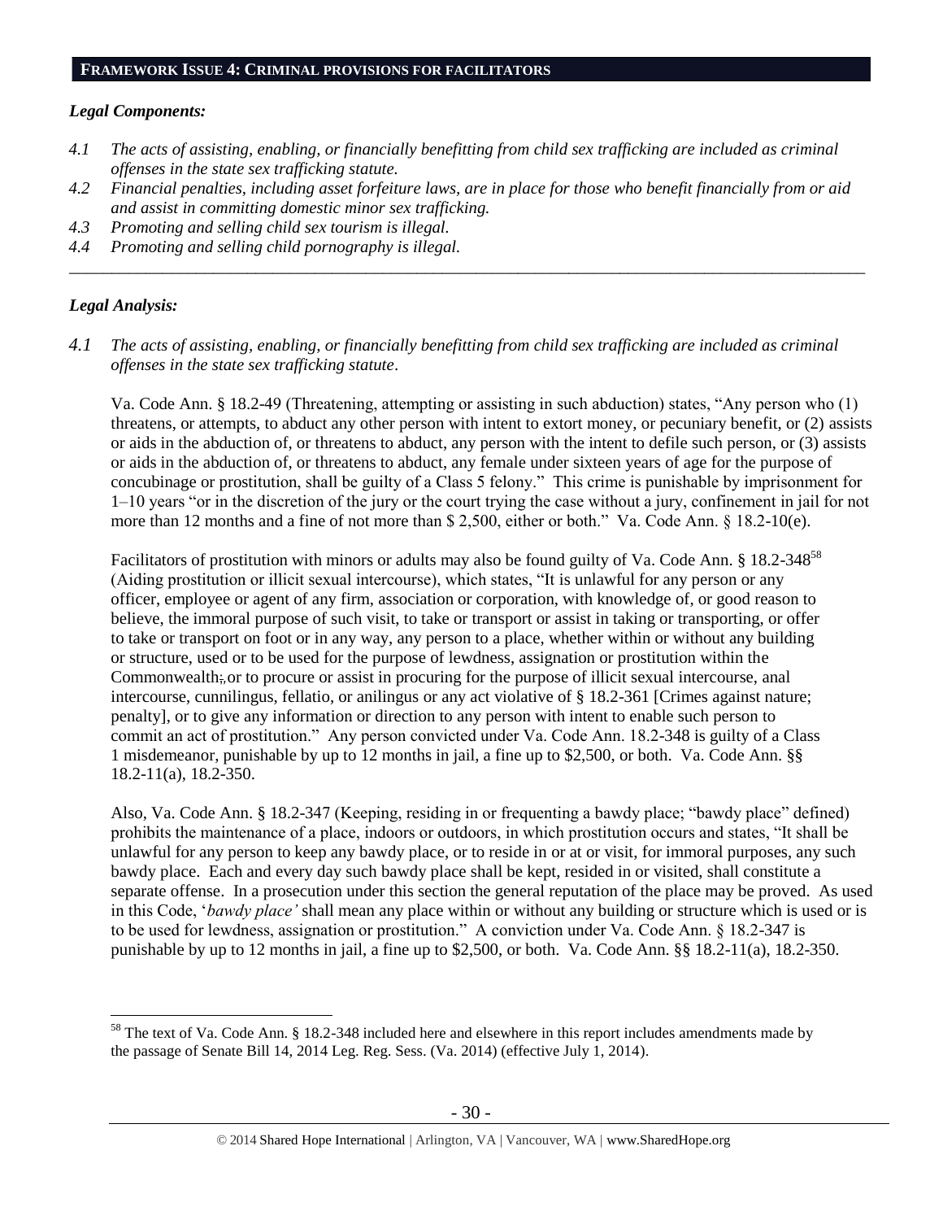## FRAMEWORK ISSUE 4: CRIMINAL PROVISIONS FOR FACILITATORS

### *Legal Components:*

*4.1 The acts of assisting, enabling, or financially benefitting from child sex trafficking are included as criminal offenses in the state sex trafficking statute.*

*4.2 Financial penalties, including asset forfeiture laws, are in place for those who benefit financially from or aid and assist in committing domestic minor sex trafficking.*

*4.3 Promoting and selling child sex tourism is illegal.*

*4.4 Promoting and selling child pornography is illegal.*

---

### *Legal Analysis:*

*4.1 The acts of assisting, enabling, or financially benefitting from child sex trafficking are included as criminal offenses in the state sex trafficking statute.*

Va. Code Ann. § 18.2-49 (Threatening, attempting or assisting in such abduction) states, "Any person who (1) threatens, or attempts, to abduct any other person with intent to extort money, or pecuniary benefit, or (2) assists or aids in the abduction of, or threatens to abduct, any person with the intent to defile such person, or (3) assists or aids in the abduction of, or threatens to abduct, any female under sixteen years of age for the purpose of concubinage or prostitution, shall be guilty of a Class 5 felony." This crime is punishable by imprisonment for 1–10 years "or in the discretion of the jury or the court trying the case without a jury, confinement in jail for not more than 12 months and a fine of not more than $ 2,500, either or both." Va. Code Ann. § 18.2-10(e).

Facilitators of prostitution with minors or adults may also be found guilty of Va. Code Ann. § 18.2-348[58] (Aiding prostitution or illicit sexual intercourse), which states, "It is unlawful for any person or any officer, employee or agent of any firm, association or corporation, with knowledge of, or good reason to believe, the immoral purpose of such visit, to take or transport or assist in taking or transporting, or offer to take or transport on foot or in any way, any person to a place, whether within or without any building or structure, used or to be used for the purpose of lewdness, assignation or prostitution within the Commonwealth;, or to procure or assist in procuring for the purpose of illicit sexual intercourse, anal intercourse, cunnilingus, fellatio, or anilingus or any act violative of § 18.2-361 [Crimes against nature; penalty], or to give any information or direction to any person with intent to enable such person to commit an act of prostitution." Any person convicted under Va. Code Ann. 18.2-348 is guilty of a Class 1 misdemeanor, punishable by up to 12 months in jail, a fine up to $2,500, or both. Va. Code Ann. §§ 18.2-11(a), 18.2-350.

Also, Va. Code Ann. § 18.2-347 (Keeping, residing in or frequenting a bawdy place; "bawdy place" defined) prohibits the maintenance of a place, indoors or outdoors, in which prostitution occurs and states, "It shall be unlawful for any person to keep any bawdy place, or to reside in or at or visit, for immoral purposes, any such bawdy place. Each and every day such bawdy place shall be kept, resided in or visited, shall constitute a separate offense. In a prosecution under this section the general reputation of the place may be proved. As used in this Code, '*bawdy place'* shall mean any place within or without any building or structure which is used or is to be used for lewdness, assignation or prostitution." A conviction under Va. Code Ann. § 18.2-347 is punishable by up to 12 months in jail, a fine up to $2,500, or both. Va. Code Ann. §§ 18.2-11(a), 18.2-350.

---

[58] The text of Va. Code Ann. § 18.2-348 included here and elsewhere in this report includes amendments made by the passage of Senate Bill 14, 2014 Leg. Reg. Sess. (Va. 2014) (effective July 1, 2014).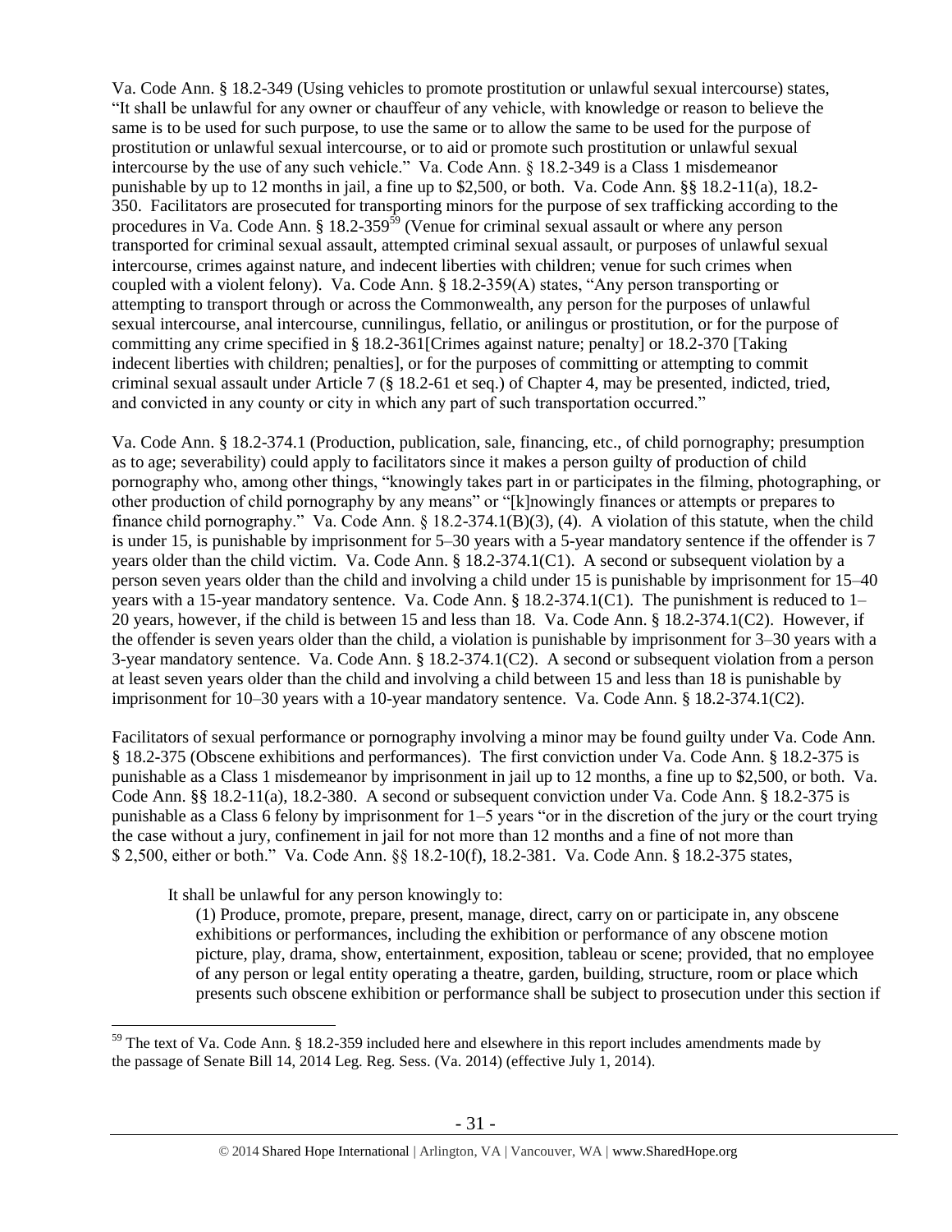Va. Code Ann. § 18.2-349 (Using vehicles to promote prostitution or unlawful sexual intercourse) states, "It shall be unlawful for any owner or chauffeur of any vehicle, with knowledge or reason to believe the same is to be used for such purpose, to use the same or to allow the same to be used for the purpose of prostitution or unlawful sexual intercourse, or to aid or promote such prostitution or unlawful sexual intercourse by the use of any such vehicle." Va. Code Ann. § 18.2-349 is a Class 1 misdemeanor punishable by up to 12 months in jail, a fine up to $2,500, or both. Va. Code Ann. §§ 18.2-11(a), 18.2-350. Facilitators are prosecuted for transporting minors for the purpose of sex trafficking according to the procedures in Va. Code Ann. § 18.2-359[59] (Venue for criminal sexual assault or where any person transported for criminal sexual assault, attempted criminal sexual assault, or purposes of unlawful sexual intercourse, crimes against nature, and indecent liberties with children; venue for such crimes when coupled with a violent felony). Va. Code Ann. § 18.2-359(A) states, "Any person transporting or attempting to transport through or across the Commonwealth, any person for the purposes of unlawful sexual intercourse, anal intercourse, cunnilingus, fellatio, or anilingus or prostitution, or for the purpose of committing any crime specified in § 18.2-361[Crimes against nature; penalty] or 18.2-370 [Taking indecent liberties with children; penalties], or for the purposes of committing or attempting to commit criminal sexual assault under Article 7 (§ 18.2-61 et seq.) of Chapter 4, may be presented, indicted, tried, and convicted in any county or city in which any part of such transportation occurred."

Va. Code Ann. § 18.2-374.1 (Production, publication, sale, financing, etc., of child pornography; presumption as to age; severability) could apply to facilitators since it makes a person guilty of production of child pornography who, among other things, "knowingly takes part in or participates in the filming, photographing, or other production of child pornography by any means" or "[k]nowingly finances or attempts or prepares to finance child pornography." Va. Code Ann. § 18.2-374.1(B)(3), (4). A violation of this statute, when the child is under 15, is punishable by imprisonment for 5–30 years with a 5-year mandatory sentence if the offender is 7 years older than the child victim. Va. Code Ann. § 18.2-374.1(C1). A second or subsequent violation by a person seven years older than the child and involving a child under 15 is punishable by imprisonment for 15–40 years with a 15-year mandatory sentence. Va. Code Ann. § 18.2-374.1(C1). The punishment is reduced to 1–20 years, however, if the child is between 15 and less than 18. Va. Code Ann. § 18.2-374.1(C2). However, if the offender is seven years older than the child, a violation is punishable by imprisonment for 3–30 years with a 3-year mandatory sentence. Va. Code Ann. § 18.2-374.1(C2). A second or subsequent violation from a person at least seven years older than the child and involving a child between 15 and less than 18 is punishable by imprisonment for 10–30 years with a 10-year mandatory sentence. Va. Code Ann. § 18.2-374.1(C2).

Facilitators of sexual performance or pornography involving a minor may be found guilty under Va. Code Ann. § 18.2-375 (Obscene exhibitions and performances). The first conviction under Va. Code Ann. § 18.2-375 is punishable as a Class 1 misdemeanor by imprisonment in jail up to 12 months, a fine up to $2,500, or both. Va. Code Ann. §§ 18.2-11(a), 18.2-380. A second or subsequent conviction under Va. Code Ann. § 18.2-375 is punishable as a Class 6 felony by imprisonment for 1–5 years "or in the discretion of the jury or the court trying the case without a jury, confinement in jail for not more than 12 months and a fine of not more than $ 2,500, either or both." Va. Code Ann. §§ 18.2-10(f), 18.2-381. Va. Code Ann. § 18.2-375 states,

> It shall be unlawful for any person knowingly to:
>
> (1) Produce, promote, prepare, present, manage, direct, carry on or participate in, any obscene exhibitions or performances, including the exhibition or performance of any obscene motion picture, play, drama, show, entertainment, exposition, tableau or scene; provided, that no employee of any person or legal entity operating a theatre, garden, building, structure, room or place which presents such obscene exhibition or performance shall be subject to prosecution under this section if

---

[59] The text of Va. Code Ann. § 18.2-359 included here and elsewhere in this report includes amendments made by the passage of Senate Bill 14, 2014 Leg. Reg. Sess. (Va. 2014) (effective July 1, 2014).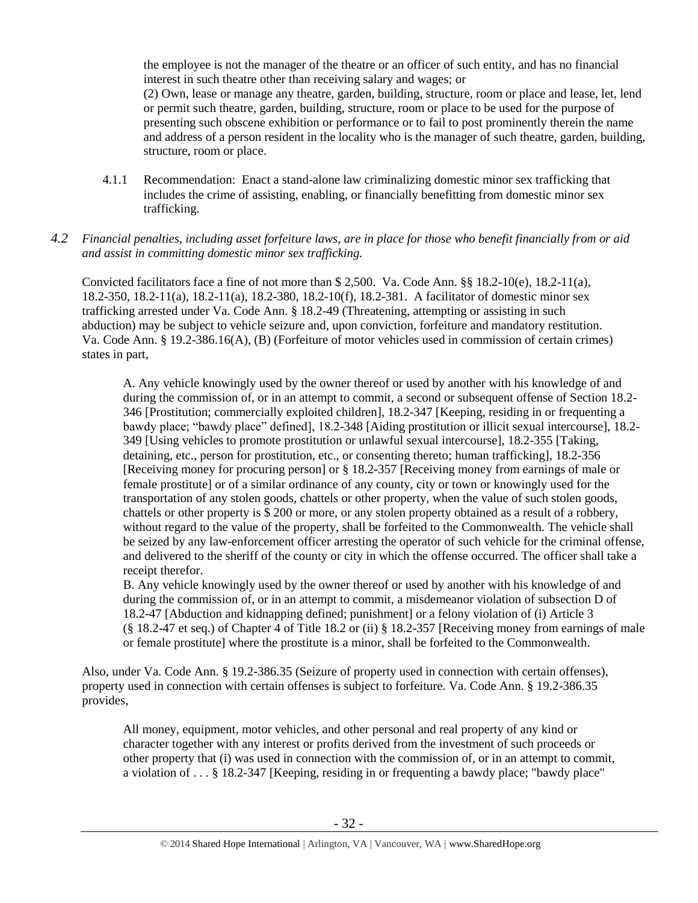the employee is not the manager of the theatre or an officer of such entity, and has no financial interest in such theatre other than receiving salary and wages; or
(2) Own, lease or manage any theatre, garden, building, structure, room or place and lease, let, lend or permit such theatre, garden, building, structure, room or place to be used for the purpose of presenting such obscene exhibition or performance or to fail to post prominently therein the name and address of a person resident in the locality who is the manager of such theatre, garden, building, structure, room or place.

4.1.1 Recommendation: Enact a stand-alone law criminalizing domestic minor sex trafficking that includes the crime of assisting, enabling, or financially benefitting from domestic minor sex trafficking.

*4.2 Financial penalties, including asset forfeiture laws, are in place for those who benefit financially from or aid and assist in committing domestic minor sex trafficking.*

Convicted facilitators face a fine of not more than $ 2,500. Va. Code Ann. §§ 18.2-10(e), 18.2-11(a), 18.2-350, 18.2-11(a), 18.2-11(a), 18.2-380, 18.2-10(f), 18.2-381. A facilitator of domestic minor sex trafficking arrested under Va. Code Ann. § 18.2-49 (Threatening, attempting or assisting in such abduction) may be subject to vehicle seizure and, upon conviction, forfeiture and mandatory restitution. Va. Code Ann. § 19.2-386.16(A), (B) (Forfeiture of motor vehicles used in commission of certain crimes) states in part,

> A. Any vehicle knowingly used by the owner thereof or used by another with his knowledge of and during the commission of, or in an attempt to commit, a second or subsequent offense of Section 18.2-346 [Prostitution; commercially exploited children], 18.2-347 [Keeping, residing in or frequenting a bawdy place; "bawdy place" defined], 18.2-348 [Aiding prostitution or illicit sexual intercourse], 18.2-349 [Using vehicles to promote prostitution or unlawful sexual intercourse], 18.2-355 [Taking, detaining, etc., person for prostitution, etc., or consenting thereto; human trafficking], 18.2-356 [Receiving money for procuring person] or § 18.2-357 [Receiving money from earnings of male or female prostitute] or of a similar ordinance of any county, city or town or knowingly used for the transportation of any stolen goods, chattels or other property, when the value of such stolen goods, chattels or other property is $ 200 or more, or any stolen property obtained as a result of a robbery, without regard to the value of the property, shall be forfeited to the Commonwealth. The vehicle shall be seized by any law-enforcement officer arresting the operator of such vehicle for the criminal offense, and delivered to the sheriff of the county or city in which the offense occurred. The officer shall take a receipt therefor.
> B. Any vehicle knowingly used by the owner thereof or used by another with his knowledge of and during the commission of, or in an attempt to commit, a misdemeanor violation of subsection D of 18.2-47 [Abduction and kidnapping defined; punishment] or a felony violation of (i) Article 3 (§ 18.2-47 et seq.) of Chapter 4 of Title 18.2 or (ii) § 18.2-357 [Receiving money from earnings of male or female prostitute] where the prostitute is a minor, shall be forfeited to the Commonwealth.

Also, under Va. Code Ann. § 19.2-386.35 (Seizure of property used in connection with certain offenses), property used in connection with certain offenses is subject to forfeiture. Va. Code Ann. § 19.2-386.35 provides,

> All money, equipment, motor vehicles, and other personal and real property of any kind or character together with any interest or profits derived from the investment of such proceeds or other property that (i) was used in connection with the commission of, or in an attempt to commit, a violation of . . . § 18.2-347 [Keeping, residing in or frequenting a bawdy place; "bawdy place"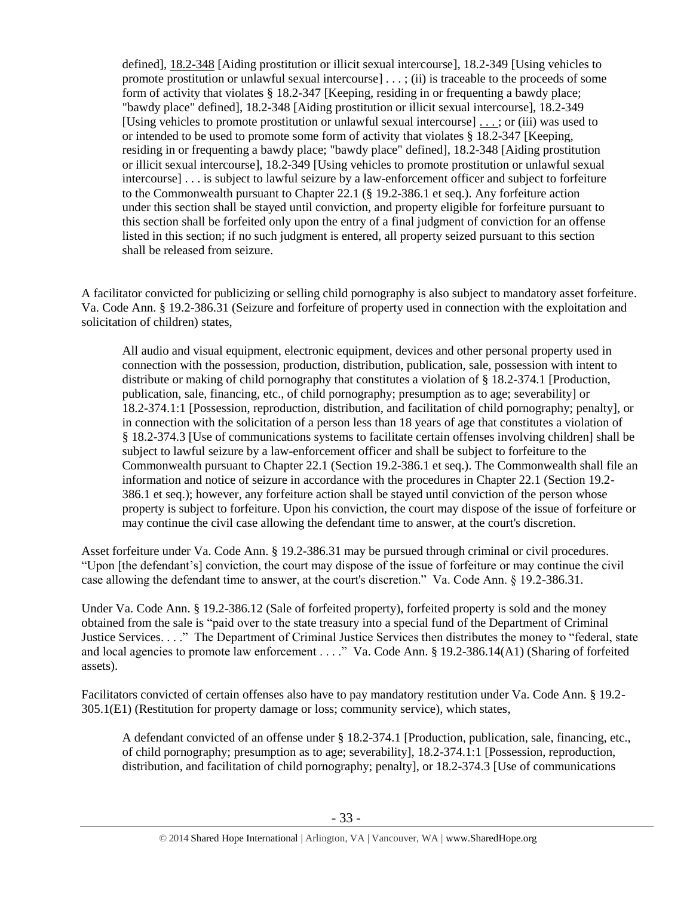> defined], 18.2-348 [Aiding prostitution or illicit sexual intercourse], 18.2-349 [Using vehicles to promote prostitution or unlawful sexual intercourse] . . . ; (ii) is traceable to the proceeds of some form of activity that violates § 18.2-347 [Keeping, residing in or frequenting a bawdy place; "bawdy place" defined], 18.2-348 [Aiding prostitution or illicit sexual intercourse], 18.2-349 [Using vehicles to promote prostitution or unlawful sexual intercourse] . . . ; or (iii) was used to or intended to be used to promote some form of activity that violates § 18.2-347 [Keeping, residing in or frequenting a bawdy place; "bawdy place" defined], 18.2-348 [Aiding prostitution or illicit sexual intercourse], 18.2-349 [Using vehicles to promote prostitution or unlawful sexual intercourse] . . . is subject to lawful seizure by a law-enforcement officer and subject to forfeiture to the Commonwealth pursuant to Chapter 22.1 (§ 19.2-386.1 et seq.). Any forfeiture action under this section shall be stayed until conviction, and property eligible for forfeiture pursuant to this section shall be forfeited only upon the entry of a final judgment of conviction for an offense listed in this section; if no such judgment is entered, all property seized pursuant to this section shall be released from seizure.

A facilitator convicted for publicizing or selling child pornography is also subject to mandatory asset forfeiture. Va. Code Ann. § 19.2-386.31 (Seizure and forfeiture of property used in connection with the exploitation and solicitation of children) states,

> All audio and visual equipment, electronic equipment, devices and other personal property used in connection with the possession, production, distribution, publication, sale, possession with intent to distribute or making of child pornography that constitutes a violation of § 18.2-374.1 [Production, publication, sale, financing, etc., of child pornography; presumption as to age; severability] or 18.2-374.1:1 [Possession, reproduction, distribution, and facilitation of child pornography; penalty], or in connection with the solicitation of a person less than 18 years of age that constitutes a violation of § 18.2-374.3 [Use of communications systems to facilitate certain offenses involving children] shall be subject to lawful seizure by a law-enforcement officer and shall be subject to forfeiture to the Commonwealth pursuant to Chapter 22.1 (Section 19.2-386.1 et seq.). The Commonwealth shall file an information and notice of seizure in accordance with the procedures in Chapter 22.1 (Section 19.2-386.1 et seq.); however, any forfeiture action shall be stayed until conviction of the person whose property is subject to forfeiture. Upon his conviction, the court may dispose of the issue of forfeiture or may continue the civil case allowing the defendant time to answer, at the court's discretion.

Asset forfeiture under Va. Code Ann. § 19.2-386.31 may be pursued through criminal or civil procedures. "Upon [the defendant's] conviction, the court may dispose of the issue of forfeiture or may continue the civil case allowing the defendant time to answer, at the court's discretion." Va. Code Ann. § 19.2-386.31.

Under Va. Code Ann. § 19.2-386.12 (Sale of forfeited property), forfeited property is sold and the money obtained from the sale is "paid over to the state treasury into a special fund of the Department of Criminal Justice Services. . . ." The Department of Criminal Justice Services then distributes the money to "federal, state and local agencies to promote law enforcement . . . ." Va. Code Ann. § 19.2-386.14(A1) (Sharing of forfeited assets).

Facilitators convicted of certain offenses also have to pay mandatory restitution under Va. Code Ann. § 19.2-305.1(E1) (Restitution for property damage or loss; community service), which states,

> A defendant convicted of an offense under § 18.2-374.1 [Production, publication, sale, financing, etc., of child pornography; presumption as to age; severability], 18.2-374.1:1 [Possession, reproduction, distribution, and facilitation of child pornography; penalty], or 18.2-374.3 [Use of communications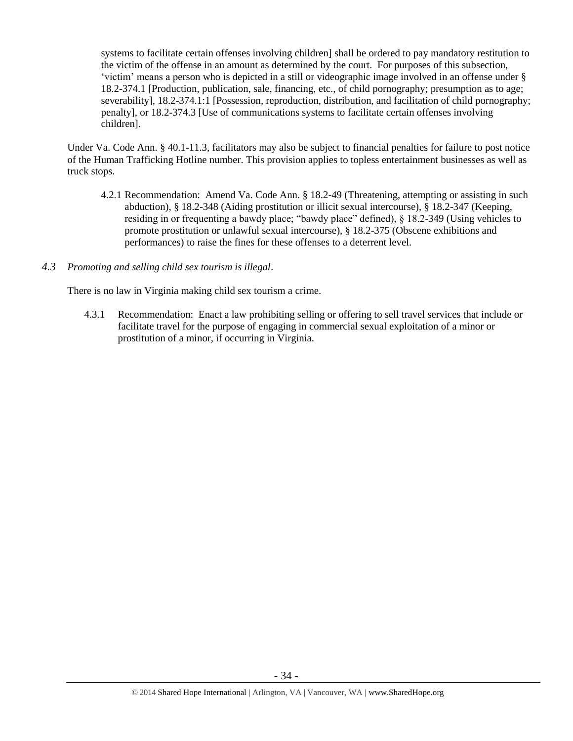systems to facilitate certain offenses involving children] shall be ordered to pay mandatory restitution to the victim of the offense in an amount as determined by the court. For purposes of this subsection, 'victim' means a person who is depicted in a still or videographic image involved in an offense under § 18.2-374.1 [Production, publication, sale, financing, etc., of child pornography; presumption as to age; severability], 18.2-374.1:1 [Possession, reproduction, distribution, and facilitation of child pornography; penalty], or 18.2-374.3 [Use of communications systems to facilitate certain offenses involving children].

Under Va. Code Ann. § 40.1-11.3, facilitators may also be subject to financial penalties for failure to post notice of the Human Trafficking Hotline number. This provision applies to topless entertainment businesses as well as truck stops.

4.2.1 Recommendation: Amend Va. Code Ann. § 18.2-49 (Threatening, attempting or assisting in such abduction), § 18.2-348 (Aiding prostitution or illicit sexual intercourse), § 18.2-347 (Keeping, residing in or frequenting a bawdy place; "bawdy place" defined), § 18.2-349 (Using vehicles to promote prostitution or unlawful sexual intercourse), § 18.2-375 (Obscene exhibitions and performances) to raise the fines for these offenses to a deterrent level.

*4.3 Promoting and selling child sex tourism is illegal*.

There is no law in Virginia making child sex tourism a crime.

4.3.1 Recommendation: Enact a law prohibiting selling or offering to sell travel services that include or facilitate travel for the purpose of engaging in commercial sexual exploitation of a minor or prostitution of a minor, if occurring in Virginia.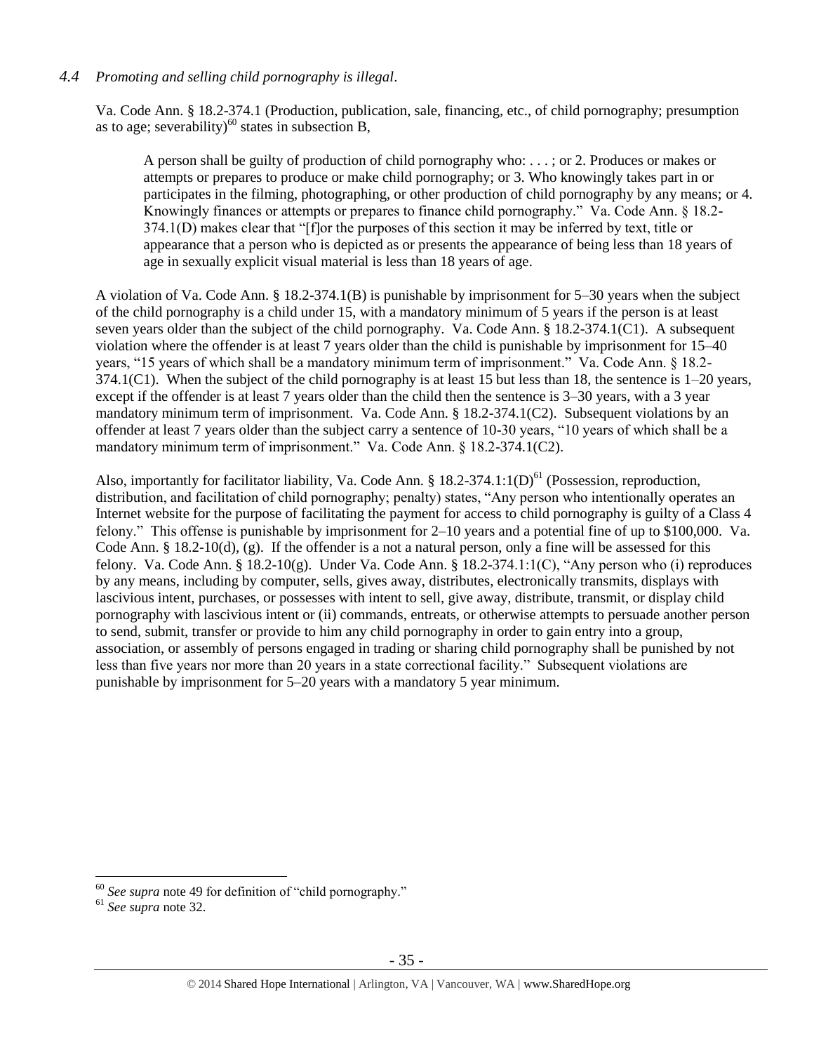### *4.4 Promoting and selling child pornography is illegal*.

Va. Code Ann. § 18.2-374.1 (Production, publication, sale, financing, etc., of child pornography; presumption as to age; severability)[60] states in subsection B,

> A person shall be guilty of production of child pornography who: . . . ; or 2. Produces or makes or attempts or prepares to produce or make child pornography; or 3. Who knowingly takes part in or participates in the filming, photographing, or other production of child pornography by any means; or 4. Knowingly finances or attempts or prepares to finance child pornography." Va. Code Ann. § 18.2-374.1(D) makes clear that "[f]or the purposes of this section it may be inferred by text, title or appearance that a person who is depicted as or presents the appearance of being less than 18 years of age in sexually explicit visual material is less than 18 years of age.

A violation of Va. Code Ann. § 18.2-374.1(B) is punishable by imprisonment for 5–30 years when the subject of the child pornography is a child under 15, with a mandatory minimum of 5 years if the person is at least seven years older than the subject of the child pornography. Va. Code Ann. § 18.2-374.1(C1). A subsequent violation where the offender is at least 7 years older than the child is punishable by imprisonment for 15–40 years, "15 years of which shall be a mandatory minimum term of imprisonment." Va. Code Ann. § 18.2-374.1(C1). When the subject of the child pornography is at least 15 but less than 18, the sentence is 1–20 years, except if the offender is at least 7 years older than the child then the sentence is 3–30 years, with a 3 year mandatory minimum term of imprisonment. Va. Code Ann. § 18.2-374.1(C2). Subsequent violations by an offender at least 7 years older than the subject carry a sentence of 10-30 years, "10 years of which shall be a mandatory minimum term of imprisonment." Va. Code Ann. § 18.2-374.1(C2).

Also, importantly for facilitator liability, Va. Code Ann. § 18.2-374.1:1(D)[61] (Possession, reproduction, distribution, and facilitation of child pornography; penalty) states, "Any person who intentionally operates an Internet website for the purpose of facilitating the payment for access to child pornography is guilty of a Class 4 felony." This offense is punishable by imprisonment for 2–10 years and a potential fine of up to $100,000. Va. Code Ann. § 18.2-10(d), (g). If the offender is a not a natural person, only a fine will be assessed for this felony. Va. Code Ann. § 18.2-10(g). Under Va. Code Ann. § 18.2-374.1:1(C), "Any person who (i) reproduces by any means, including by computer, sells, gives away, distributes, electronically transmits, displays with lascivious intent, purchases, or possesses with intent to sell, give away, distribute, transmit, or display child pornography with lascivious intent or (ii) commands, entreats, or otherwise attempts to persuade another person to send, submit, transfer or provide to him any child pornography in order to gain entry into a group, association, or assembly of persons engaged in trading or sharing child pornography shall be punished by not less than five years nor more than 20 years in a state correctional facility." Subsequent violations are punishable by imprisonment for 5–20 years with a mandatory 5 year minimum.

---

[60] *See supra* note 49 for definition of "child pornography."

[61] *See supra* note 32.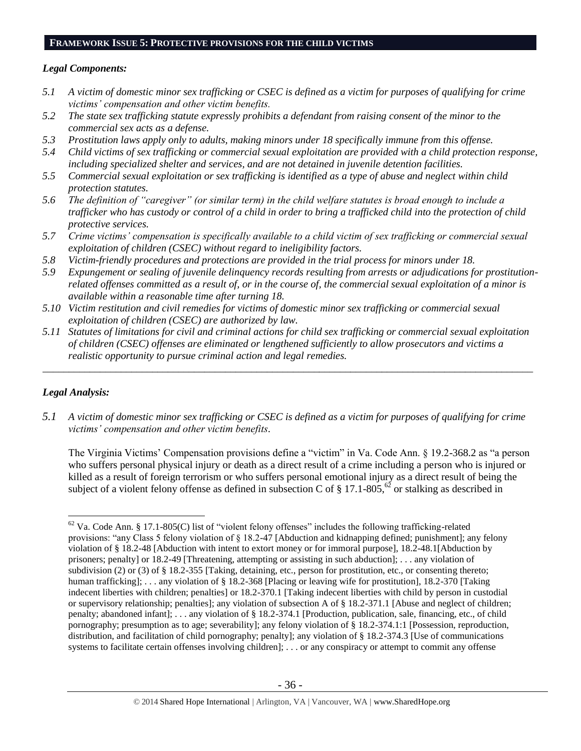## FRAMEWORK ISSUE 5: PROTECTIVE PROVISIONS FOR THE CHILD VICTIMS

### *Legal Components:*

*5.1 A victim of domestic minor sex trafficking or CSEC is defined as a victim for purposes of qualifying for crime victims' compensation and other victim benefits.*

*5.2 The state sex trafficking statute expressly prohibits a defendant from raising consent of the minor to the commercial sex acts as a defense.*

*5.3 Prostitution laws apply only to adults, making minors under 18 specifically immune from this offense.*

*5.4 Child victims of sex trafficking or commercial sexual exploitation are provided with a child protection response, including specialized shelter and services, and are not detained in juvenile detention facilities.*

*5.5 Commercial sexual exploitation or sex trafficking is identified as a type of abuse and neglect within child protection statutes.*

*5.6 The definition of "caregiver" (or similar term) in the child welfare statutes is broad enough to include a trafficker who has custody or control of a child in order to bring a trafficked child into the protection of child protective services.*

*5.7 Crime victims' compensation is specifically available to a child victim of sex trafficking or commercial sexual exploitation of children (CSEC) without regard to ineligibility factors.*

*5.8 Victim-friendly procedures and protections are provided in the trial process for minors under 18.*

*5.9 Expungement or sealing of juvenile delinquency records resulting from arrests or adjudications for prostitution-related offenses committed as a result of, or in the course of, the commercial sexual exploitation of a minor is available within a reasonable time after turning 18.*

*5.10 Victim restitution and civil remedies for victims of domestic minor sex trafficking or commercial sexual exploitation of children (CSEC) are authorized by law.*

*5.11 Statutes of limitations for civil and criminal actions for child sex trafficking or commercial sexual exploitation of children (CSEC) offenses are eliminated or lengthened sufficiently to allow prosecutors and victims a realistic opportunity to pursue criminal action and legal remedies.*

---

### *Legal Analysis:*

*5.1 A victim of domestic minor sex trafficking or CSEC is defined as a victim for purposes of qualifying for crime victims' compensation and other victim benefits.*

The Virginia Victims' Compensation provisions define a "victim" in Va. Code Ann. § 19.2-368.2 as "a person who suffers personal physical injury or death as a direct result of a crime including a person who is injured or killed as a result of foreign terrorism or who suffers personal emotional injury as a direct result of being the subject of a violent felony offense as defined in subsection C of § 17.1-805,[62] or stalking as described in

---

[62] Va. Code Ann. § 17.1-805(C) list of "violent felony offenses" includes the following trafficking-related provisions: "any Class 5 felony violation of § 18.2-47 [Abduction and kidnapping defined; punishment]; any felony violation of § 18.2-48 [Abduction with intent to extort money or for immoral purpose], 18.2-48.1[Abduction by prisoners; penalty] or 18.2-49 [Threatening, attempting or assisting in such abduction]; . . . any violation of subdivision (2) or (3) of § 18.2-355 [Taking, detaining, etc., person for prostitution, etc., or consenting thereto; human trafficking]; . . . any violation of § 18.2-368 [Placing or leaving wife for prostitution], 18.2-370 [Taking indecent liberties with children; penalties] or 18.2-370.1 [Taking indecent liberties with child by person in custodial or supervisory relationship; penalties]; any violation of subsection A of § 18.2-371.1 [Abuse and neglect of children; penalty; abandoned infant]; . . . any violation of § 18.2-374.1 [Production, publication, sale, financing, etc., of child pornography; presumption as to age; severability]; any felony violation of § 18.2-374.1:1 [Possession, reproduction, distribution, and facilitation of child pornography; penalty]; any violation of § 18.2-374.3 [Use of communications systems to facilitate certain offenses involving children]; . . . or any conspiracy or attempt to commit any offense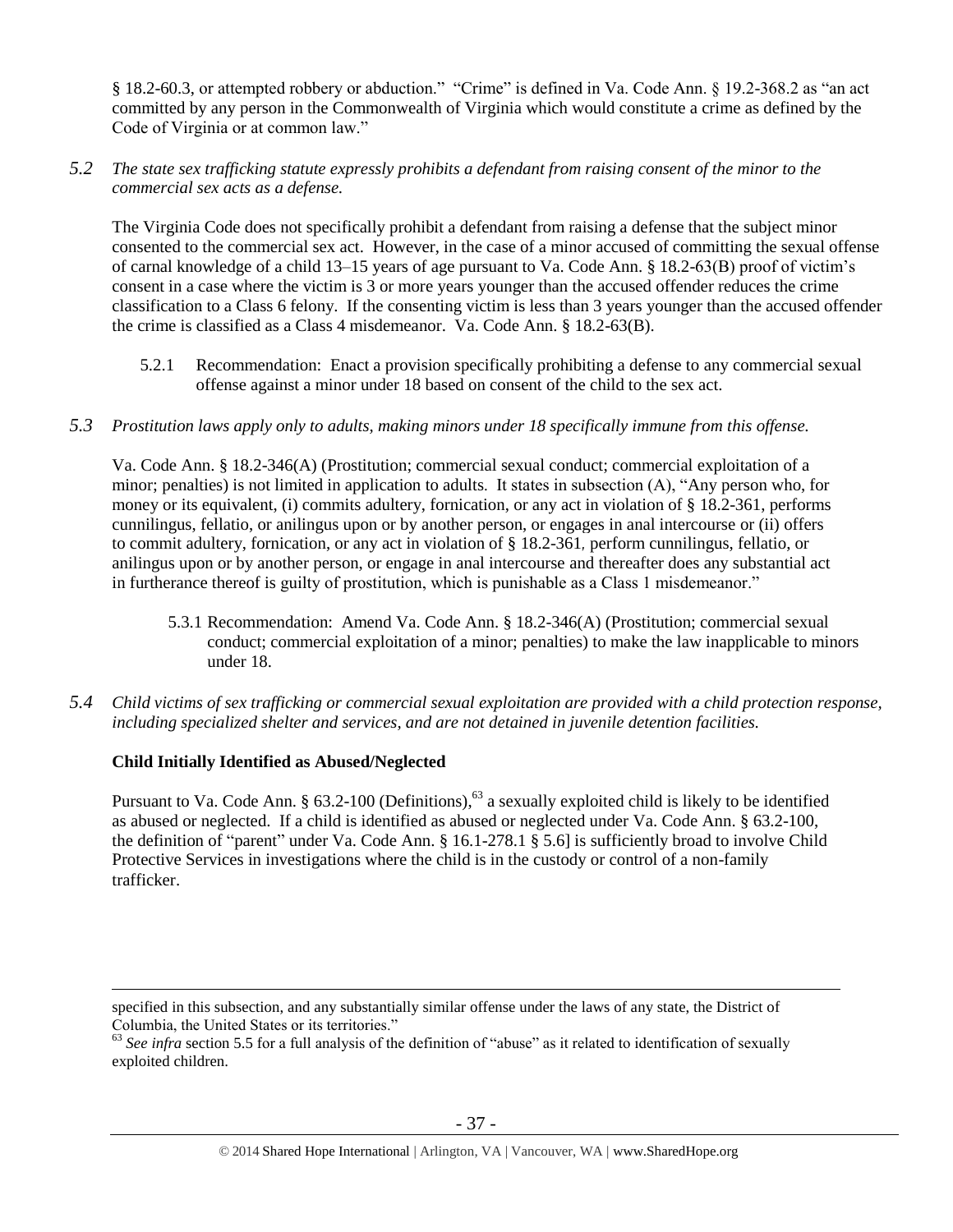§ 18.2-60.3, or attempted robbery or abduction." "Crime" is defined in Va. Code Ann. § 19.2-368.2 as "an act committed by any person in the Commonwealth of Virginia which would constitute a crime as defined by the Code of Virginia or at common law."

*5.2 The state sex trafficking statute expressly prohibits a defendant from raising consent of the minor to the commercial sex acts as a defense.*

The Virginia Code does not specifically prohibit a defendant from raising a defense that the subject minor consented to the commercial sex act. However, in the case of a minor accused of committing the sexual offense of carnal knowledge of a child 13–15 years of age pursuant to Va. Code Ann. § 18.2-63(B) proof of victim's consent in a case where the victim is 3 or more years younger than the accused offender reduces the crime classification to a Class 6 felony. If the consenting victim is less than 3 years younger than the accused offender the crime is classified as a Class 4 misdemeanor. Va. Code Ann. § 18.2-63(B).

5.2.1 Recommendation: Enact a provision specifically prohibiting a defense to any commercial sexual offense against a minor under 18 based on consent of the child to the sex act.

*5.3 Prostitution laws apply only to adults, making minors under 18 specifically immune from this offense.*

Va. Code Ann. § 18.2-346(A) (Prostitution; commercial sexual conduct; commercial exploitation of a minor; penalties) is not limited in application to adults. It states in subsection (A), "Any person who, for money or its equivalent, (i) commits adultery, fornication, or any act in violation of § 18.2-361, performs cunnilingus, fellatio, or anilingus upon or by another person, or engages in anal intercourse or (ii) offers to commit adultery, fornication, or any act in violation of § 18.2-361, perform cunnilingus, fellatio, or anilingus upon or by another person, or engage in anal intercourse and thereafter does any substantial act in furtherance thereof is guilty of prostitution, which is punishable as a Class 1 misdemeanor."

5.3.1 Recommendation: Amend Va. Code Ann. § 18.2-346(A) (Prostitution; commercial sexual conduct; commercial exploitation of a minor; penalties) to make the law inapplicable to minors under 18.

*5.4 Child victims of sex trafficking or commercial sexual exploitation are provided with a child protection response, including specialized shelter and services, and are not detained in juvenile detention facilities.*

**Child Initially Identified as Abused/Neglected**

Pursuant to Va. Code Ann. § 63.2-100 (Definitions),[63] a sexually exploited child is likely to be identified as abused or neglected. If a child is identified as abused or neglected under Va. Code Ann. § 63.2-100, the definition of "parent" under Va. Code Ann. § 16.1-278.1 § 5.6] is sufficiently broad to involve Child Protective Services in investigations where the child is in the custody or control of a non-family trafficker.

---

specified in this subsection, and any substantially similar offense under the laws of any state, the District of Columbia, the United States or its territories."

[63] *See infra* section 5.5 for a full analysis of the definition of "abuse" as it related to identification of sexually exploited children.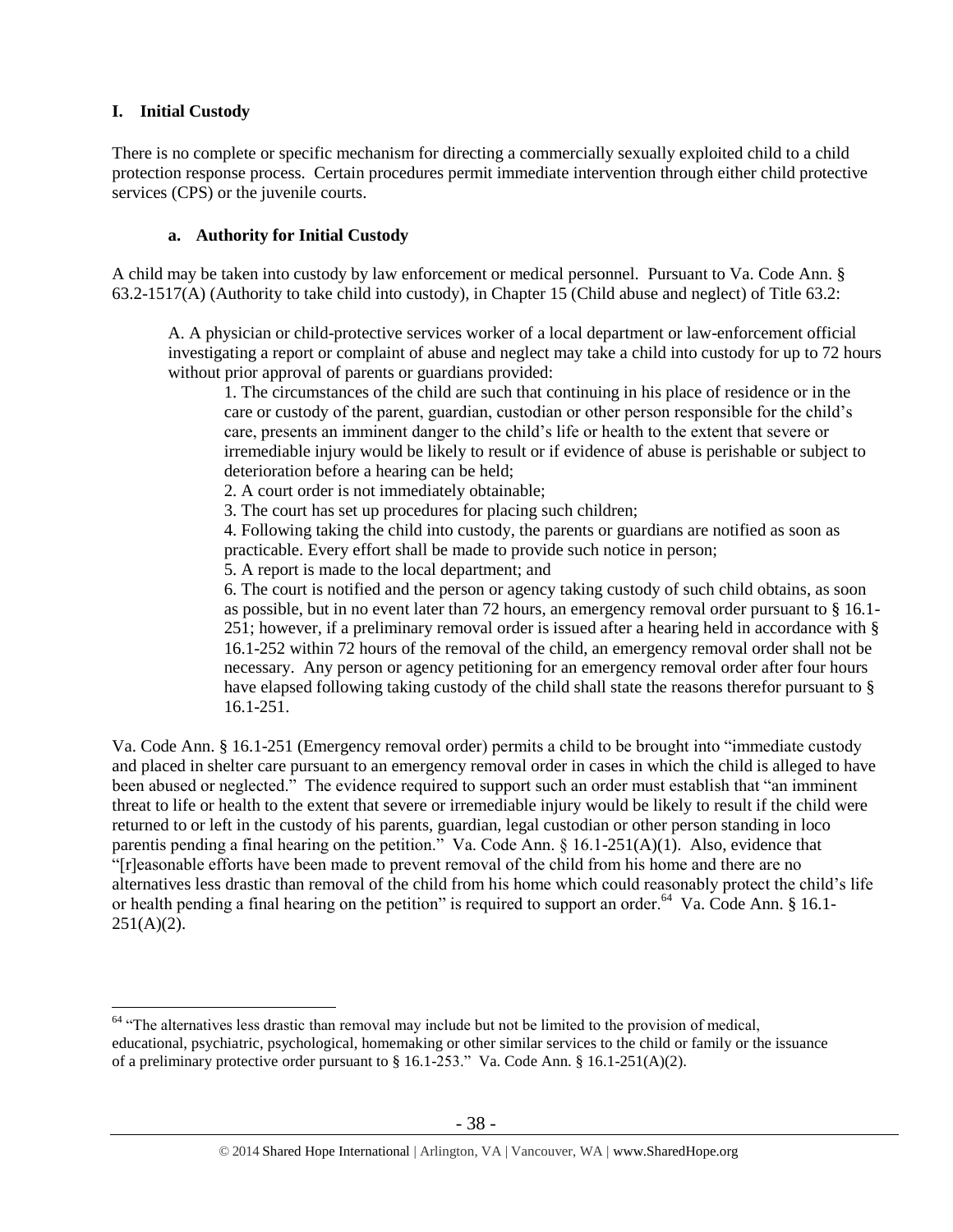## I. Initial Custody

There is no complete or specific mechanism for directing a commercially sexually exploited child to a child protection response process. Certain procedures permit immediate intervention through either child protective services (CPS) or the juvenile courts.

### a. Authority for Initial Custody

A child may be taken into custody by law enforcement or medical personnel. Pursuant to Va. Code Ann. § 63.2-1517(A) (Authority to take child into custody), in Chapter 15 (Child abuse and neglect) of Title 63.2:

> A. A physician or child-protective services worker of a local department or law-enforcement official investigating a report or complaint of abuse and neglect may take a child into custody for up to 72 hours without prior approval of parents or guardians provided:
>
> 1. The circumstances of the child are such that continuing in his place of residence or in the care or custody of the parent, guardian, custodian or other person responsible for the child's care, presents an imminent danger to the child's life or health to the extent that severe or irremediable injury would be likely to result or if evidence of abuse is perishable or subject to deterioration before a hearing can be held;
> 2. A court order is not immediately obtainable;
> 3. The court has set up procedures for placing such children;
> 4. Following taking the child into custody, the parents or guardians are notified as soon as practicable. Every effort shall be made to provide such notice in person;
> 5. A report is made to the local department; and
> 6. The court is notified and the person or agency taking custody of such child obtains, as soon as possible, but in no event later than 72 hours, an emergency removal order pursuant to § 16.1-251; however, if a preliminary removal order is issued after a hearing held in accordance with § 16.1-252 within 72 hours of the removal of the child, an emergency removal order shall not be necessary. Any person or agency petitioning for an emergency removal order after four hours have elapsed following taking custody of the child shall state the reasons therefor pursuant to § 16.1-251.

Va. Code Ann. § 16.1-251 (Emergency removal order) permits a child to be brought into "immediate custody and placed in shelter care pursuant to an emergency removal order in cases in which the child is alleged to have been abused or neglected." The evidence required to support such an order must establish that "an imminent threat to life or health to the extent that severe or irremediable injury would be likely to result if the child were returned to or left in the custody of his parents, guardian, legal custodian or other person standing in loco parentis pending a final hearing on the petition." Va. Code Ann. § 16.1-251(A)(1). Also, evidence that "[r]easonable efforts have been made to prevent removal of the child from his home and there are no alternatives less drastic than removal of the child from his home which could reasonably protect the child's life or health pending a final hearing on the petition" is required to support an order.[64] Va. Code Ann. § 16.1-251(A)(2).

---

[64] "The alternatives less drastic than removal may include but not be limited to the provision of medical, educational, psychiatric, psychological, homemaking or other similar services to the child or family or the issuance of a preliminary protective order pursuant to § 16.1-253." Va. Code Ann. § 16.1-251(A)(2).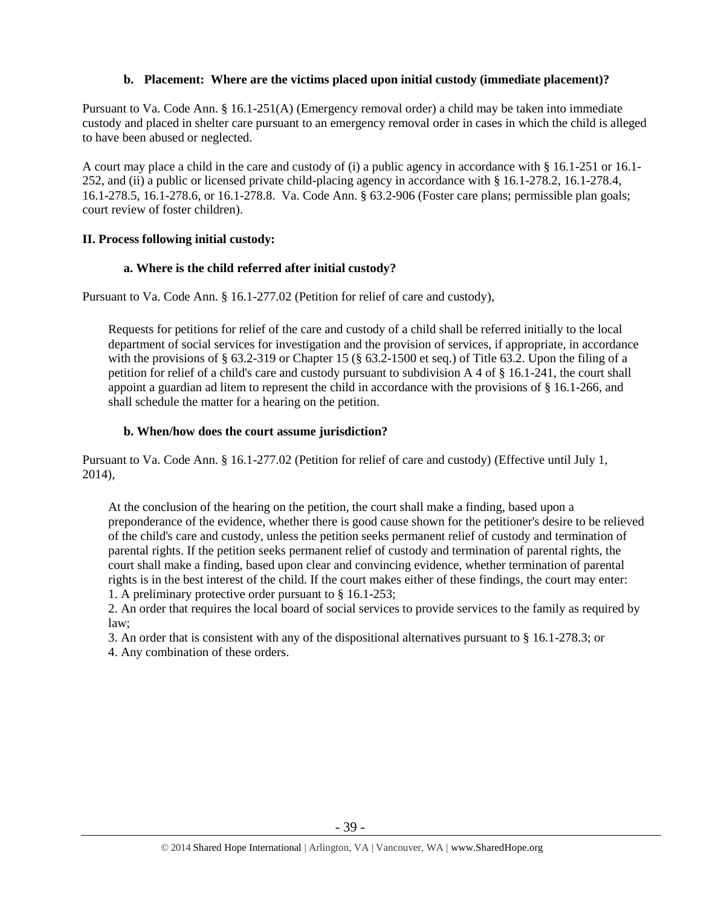### b. Placement: Where are the victims placed upon initial custody (immediate placement)?

Pursuant to Va. Code Ann. § 16.1-251(A) (Emergency removal order) a child may be taken into immediate custody and placed in shelter care pursuant to an emergency removal order in cases in which the child is alleged to have been abused or neglected.

A court may place a child in the care and custody of (i) a public agency in accordance with § 16.1-251 or 16.1-252, and (ii) a public or licensed private child-placing agency in accordance with § 16.1-278.2, 16.1-278.4, 16.1-278.5, 16.1-278.6, or 16.1-278.8. Va. Code Ann. § 63.2-906 (Foster care plans; permissible plan goals; court review of foster children).

## II. Process following initial custody:

### a. Where is the child referred after initial custody?

Pursuant to Va. Code Ann. § 16.1-277.02 (Petition for relief of care and custody),

> Requests for petitions for relief of the care and custody of a child shall be referred initially to the local department of social services for investigation and the provision of services, if appropriate, in accordance with the provisions of § 63.2-319 or Chapter 15 (§ 63.2-1500 et seq.) of Title 63.2. Upon the filing of a petition for relief of a child's care and custody pursuant to subdivision A 4 of § 16.1-241, the court shall appoint a guardian ad litem to represent the child in accordance with the provisions of § 16.1-266, and shall schedule the matter for a hearing on the petition.

### b. When/how does the court assume jurisdiction?

Pursuant to Va. Code Ann. § 16.1-277.02 (Petition for relief of care and custody) (Effective until July 1, 2014),

> At the conclusion of the hearing on the petition, the court shall make a finding, based upon a preponderance of the evidence, whether there is good cause shown for the petitioner's desire to be relieved of the child's care and custody, unless the petition seeks permanent relief of custody and termination of parental rights. If the petition seeks permanent relief of custody and termination of parental rights, the court shall make a finding, based upon clear and convincing evidence, whether termination of parental rights is in the best interest of the child. If the court makes either of these findings, the court may enter:
> 1. A preliminary protective order pursuant to § 16.1-253;
> 2. An order that requires the local board of social services to provide services to the family as required by law;
> 3. An order that is consistent with any of the dispositional alternatives pursuant to § 16.1-278.3; or
> 4. Any combination of these orders.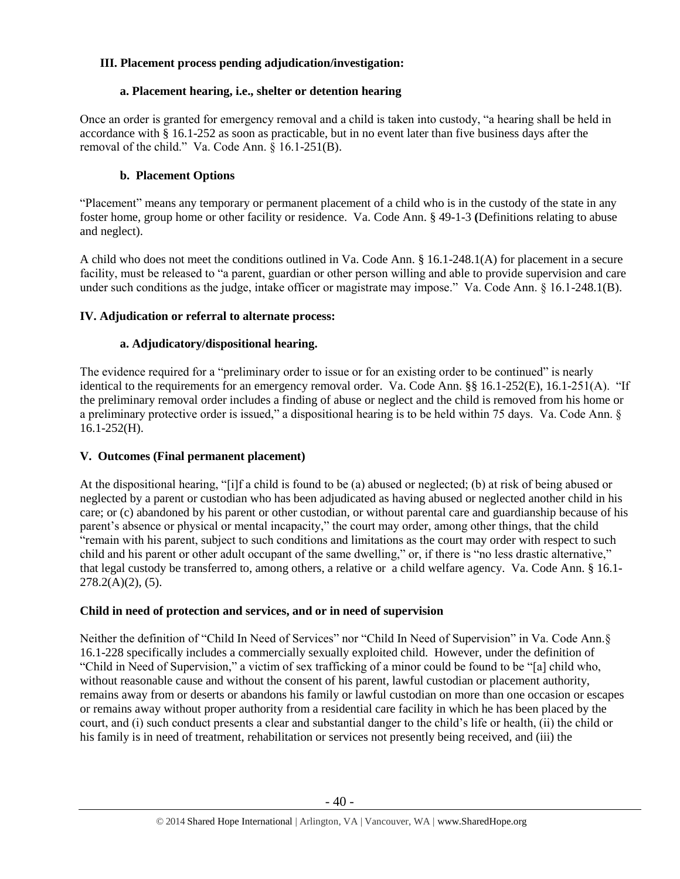## III. Placement process pending adjudication/investigation:

### a. Placement hearing, i.e., shelter or detention hearing

Once an order is granted for emergency removal and a child is taken into custody, "a hearing shall be held in accordance with § 16.1-252 as soon as practicable, but in no event later than five business days after the removal of the child." Va. Code Ann. § 16.1-251(B).

### b. Placement Options

"Placement" means any temporary or permanent placement of a child who is in the custody of the state in any foster home, group home or other facility or residence. Va. Code Ann. § 49-1-3 **(**Definitions relating to abuse and neglect).

A child who does not meet the conditions outlined in Va. Code Ann. § 16.1-248.1(A) for placement in a secure facility, must be released to "a parent, guardian or other person willing and able to provide supervision and care under such conditions as the judge, intake officer or magistrate may impose." Va. Code Ann. § 16.1-248.1(B).

## IV. Adjudication or referral to alternate process:

### a. Adjudicatory/dispositional hearing.

The evidence required for a "preliminary order to issue or for an existing order to be continued" is nearly identical to the requirements for an emergency removal order. Va. Code Ann. §§ 16.1-252(E), 16.1-251(A). "If the preliminary removal order includes a finding of abuse or neglect and the child is removed from his home or a preliminary protective order is issued," a dispositional hearing is to be held within 75 days. Va. Code Ann. § 16.1-252(H).

## V. Outcomes (Final permanent placement)

At the dispositional hearing, "[i]f a child is found to be (a) abused or neglected; (b) at risk of being abused or neglected by a parent or custodian who has been adjudicated as having abused or neglected another child in his care; or (c) abandoned by his parent or other custodian, or without parental care and guardianship because of his parent's absence or physical or mental incapacity," the court may order, among other things, that the child "remain with his parent, subject to such conditions and limitations as the court may order with respect to such child and his parent or other adult occupant of the same dwelling," or, if there is "no less drastic alternative," that legal custody be transferred to, among others, a relative or a child welfare agency. Va. Code Ann. § 16.1-278.2(A)(2), (5).

## Child in need of protection and services, and or in need of supervision

Neither the definition of "Child In Need of Services" nor "Child In Need of Supervision" in Va. Code Ann.§ 16.1-228 specifically includes a commercially sexually exploited child. However, under the definition of "Child in Need of Supervision," a victim of sex trafficking of a minor could be found to be "[a] child who, without reasonable cause and without the consent of his parent, lawful custodian or placement authority, remains away from or deserts or abandons his family or lawful custodian on more than one occasion or escapes or remains away without proper authority from a residential care facility in which he has been placed by the court, and (i) such conduct presents a clear and substantial danger to the child's life or health, (ii) the child or his family is in need of treatment, rehabilitation or services not presently being received, and (iii) the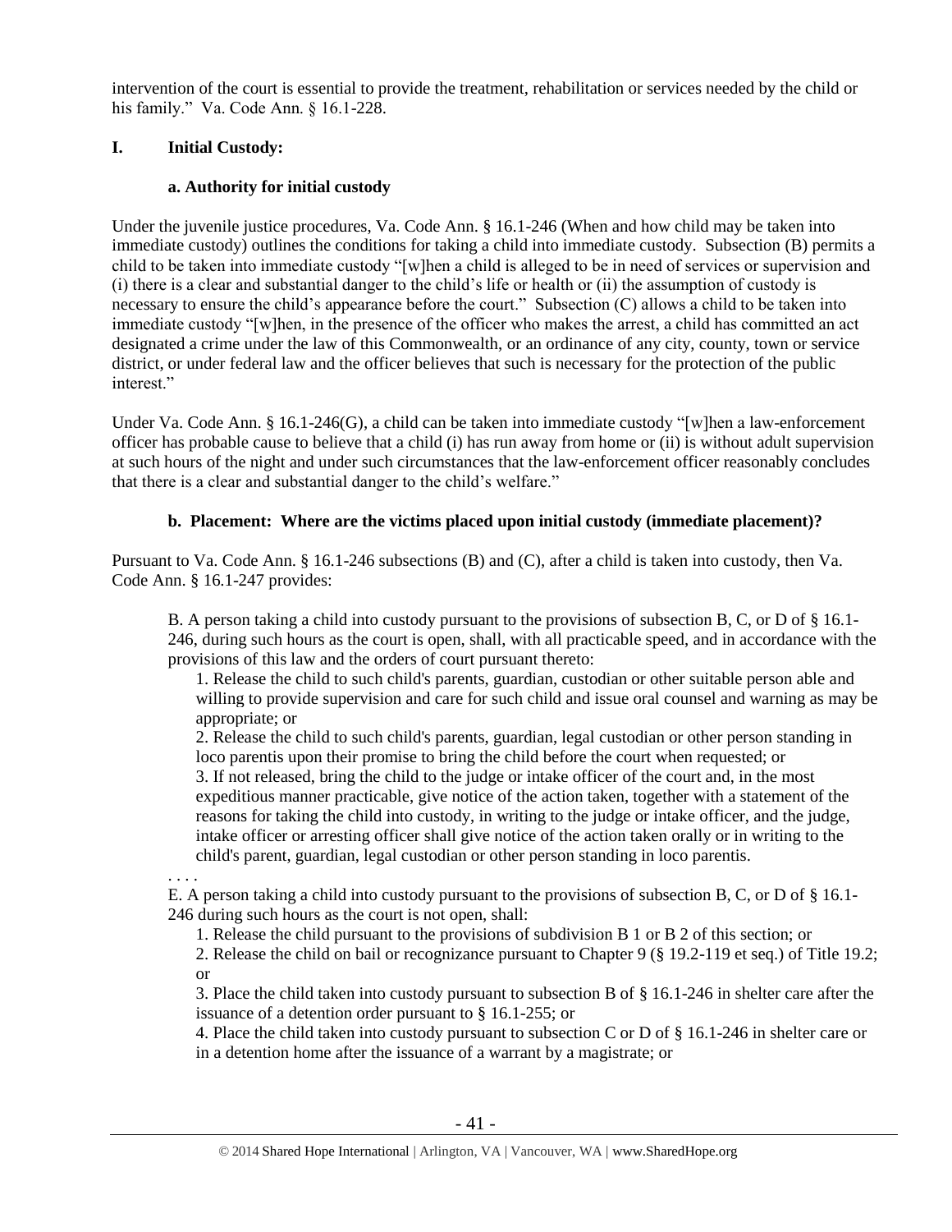intervention of the court is essential to provide the treatment, rehabilitation or services needed by the child or his family." Va. Code Ann. § 16.1-228.

## I. Initial Custody:

### a. Authority for initial custody

Under the juvenile justice procedures, Va. Code Ann. § 16.1-246 (When and how child may be taken into immediate custody) outlines the conditions for taking a child into immediate custody. Subsection (B) permits a child to be taken into immediate custody "[w]hen a child is alleged to be in need of services or supervision and (i) there is a clear and substantial danger to the child's life or health or (ii) the assumption of custody is necessary to ensure the child's appearance before the court." Subsection (C) allows a child to be taken into immediate custody "[w]hen, in the presence of the officer who makes the arrest, a child has committed an act designated a crime under the law of this Commonwealth, or an ordinance of any city, county, town or service district, or under federal law and the officer believes that such is necessary for the protection of the public interest."

Under Va. Code Ann. § 16.1-246(G), a child can be taken into immediate custody "[w]hen a law-enforcement officer has probable cause to believe that a child (i) has run away from home or (ii) is without adult supervision at such hours of the night and under such circumstances that the law-enforcement officer reasonably concludes that there is a clear and substantial danger to the child's welfare."

### b. Placement: Where are the victims placed upon initial custody (immediate placement)?

Pursuant to Va. Code Ann. § 16.1-246 subsections (B) and (C), after a child is taken into custody, then Va. Code Ann. § 16.1-247 provides:

> B. A person taking a child into custody pursuant to the provisions of subsection B, C, or D of § 16.1-246, during such hours as the court is open, shall, with all practicable speed, and in accordance with the provisions of this law and the orders of court pursuant thereto:
>
> 1. Release the child to such child's parents, guardian, custodian or other suitable person able and willing to provide supervision and care for such child and issue oral counsel and warning as may be appropriate; or
> 2. Release the child to such child's parents, guardian, legal custodian or other person standing in loco parentis upon their promise to bring the child before the court when requested; or
> 3. If not released, bring the child to the judge or intake officer of the court and, in the most expeditious manner practicable, give notice of the action taken, together with a statement of the reasons for taking the child into custody, in writing to the judge or intake officer, and the judge, intake officer or arresting officer shall give notice of the action taken orally or in writing to the child's parent, guardian, legal custodian or other person standing in loco parentis.
>
> . . . .
>
> E. A person taking a child into custody pursuant to the provisions of subsection B, C, or D of § 16.1-246 during such hours as the court is not open, shall:
>
> 1. Release the child pursuant to the provisions of subdivision B 1 or B 2 of this section; or
> 2. Release the child on bail or recognizance pursuant to Chapter 9 (§ 19.2-119 et seq.) of Title 19.2; or
> 3. Place the child taken into custody pursuant to subsection B of § 16.1-246 in shelter care after the issuance of a detention order pursuant to § 16.1-255; or
> 4. Place the child taken into custody pursuant to subsection C or D of § 16.1-246 in shelter care or in a detention home after the issuance of a warrant by a magistrate; or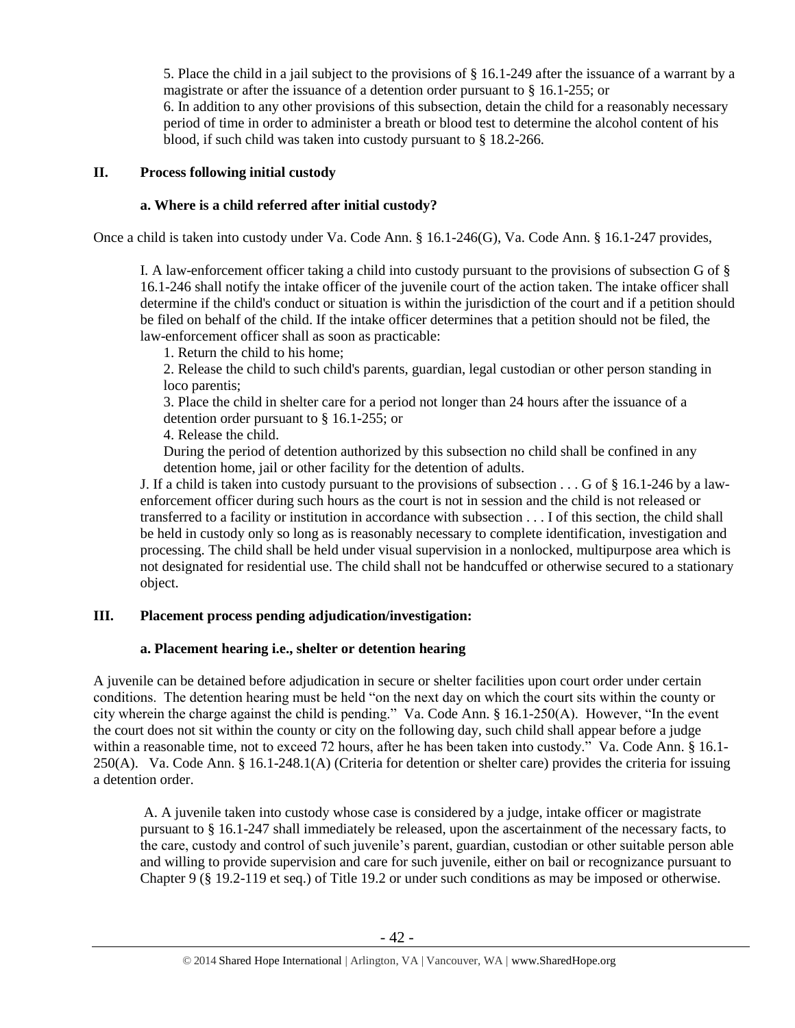5. Place the child in a jail subject to the provisions of § 16.1-249 after the issuance of a warrant by a magistrate or after the issuance of a detention order pursuant to § 16.1-255; or

6. In addition to any other provisions of this subsection, detain the child for a reasonably necessary period of time in order to administer a breath or blood test to determine the alcohol content of his blood, if such child was taken into custody pursuant to § 18.2-266.

## II. Process following initial custody

### a. Where is a child referred after initial custody?

Once a child is taken into custody under Va. Code Ann. § 16.1-246(G), Va. Code Ann. § 16.1-247 provides,

> I. A law-enforcement officer taking a child into custody pursuant to the provisions of subsection G of § 16.1-246 shall notify the intake officer of the juvenile court of the action taken. The intake officer shall determine if the child's conduct or situation is within the jurisdiction of the court and if a petition should be filed on behalf of the child. If the intake officer determines that a petition should not be filed, the law-enforcement officer shall as soon as practicable:
>
> 1. Return the child to his home;
> 2. Release the child to such child's parents, guardian, legal custodian or other person standing in loco parentis;
> 3. Place the child in shelter care for a period not longer than 24 hours after the issuance of a detention order pursuant to § 16.1-255; or
> 4. Release the child.
>
> During the period of detention authorized by this subsection no child shall be confined in any detention home, jail or other facility for the detention of adults.
>
> J. If a child is taken into custody pursuant to the provisions of subsection . . . G of § 16.1-246 by a law-enforcement officer during such hours as the court is not in session and the child is not released or transferred to a facility or institution in accordance with subsection . . . I of this section, the child shall be held in custody only so long as is reasonably necessary to complete identification, investigation and processing. The child shall be held under visual supervision in a nonlocked, multipurpose area which is not designated for residential use. The child shall not be handcuffed or otherwise secured to a stationary object.

## III. Placement process pending adjudication/investigation:

### a. Placement hearing i.e., shelter or detention hearing

A juvenile can be detained before adjudication in secure or shelter facilities upon court order under certain conditions. The detention hearing must be held "on the next day on which the court sits within the county or city wherein the charge against the child is pending." Va. Code Ann. § 16.1-250(A). However, "In the event the court does not sit within the county or city on the following day, such child shall appear before a judge within a reasonable time, not to exceed 72 hours, after he has been taken into custody." Va. Code Ann. § 16.1-250(A). Va. Code Ann. § 16.1-248.1(A) (Criteria for detention or shelter care) provides the criteria for issuing a detention order.

> A. A juvenile taken into custody whose case is considered by a judge, intake officer or magistrate pursuant to § 16.1-247 shall immediately be released, upon the ascertainment of the necessary facts, to the care, custody and control of such juvenile's parent, guardian, custodian or other suitable person able and willing to provide supervision and care for such juvenile, either on bail or recognizance pursuant to Chapter 9 (§ 19.2-119 et seq.) of Title 19.2 or under such conditions as may be imposed or otherwise.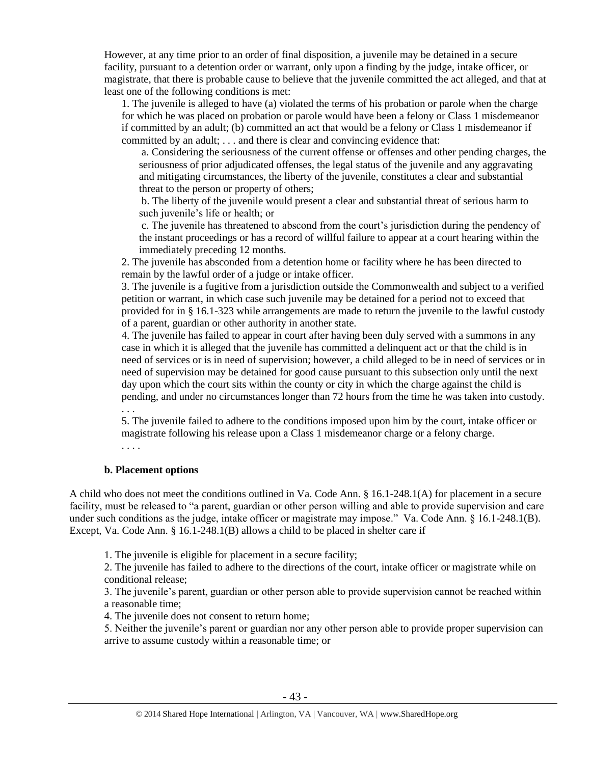However, at any time prior to an order of final disposition, a juvenile may be detained in a secure facility, pursuant to a detention order or warrant, only upon a finding by the judge, intake officer, or magistrate, that there is probable cause to believe that the juvenile committed the act alleged, and that at least one of the following conditions is met:

> 1. The juvenile is alleged to have (a) violated the terms of his probation or parole when the charge for which he was placed on probation or parole would have been a felony or Class 1 misdemeanor if committed by an adult; (b) committed an act that would be a felony or Class 1 misdemeanor if committed by an adult; . . . and there is clear and convincing evidence that:
>
> > a. Considering the seriousness of the current offense or offenses and other pending charges, the seriousness of prior adjudicated offenses, the legal status of the juvenile and any aggravating and mitigating circumstances, the liberty of the juvenile, constitutes a clear and substantial threat to the person or property of others;
> >
> > b. The liberty of the juvenile would present a clear and substantial threat of serious harm to such juvenile's life or health; or
> >
> > c. The juvenile has threatened to abscond from the court's jurisdiction during the pendency of the instant proceedings or has a record of willful failure to appear at a court hearing within the immediately preceding 12 months.
>
> 2. The juvenile has absconded from a detention home or facility where he has been directed to remain by the lawful order of a judge or intake officer.
>
> 3. The juvenile is a fugitive from a jurisdiction outside the Commonwealth and subject to a verified petition or warrant, in which case such juvenile may be detained for a period not to exceed that provided for in § 16.1-323 while arrangements are made to return the juvenile to the lawful custody of a parent, guardian or other authority in another state.
>
> 4. The juvenile has failed to appear in court after having been duly served with a summons in any case in which it is alleged that the juvenile has committed a delinquent act or that the child is in need of services or is in need of supervision; however, a child alleged to be in need of services or in need of supervision may be detained for good cause pursuant to this subsection only until the next day upon which the court sits within the county or city in which the charge against the child is pending, and under no circumstances longer than 72 hours from the time he was taken into custody.
>
> . . .
>
> 5. The juvenile failed to adhere to the conditions imposed upon him by the court, intake officer or magistrate following his release upon a Class 1 misdemeanor charge or a felony charge.
>
> . . . .

### b. Placement options

A child who does not meet the conditions outlined in Va. Code Ann. § 16.1-248.1(A) for placement in a secure facility, must be released to "a parent, guardian or other person willing and able to provide supervision and care under such conditions as the judge, intake officer or magistrate may impose." Va. Code Ann. § 16.1-248.1(B). Except, Va. Code Ann. § 16.1-248.1(B) allows a child to be placed in shelter care if

> 1. The juvenile is eligible for placement in a secure facility;
>
> 2. The juvenile has failed to adhere to the directions of the court, intake officer or magistrate while on conditional release;
>
> 3. The juvenile's parent, guardian or other person able to provide supervision cannot be reached within a reasonable time;
>
> 4. The juvenile does not consent to return home;
>
> 5. Neither the juvenile's parent or guardian nor any other person able to provide proper supervision can arrive to assume custody within a reasonable time; or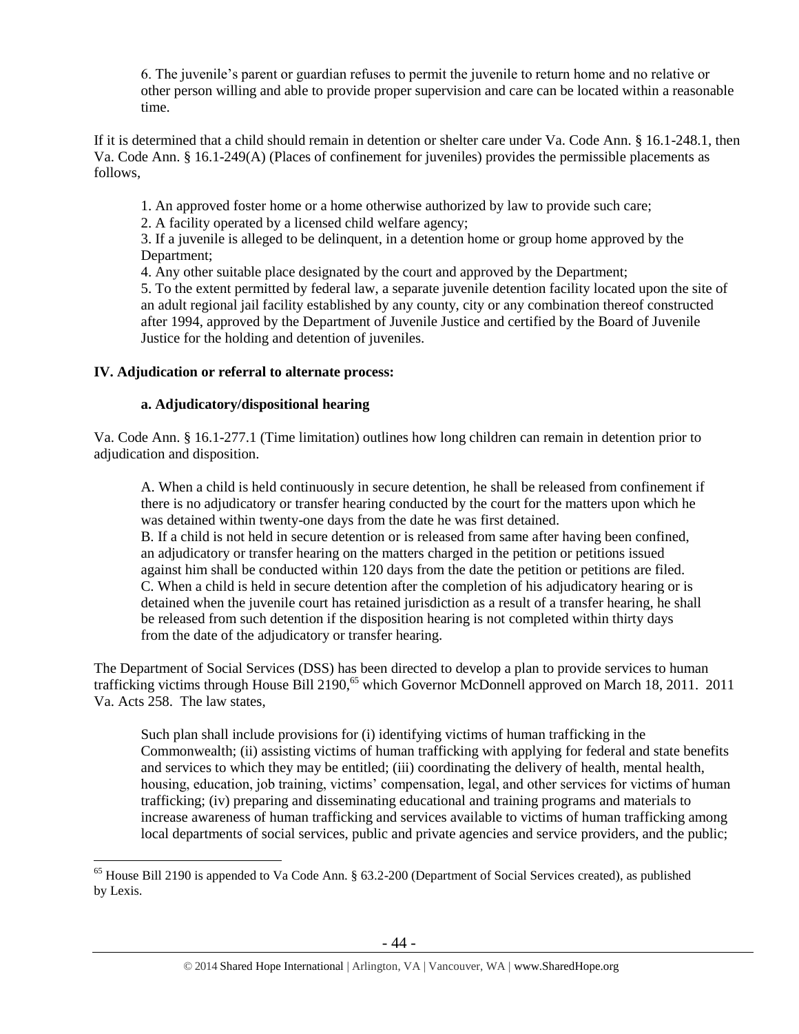6. The juvenile's parent or guardian refuses to permit the juvenile to return home and no relative or other person willing and able to provide proper supervision and care can be located within a reasonable time.

If it is determined that a child should remain in detention or shelter care under Va. Code Ann. § 16.1-248.1, then Va. Code Ann. § 16.1-249(A) (Places of confinement for juveniles) provides the permissible placements as follows,

> 1. An approved foster home or a home otherwise authorized by law to provide such care;
> 2. A facility operated by a licensed child welfare agency;
> 3. If a juvenile is alleged to be delinquent, in a detention home or group home approved by the Department;
> 4. Any other suitable place designated by the court and approved by the Department;
> 5. To the extent permitted by federal law, a separate juvenile detention facility located upon the site of an adult regional jail facility established by any county, city or any combination thereof constructed after 1994, approved by the Department of Juvenile Justice and certified by the Board of Juvenile Justice for the holding and detention of juveniles.

## IV. Adjudication or referral to alternate process:

### a. Adjudicatory/dispositional hearing

Va. Code Ann. § 16.1-277.1 (Time limitation) outlines how long children can remain in detention prior to adjudication and disposition.

> A. When a child is held continuously in secure detention, he shall be released from confinement if there is no adjudicatory or transfer hearing conducted by the court for the matters upon which he was detained within twenty-one days from the date he was first detained.
> B. If a child is not held in secure detention or is released from same after having been confined, an adjudicatory or transfer hearing on the matters charged in the petition or petitions issued against him shall be conducted within 120 days from the date the petition or petitions are filed.
> C. When a child is held in secure detention after the completion of his adjudicatory hearing or is detained when the juvenile court has retained jurisdiction as a result of a transfer hearing, he shall be released from such detention if the disposition hearing is not completed within thirty days from the date of the adjudicatory or transfer hearing.

The Department of Social Services (DSS) has been directed to develop a plan to provide services to human trafficking victims through House Bill 2190,[65] which Governor McDonnell approved on March 18, 2011. 2011 Va. Acts 258. The law states,

> Such plan shall include provisions for (i) identifying victims of human trafficking in the Commonwealth; (ii) assisting victims of human trafficking with applying for federal and state benefits and services to which they may be entitled; (iii) coordinating the delivery of health, mental health, housing, education, job training, victims' compensation, legal, and other services for victims of human trafficking; (iv) preparing and disseminating educational and training programs and materials to increase awareness of human trafficking and services available to victims of human trafficking among local departments of social services, public and private agencies and service providers, and the public;

---

[65] House Bill 2190 is appended to Va Code Ann. § 63.2-200 (Department of Social Services created), as published by Lexis.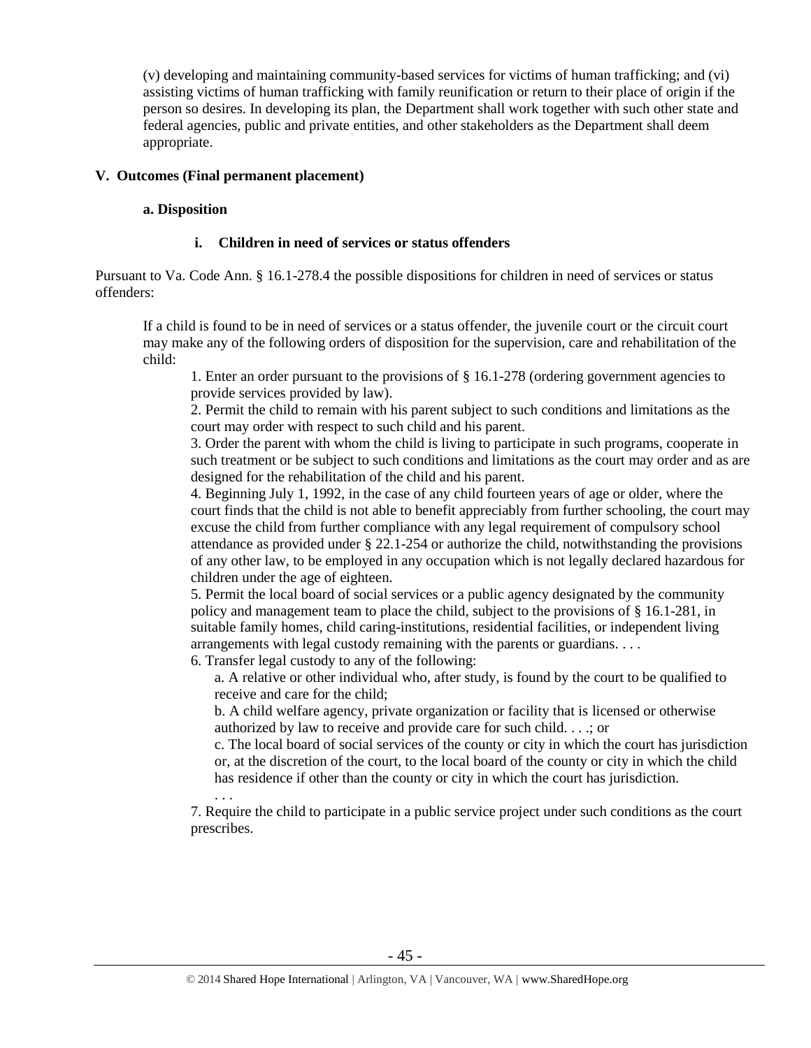(v) developing and maintaining community-based services for victims of human trafficking; and (vi) assisting victims of human trafficking with family reunification or return to their place of origin if the person so desires. In developing its plan, the Department shall work together with such other state and federal agencies, public and private entities, and other stakeholders as the Department shall deem appropriate.

## V. Outcomes (Final permanent placement)

### a. Disposition

#### i. Children in need of services or status offenders

Pursuant to Va. Code Ann. § 16.1-278.4 the possible dispositions for children in need of services or status offenders:

> If a child is found to be in need of services or a status offender, the juvenile court or the circuit court may make any of the following orders of disposition for the supervision, care and rehabilitation of the child:
>
> 1. Enter an order pursuant to the provisions of § 16.1-278 (ordering government agencies to provide services provided by law).
> 2. Permit the child to remain with his parent subject to such conditions and limitations as the court may order with respect to such child and his parent.
> 3. Order the parent with whom the child is living to participate in such programs, cooperate in such treatment or be subject to such conditions and limitations as the court may order and as are designed for the rehabilitation of the child and his parent.
> 4. Beginning July 1, 1992, in the case of any child fourteen years of age or older, where the court finds that the child is not able to benefit appreciably from further schooling, the court may excuse the child from further compliance with any legal requirement of compulsory school attendance as provided under § 22.1-254 or authorize the child, notwithstanding the provisions of any other law, to be employed in any occupation which is not legally declared hazardous for children under the age of eighteen.
> 5. Permit the local board of social services or a public agency designated by the community policy and management team to place the child, subject to the provisions of § 16.1-281, in suitable family homes, child caring-institutions, residential facilities, or independent living arrangements with legal custody remaining with the parents or guardians. . . .
> 6. Transfer legal custody to any of the following:
>     a. A relative or other individual who, after study, is found by the court to be qualified to receive and care for the child;
>     b. A child welfare agency, private organization or facility that is licensed or otherwise authorized by law to receive and provide care for such child. . . .; or
>     c. The local board of social services of the county or city in which the court has jurisdiction or, at the discretion of the court, to the local board of the county or city in which the child has residence if other than the county or city in which the court has jurisdiction.
>     . . .
> 7. Require the child to participate in a public service project under such conditions as the court prescribes.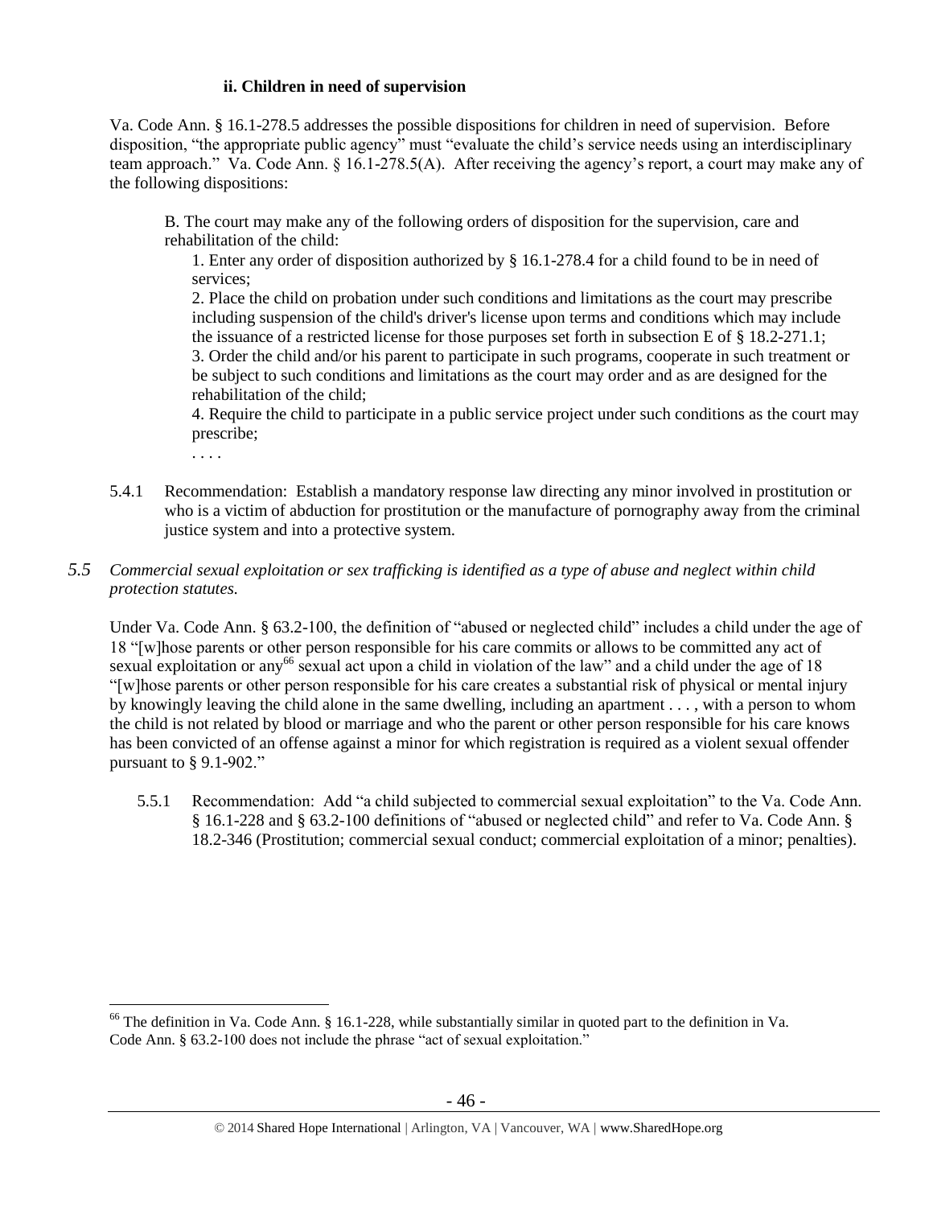#### ii. Children in need of supervision

Va. Code Ann. § 16.1-278.5 addresses the possible dispositions for children in need of supervision. Before disposition, "the appropriate public agency" must "evaluate the child's service needs using an interdisciplinary team approach." Va. Code Ann. § 16.1-278.5(A). After receiving the agency's report, a court may make any of the following dispositions:

> B. The court may make any of the following orders of disposition for the supervision, care and rehabilitation of the child:
>
> 1. Enter any order of disposition authorized by § 16.1-278.4 for a child found to be in need of services;
> 2. Place the child on probation under such conditions and limitations as the court may prescribe including suspension of the child's driver's license upon terms and conditions which may include the issuance of a restricted license for those purposes set forth in subsection E of § 18.2-271.1;
> 3. Order the child and/or his parent to participate in such programs, cooperate in such treatment or be subject to such conditions and limitations as the court may order and as are designed for the rehabilitation of the child;
> 4. Require the child to participate in a public service project under such conditions as the court may prescribe;
>
> . . . .

5.4.1 Recommendation: Establish a mandatory response law directing any minor involved in prostitution or who is a victim of abduction for prostitution or the manufacture of pornography away from the criminal justice system and into a protective system.

### *5.5 Commercial sexual exploitation or sex trafficking is identified as a type of abuse and neglect within child protection statutes.*

Under Va. Code Ann. § 63.2-100, the definition of "abused or neglected child" includes a child under the age of 18 "[w]hose parents or other person responsible for his care commits or allows to be committed any act of sexual exploitation or any[66] sexual act upon a child in violation of the law" and a child under the age of 18 "[w]hose parents or other person responsible for his care creates a substantial risk of physical or mental injury by knowingly leaving the child alone in the same dwelling, including an apartment . . . , with a person to whom the child is not related by blood or marriage and who the parent or other person responsible for his care knows has been convicted of an offense against a minor for which registration is required as a violent sexual offender pursuant to § 9.1-902."

5.5.1 Recommendation: Add "a child subjected to commercial sexual exploitation" to the Va. Code Ann. § 16.1-228 and § 63.2-100 definitions of "abused or neglected child" and refer to Va. Code Ann. § 18.2-346 (Prostitution; commercial sexual conduct; commercial exploitation of a minor; penalties).

---

[66] The definition in Va. Code Ann. § 16.1-228, while substantially similar in quoted part to the definition in Va. Code Ann. § 63.2-100 does not include the phrase "act of sexual exploitation."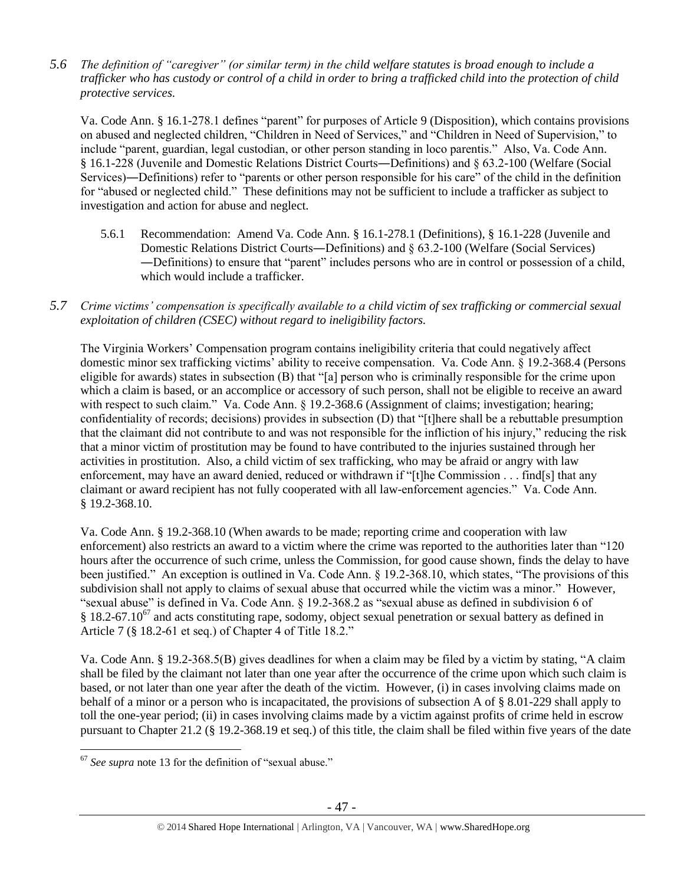*5.6 The definition of "caregiver" (or similar term) in the child welfare statutes is broad enough to include a trafficker who has custody or control of a child in order to bring a trafficked child into the protection of child protective services.*

Va. Code Ann. § 16.1-278.1 defines "parent" for purposes of Article 9 (Disposition), which contains provisions on abused and neglected children, "Children in Need of Services," and "Children in Need of Supervision," to include "parent, guardian, legal custodian, or other person standing in loco parentis." Also, Va. Code Ann. § 16.1-228 (Juvenile and Domestic Relations District Courts―Definitions) and § 63.2-100 (Welfare (Social Services)―Definitions) refer to "parents or other person responsible for his care" of the child in the definition for "abused or neglected child." These definitions may not be sufficient to include a trafficker as subject to investigation and action for abuse and neglect.

5.6.1 Recommendation: Amend Va. Code Ann. § 16.1-278.1 (Definitions), § 16.1-228 (Juvenile and Domestic Relations District Courts―Definitions) and § 63.2-100 (Welfare (Social Services) ―Definitions) to ensure that "parent" includes persons who are in control or possession of a child, which would include a trafficker.

*5.7 Crime victims' compensation is specifically available to a child victim of sex trafficking or commercial sexual exploitation of children (CSEC) without regard to ineligibility factors.*

The Virginia Workers' Compensation program contains ineligibility criteria that could negatively affect domestic minor sex trafficking victims' ability to receive compensation. Va. Code Ann. § 19.2-368.4 (Persons eligible for awards) states in subsection (B) that "[a] person who is criminally responsible for the crime upon which a claim is based, or an accomplice or accessory of such person, shall not be eligible to receive an award with respect to such claim." Va. Code Ann. § 19.2-368.6 (Assignment of claims; investigation; hearing; confidentiality of records; decisions) provides in subsection (D) that "[t]here shall be a rebuttable presumption that the claimant did not contribute to and was not responsible for the infliction of his injury," reducing the risk that a minor victim of prostitution may be found to have contributed to the injuries sustained through her activities in prostitution. Also, a child victim of sex trafficking, who may be afraid or angry with law enforcement, may have an award denied, reduced or withdrawn if "[t]he Commission . . . find[s] that any claimant or award recipient has not fully cooperated with all law-enforcement agencies." Va. Code Ann. § 19.2-368.10.

Va. Code Ann. § 19.2-368.10 (When awards to be made; reporting crime and cooperation with law enforcement) also restricts an award to a victim where the crime was reported to the authorities later than "120 hours after the occurrence of such crime, unless the Commission, for good cause shown, finds the delay to have been justified." An exception is outlined in Va. Code Ann. § 19.2-368.10, which states, "The provisions of this subdivision shall not apply to claims of sexual abuse that occurred while the victim was a minor." However, "sexual abuse" is defined in Va. Code Ann. § 19.2-368.2 as "sexual abuse as defined in subdivision 6 of § 18.2-67.10[67] and acts constituting rape, sodomy, object sexual penetration or sexual battery as defined in Article 7 (§ 18.2-61 et seq.) of Chapter 4 of Title 18.2."

Va. Code Ann. § 19.2-368.5(B) gives deadlines for when a claim may be filed by a victim by stating, "A claim shall be filed by the claimant not later than one year after the occurrence of the crime upon which such claim is based, or not later than one year after the death of the victim. However, (i) in cases involving claims made on behalf of a minor or a person who is incapacitated, the provisions of subsection A of § 8.01-229 shall apply to toll the one-year period; (ii) in cases involving claims made by a victim against profits of crime held in escrow pursuant to Chapter 21.2 (§ 19.2-368.19 et seq.) of this title, the claim shall be filed within five years of the date

---

[67] *See supra* note 13 for the definition of "sexual abuse."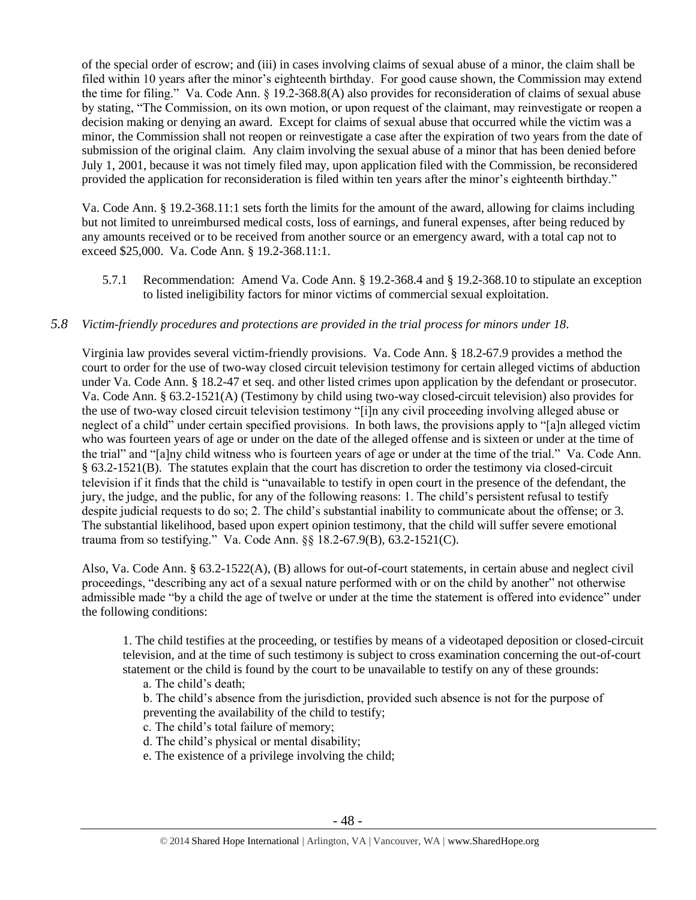of the special order of escrow; and (iii) in cases involving claims of sexual abuse of a minor, the claim shall be filed within 10 years after the minor's eighteenth birthday. For good cause shown, the Commission may extend the time for filing." Va. Code Ann. § 19.2-368.8(A) also provides for reconsideration of claims of sexual abuse by stating, "The Commission, on its own motion, or upon request of the claimant, may reinvestigate or reopen a decision making or denying an award. Except for claims of sexual abuse that occurred while the victim was a minor, the Commission shall not reopen or reinvestigate a case after the expiration of two years from the date of submission of the original claim. Any claim involving the sexual abuse of a minor that has been denied before July 1, 2001, because it was not timely filed may, upon application filed with the Commission, be reconsidered provided the application for reconsideration is filed within ten years after the minor's eighteenth birthday."

Va. Code Ann. § 19.2-368.11:1 sets forth the limits for the amount of the award, allowing for claims including but not limited to unreimbursed medical costs, loss of earnings, and funeral expenses, after being reduced by any amounts received or to be received from another source or an emergency award, with a total cap not to exceed $25,000. Va. Code Ann. § 19.2-368.11:1.

5.7.1 Recommendation: Amend Va. Code Ann. § 19.2-368.4 and § 19.2-368.10 to stipulate an exception to listed ineligibility factors for minor victims of commercial sexual exploitation.

## 5.8 *Victim-friendly procedures and protections are provided in the trial process for minors under 18.*

Virginia law provides several victim-friendly provisions. Va. Code Ann. § 18.2-67.9 provides a method the court to order for the use of two-way closed circuit television testimony for certain alleged victims of abduction under Va. Code Ann. § 18.2-47 et seq. and other listed crimes upon application by the defendant or prosecutor. Va. Code Ann. § 63.2-1521(A) (Testimony by child using two-way closed-circuit television) also provides for the use of two-way closed circuit television testimony "[i]n any civil proceeding involving alleged abuse or neglect of a child" under certain specified provisions. In both laws, the provisions apply to "[a]n alleged victim who was fourteen years of age or under on the date of the alleged offense and is sixteen or under at the time of the trial" and "[a]ny child witness who is fourteen years of age or under at the time of the trial." Va. Code Ann. § 63.2-1521(B). The statutes explain that the court has discretion to order the testimony via closed-circuit television if it finds that the child is "unavailable to testify in open court in the presence of the defendant, the jury, the judge, and the public, for any of the following reasons: 1. The child's persistent refusal to testify despite judicial requests to do so; 2. The child's substantial inability to communicate about the offense; or 3. The substantial likelihood, based upon expert opinion testimony, that the child will suffer severe emotional trauma from so testifying." Va. Code Ann. §§ 18.2-67.9(B), 63.2-1521(C).

Also, Va. Code Ann. § 63.2-1522(A), (B) allows for out-of-court statements, in certain abuse and neglect civil proceedings, "describing any act of a sexual nature performed with or on the child by another" not otherwise admissible made "by a child the age of twelve or under at the time the statement is offered into evidence" under the following conditions:

> 1. The child testifies at the proceeding, or testifies by means of a videotaped deposition or closed-circuit television, and at the time of such testimony is subject to cross examination concerning the out-of-court statement or the child is found by the court to be unavailable to testify on any of these grounds:
>
> a. The child's death;
>
> b. The child's absence from the jurisdiction, provided such absence is not for the purpose of preventing the availability of the child to testify;
>
> c. The child's total failure of memory;
>
> d. The child's physical or mental disability;
>
> e. The existence of a privilege involving the child;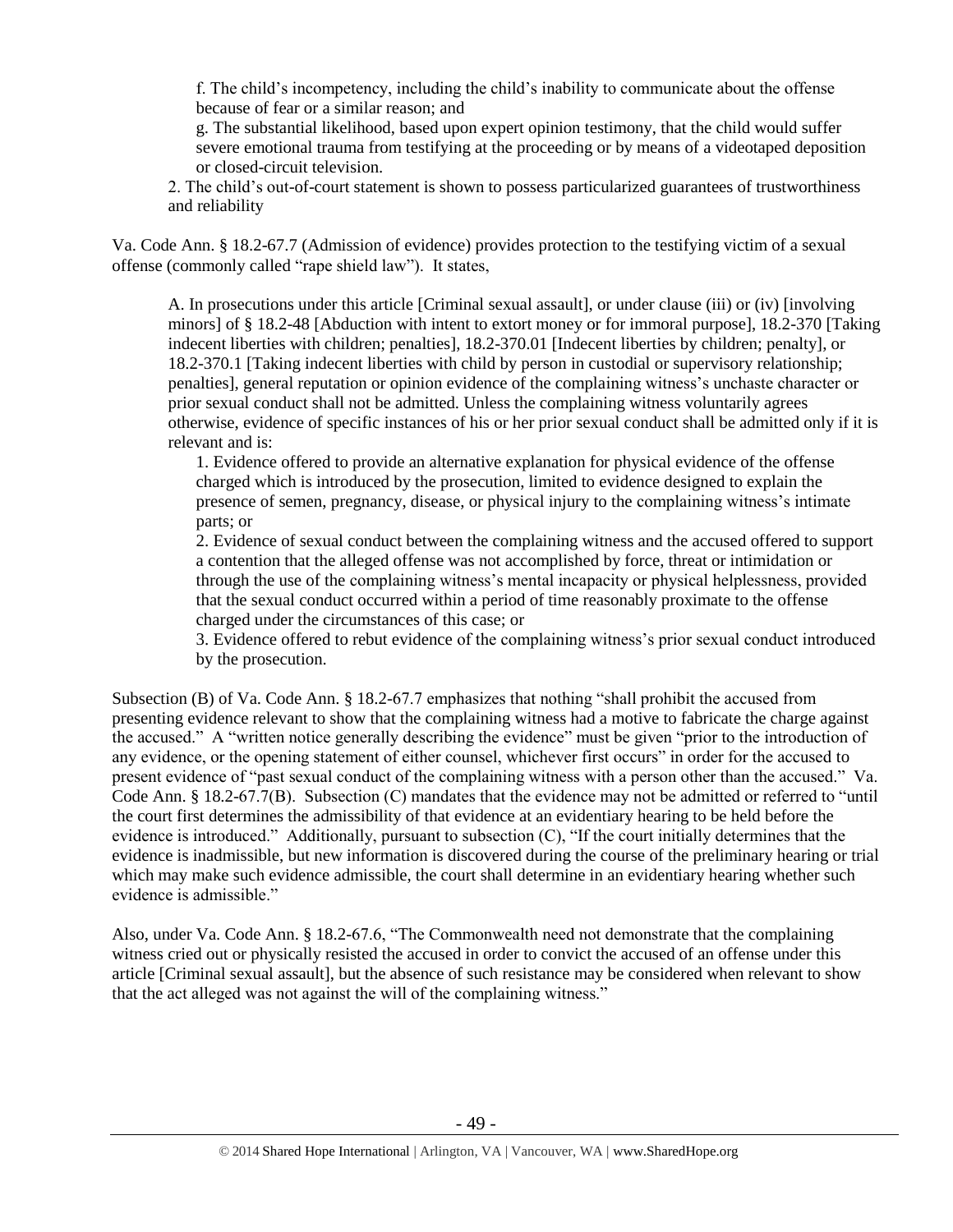f. The child's incompetency, including the child's inability to communicate about the offense because of fear or a similar reason; and

g. The substantial likelihood, based upon expert opinion testimony, that the child would suffer severe emotional trauma from testifying at the proceeding or by means of a videotaped deposition or closed-circuit television.

2. The child's out-of-court statement is shown to possess particularized guarantees of trustworthiness and reliability

Va. Code Ann. § 18.2-67.7 (Admission of evidence) provides protection to the testifying victim of a sexual offense (commonly called "rape shield law"). It states,

> A. In prosecutions under this article [Criminal sexual assault], or under clause (iii) or (iv) [involving minors] of § 18.2-48 [Abduction with intent to extort money or for immoral purpose], 18.2-370 [Taking indecent liberties with children; penalties], 18.2-370.01 [Indecent liberties by children; penalty], or 18.2-370.1 [Taking indecent liberties with child by person in custodial or supervisory relationship; penalties], general reputation or opinion evidence of the complaining witness's unchaste character or prior sexual conduct shall not be admitted. Unless the complaining witness voluntarily agrees otherwise, evidence of specific instances of his or her prior sexual conduct shall be admitted only if it is relevant and is:
>
> 1. Evidence offered to provide an alternative explanation for physical evidence of the offense charged which is introduced by the prosecution, limited to evidence designed to explain the presence of semen, pregnancy, disease, or physical injury to the complaining witness's intimate parts; or
> 2. Evidence of sexual conduct between the complaining witness and the accused offered to support a contention that the alleged offense was not accomplished by force, threat or intimidation or through the use of the complaining witness's mental incapacity or physical helplessness, provided that the sexual conduct occurred within a period of time reasonably proximate to the offense charged under the circumstances of this case; or
> 3. Evidence offered to rebut evidence of the complaining witness's prior sexual conduct introduced by the prosecution.

Subsection (B) of Va. Code Ann. § 18.2-67.7 emphasizes that nothing "shall prohibit the accused from presenting evidence relevant to show that the complaining witness had a motive to fabricate the charge against the accused." A "written notice generally describing the evidence" must be given "prior to the introduction of any evidence, or the opening statement of either counsel, whichever first occurs" in order for the accused to present evidence of "past sexual conduct of the complaining witness with a person other than the accused." Va. Code Ann. § 18.2-67.7(B). Subsection (C) mandates that the evidence may not be admitted or referred to "until the court first determines the admissibility of that evidence at an evidentiary hearing to be held before the evidence is introduced." Additionally, pursuant to subsection (C), "If the court initially determines that the evidence is inadmissible, but new information is discovered during the course of the preliminary hearing or trial which may make such evidence admissible, the court shall determine in an evidentiary hearing whether such evidence is admissible."

Also, under Va. Code Ann. § 18.2-67.6, "The Commonwealth need not demonstrate that the complaining witness cried out or physically resisted the accused in order to convict the accused of an offense under this article [Criminal sexual assault], but the absence of such resistance may be considered when relevant to show that the act alleged was not against the will of the complaining witness."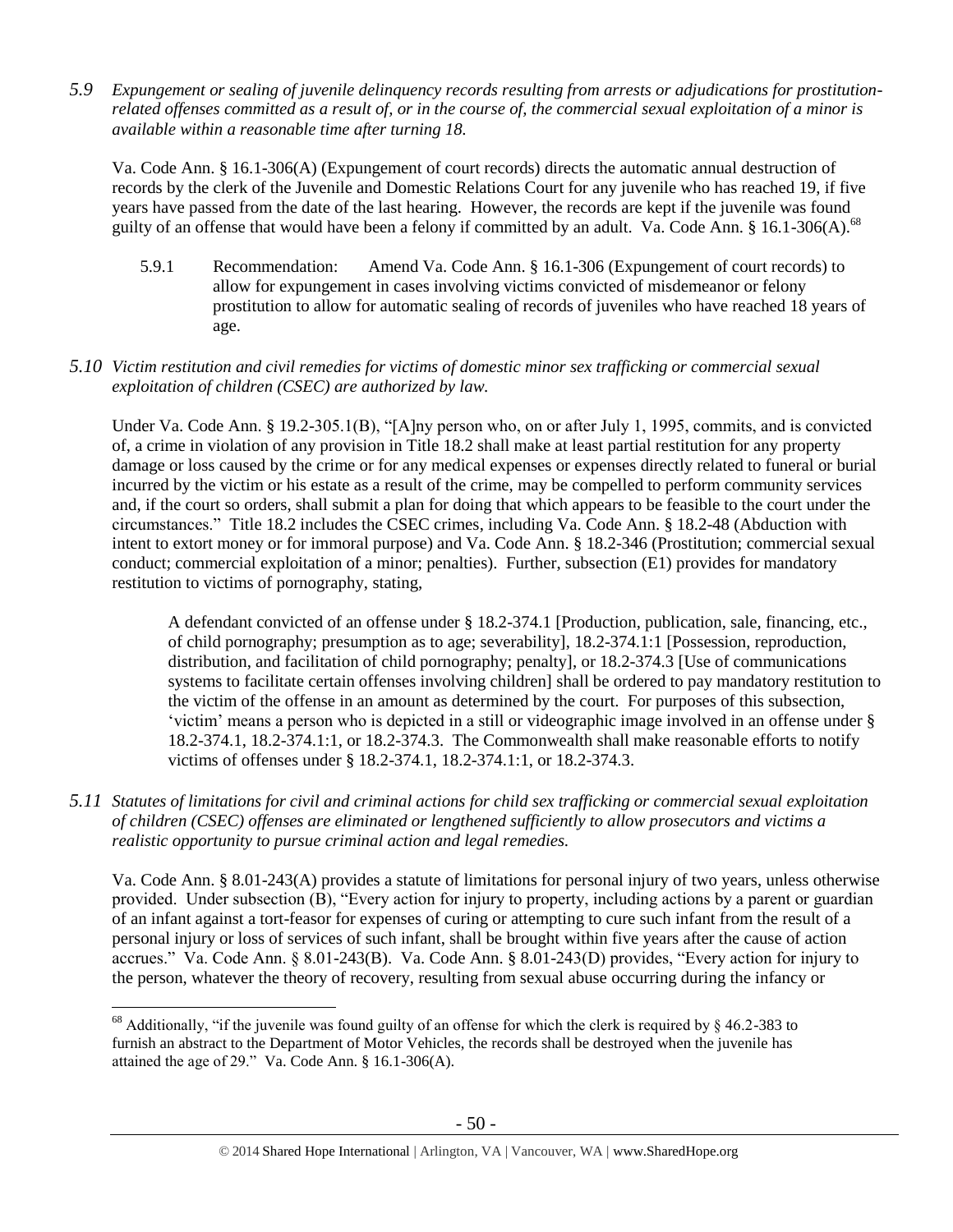*5.9 Expungement or sealing of juvenile delinquency records resulting from arrests or adjudications for prostitution-related offenses committed as a result of, or in the course of, the commercial sexual exploitation of a minor is available within a reasonable time after turning 18.*

Va. Code Ann. § 16.1-306(A) (Expungement of court records) directs the automatic annual destruction of records by the clerk of the Juvenile and Domestic Relations Court for any juvenile who has reached 19, if five years have passed from the date of the last hearing. However, the records are kept if the juvenile was found guilty of an offense that would have been a felony if committed by an adult. Va. Code Ann. § 16.1-306(A).[68]

> 5.9.1 Recommendation: Amend Va. Code Ann. § 16.1-306 (Expungement of court records) to allow for expungement in cases involving victims convicted of misdemeanor or felony prostitution to allow for automatic sealing of records of juveniles who have reached 18 years of age.

*5.10 Victim restitution and civil remedies for victims of domestic minor sex trafficking or commercial sexual exploitation of children (CSEC) are authorized by law.*

Under Va. Code Ann. § 19.2-305.1(B), "[A]ny person who, on or after July 1, 1995, commits, and is convicted of, a crime in violation of any provision in Title 18.2 shall make at least partial restitution for any property damage or loss caused by the crime or for any medical expenses or expenses directly related to funeral or burial incurred by the victim or his estate as a result of the crime, may be compelled to perform community services and, if the court so orders, shall submit a plan for doing that which appears to be feasible to the court under the circumstances." Title 18.2 includes the CSEC crimes, including Va. Code Ann. § 18.2-48 (Abduction with intent to extort money or for immoral purpose) and Va. Code Ann. § 18.2-346 (Prostitution; commercial sexual conduct; commercial exploitation of a minor; penalties). Further, subsection (E1) provides for mandatory restitution to victims of pornography, stating,

> A defendant convicted of an offense under § 18.2-374.1 [Production, publication, sale, financing, etc., of child pornography; presumption as to age; severability], 18.2-374.1:1 [Possession, reproduction, distribution, and facilitation of child pornography; penalty], or 18.2-374.3 [Use of communications systems to facilitate certain offenses involving children] shall be ordered to pay mandatory restitution to the victim of the offense in an amount as determined by the court. For purposes of this subsection, 'victim' means a person who is depicted in a still or videographic image involved in an offense under § 18.2-374.1, 18.2-374.1:1, or 18.2-374.3. The Commonwealth shall make reasonable efforts to notify victims of offenses under § 18.2-374.1, 18.2-374.1:1, or 18.2-374.3.

*5.11 Statutes of limitations for civil and criminal actions for child sex trafficking or commercial sexual exploitation of children (CSEC) offenses are eliminated or lengthened sufficiently to allow prosecutors and victims a realistic opportunity to pursue criminal action and legal remedies.*

Va. Code Ann. § 8.01-243(A) provides a statute of limitations for personal injury of two years, unless otherwise provided. Under subsection (B), "Every action for injury to property, including actions by a parent or guardian of an infant against a tort-feasor for expenses of curing or attempting to cure such infant from the result of a personal injury or loss of services of such infant, shall be brought within five years after the cause of action accrues." Va. Code Ann. § 8.01-243(B). Va. Code Ann. § 8.01-243(D) provides, "Every action for injury to the person, whatever the theory of recovery, resulting from sexual abuse occurring during the infancy or

---

[68] Additionally, "if the juvenile was found guilty of an offense for which the clerk is required by § 46.2-383 to furnish an abstract to the Department of Motor Vehicles, the records shall be destroyed when the juvenile has attained the age of 29." Va. Code Ann. § 16.1-306(A).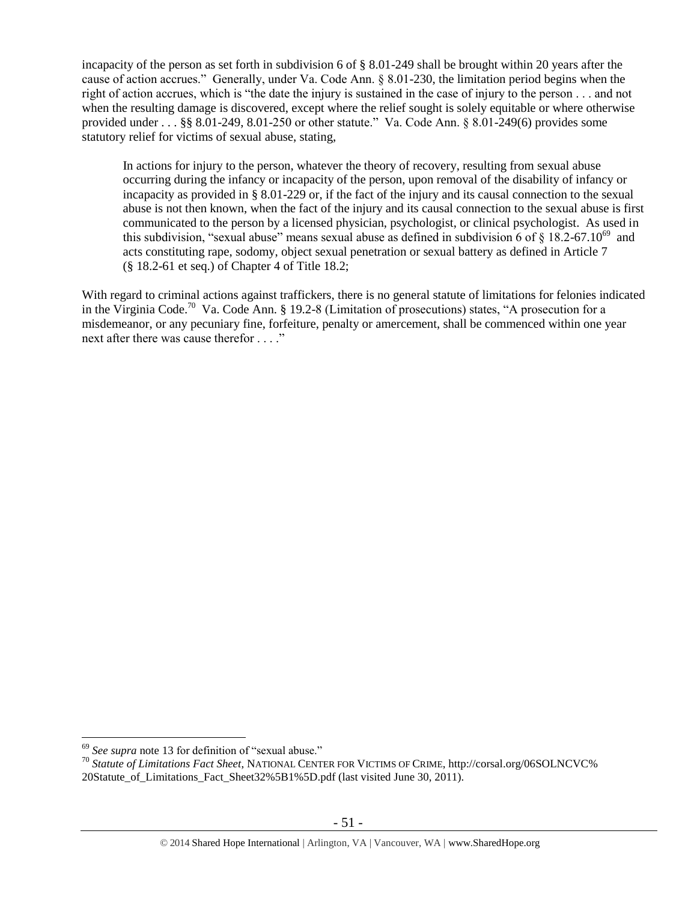incapacity of the person as set forth in subdivision 6 of § 8.01-249 shall be brought within 20 years after the cause of action accrues." Generally, under Va. Code Ann. § 8.01-230, the limitation period begins when the right of action accrues, which is "the date the injury is sustained in the case of injury to the person . . . and not when the resulting damage is discovered, except where the relief sought is solely equitable or where otherwise provided under . . . §§ 8.01-249, 8.01-250 or other statute." Va. Code Ann. § 8.01-249(6) provides some statutory relief for victims of sexual abuse, stating,

> In actions for injury to the person, whatever the theory of recovery, resulting from sexual abuse occurring during the infancy or incapacity of the person, upon removal of the disability of infancy or incapacity as provided in § 8.01-229 or, if the fact of the injury and its causal connection to the sexual abuse is not then known, when the fact of the injury and its causal connection to the sexual abuse is first communicated to the person by a licensed physician, psychologist, or clinical psychologist. As used in this subdivision, "sexual abuse" means sexual abuse as defined in subdivision 6 of § 18.2-67.10[69] and acts constituting rape, sodomy, object sexual penetration or sexual battery as defined in Article 7 (§ 18.2-61 et seq.) of Chapter 4 of Title 18.2;

With regard to criminal actions against traffickers, there is no general statute of limitations for felonies indicated in the Virginia Code.[70] Va. Code Ann. § 19.2-8 (Limitation of prosecutions) states, "A prosecution for a misdemeanor, or any pecuniary fine, forfeiture, penalty or amercement, shall be commenced within one year next after there was cause therefor . . . ."

---

[69] *See supra* note 13 for definition of "sexual abuse."

[70] *Statute of Limitations Fact Sheet*, NATIONAL CENTER FOR VICTIMS OF CRIME, http://corsal.org/06SOLNCVC%20Statute_of_Limitations_Fact_Sheet32%5B1%5D.pdf (last visited June 30, 2011).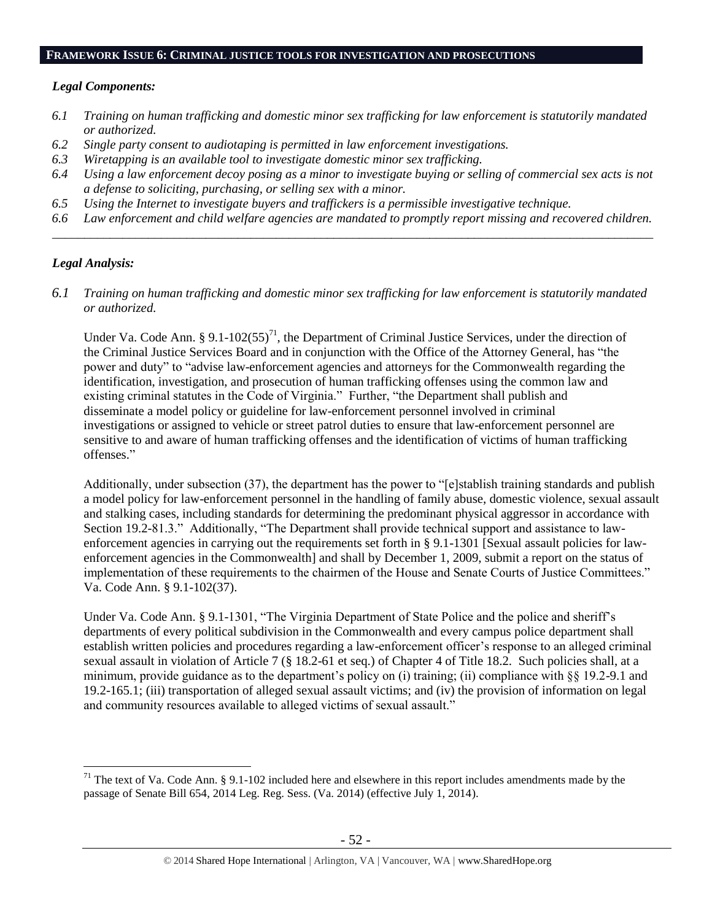## FRAMEWORK ISSUE 6: CRIMINAL JUSTICE TOOLS FOR INVESTIGATION AND PROSECUTIONS

### *Legal Components:*

*6.1 Training on human trafficking and domestic minor sex trafficking for law enforcement is statutorily mandated or authorized.*
*6.2 Single party consent to audiotaping is permitted in law enforcement investigations.*
*6.3 Wiretapping is an available tool to investigate domestic minor sex trafficking.*
*6.4 Using a law enforcement decoy posing as a minor to investigate buying or selling of commercial sex acts is not a defense to soliciting, purchasing, or selling sex with a minor.*
*6.5 Using the Internet to investigate buyers and traffickers is a permissible investigative technique.*
*6.6 Law enforcement and child welfare agencies are mandated to promptly report missing and recovered children.*

---

### *Legal Analysis:*

*6.1 Training on human trafficking and domestic minor sex trafficking for law enforcement is statutorily mandated or authorized.*

Under Va. Code Ann. § 9.1-102(55)[71], the Department of Criminal Justice Services, under the direction of the Criminal Justice Services Board and in conjunction with the Office of the Attorney General, has "the power and duty" to "advise law-enforcement agencies and attorneys for the Commonwealth regarding the identification, investigation, and prosecution of human trafficking offenses using the common law and existing criminal statutes in the Code of Virginia." Further, "the Department shall publish and disseminate a model policy or guideline for law-enforcement personnel involved in criminal investigations or assigned to vehicle or street patrol duties to ensure that law-enforcement personnel are sensitive to and aware of human trafficking offenses and the identification of victims of human trafficking offenses."

Additionally, under subsection (37), the department has the power to "[e]stablish training standards and publish a model policy for law-enforcement personnel in the handling of family abuse, domestic violence, sexual assault and stalking cases, including standards for determining the predominant physical aggressor in accordance with Section 19.2-81.3." Additionally, "The Department shall provide technical support and assistance to law-enforcement agencies in carrying out the requirements set forth in § 9.1-1301 [Sexual assault policies for law-enforcement agencies in the Commonwealth] and shall by December 1, 2009, submit a report on the status of implementation of these requirements to the chairmen of the House and Senate Courts of Justice Committees." Va. Code Ann. § 9.1-102(37).

Under Va. Code Ann. § 9.1-1301, "The Virginia Department of State Police and the police and sheriff's departments of every political subdivision in the Commonwealth and every campus police department shall establish written policies and procedures regarding a law-enforcement officer's response to an alleged criminal sexual assault in violation of Article 7 (§ 18.2-61 et seq.) of Chapter 4 of Title 18.2. Such policies shall, at a minimum, provide guidance as to the department's policy on (i) training; (ii) compliance with §§ 19.2-9.1 and 19.2-165.1; (iii) transportation of alleged sexual assault victims; and (iv) the provision of information on legal and community resources available to alleged victims of sexual assault."

---

[71] The text of Va. Code Ann. § 9.1-102 included here and elsewhere in this report includes amendments made by the passage of Senate Bill 654, 2014 Leg. Reg. Sess. (Va. 2014) (effective July 1, 2014).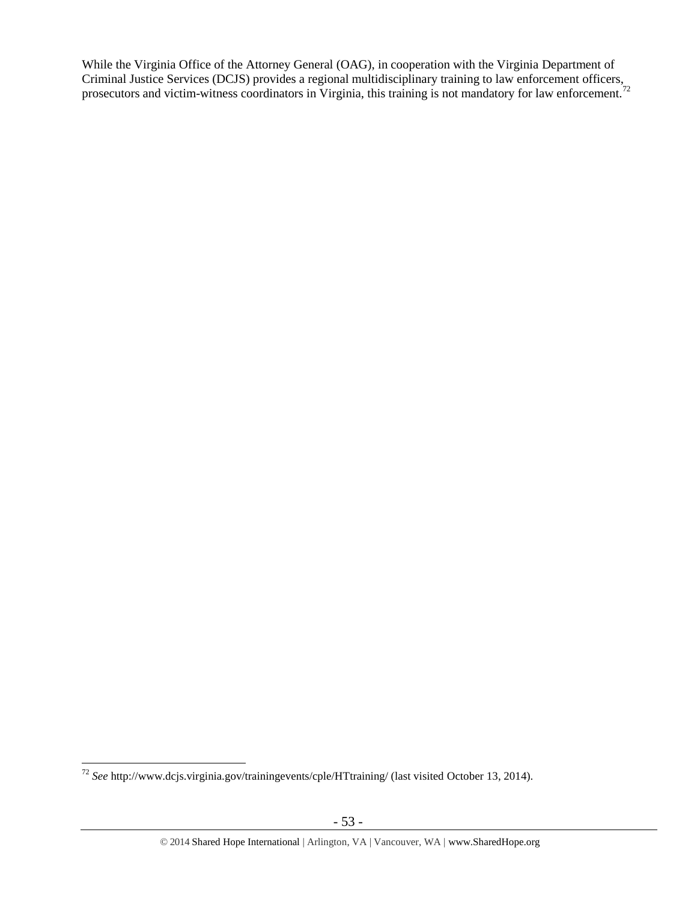While the Virginia Office of the Attorney General (OAG), in cooperation with the Virginia Department of Criminal Justice Services (DCJS) provides a regional multidisciplinary training to law enforcement officers, prosecutors and victim-witness coordinators in Virginia, this training is not mandatory for law enforcement.[72]

---

[72] *See* http://www.dcjs.virginia.gov/trainingevents/cple/HTtraining/ (last visited October 13, 2014).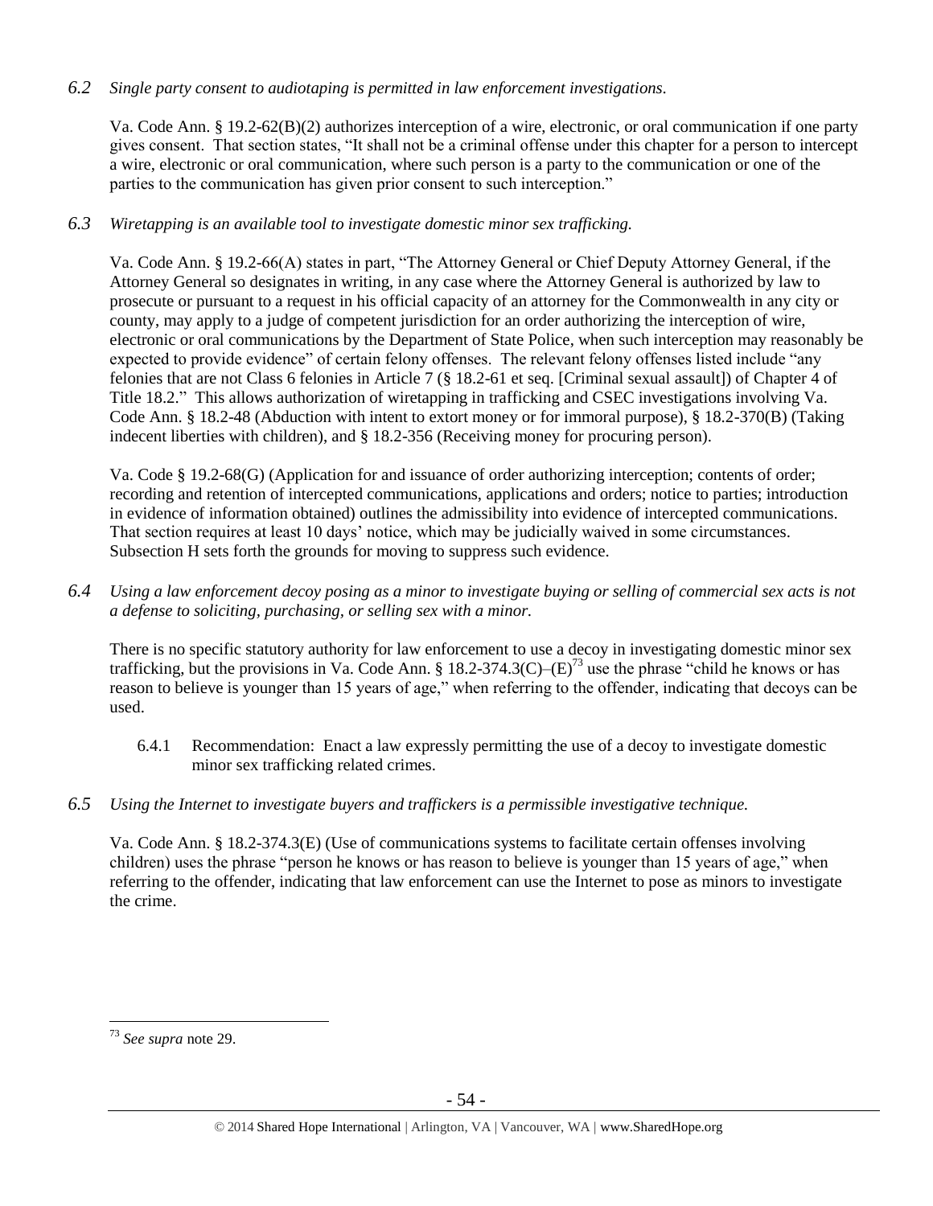*6.2 Single party consent to audiotaping is permitted in law enforcement investigations.*

Va. Code Ann. § 19.2-62(B)(2) authorizes interception of a wire, electronic, or oral communication if one party gives consent. That section states, "It shall not be a criminal offense under this chapter for a person to intercept a wire, electronic or oral communication, where such person is a party to the communication or one of the parties to the communication has given prior consent to such interception."

*6.3 Wiretapping is an available tool to investigate domestic minor sex trafficking.*

Va. Code Ann. § 19.2-66(A) states in part, "The Attorney General or Chief Deputy Attorney General, if the Attorney General so designates in writing, in any case where the Attorney General is authorized by law to prosecute or pursuant to a request in his official capacity of an attorney for the Commonwealth in any city or county, may apply to a judge of competent jurisdiction for an order authorizing the interception of wire, electronic or oral communications by the Department of State Police, when such interception may reasonably be expected to provide evidence" of certain felony offenses. The relevant felony offenses listed include "any felonies that are not Class 6 felonies in Article 7 (§ 18.2-61 et seq. [Criminal sexual assault]) of Chapter 4 of Title 18.2." This allows authorization of wiretapping in trafficking and CSEC investigations involving Va. Code Ann. § 18.2-48 (Abduction with intent to extort money or for immoral purpose), § 18.2-370(B) (Taking indecent liberties with children), and § 18.2-356 (Receiving money for procuring person).

Va. Code § 19.2-68(G) (Application for and issuance of order authorizing interception; contents of order; recording and retention of intercepted communications, applications and orders; notice to parties; introduction in evidence of information obtained) outlines the admissibility into evidence of intercepted communications. That section requires at least 10 days' notice, which may be judicially waived in some circumstances. Subsection H sets forth the grounds for moving to suppress such evidence.

*6.4 Using a law enforcement decoy posing as a minor to investigate buying or selling of commercial sex acts is not a defense to soliciting, purchasing, or selling sex with a minor.*

There is no specific statutory authority for law enforcement to use a decoy in investigating domestic minor sex trafficking, but the provisions in Va. Code Ann. § 18.2-374.3(C)–(E)[73] use the phrase "child he knows or has reason to believe is younger than 15 years of age," when referring to the offender, indicating that decoys can be used.

6.4.1 Recommendation: Enact a law expressly permitting the use of a decoy to investigate domestic minor sex trafficking related crimes.

*6.5 Using the Internet to investigate buyers and traffickers is a permissible investigative technique.*

Va. Code Ann. § 18.2-374.3(E) (Use of communications systems to facilitate certain offenses involving children) uses the phrase "person he knows or has reason to believe is younger than 15 years of age," when referring to the offender, indicating that law enforcement can use the Internet to pose as minors to investigate the crime.

---

[73] *See supra* note 29.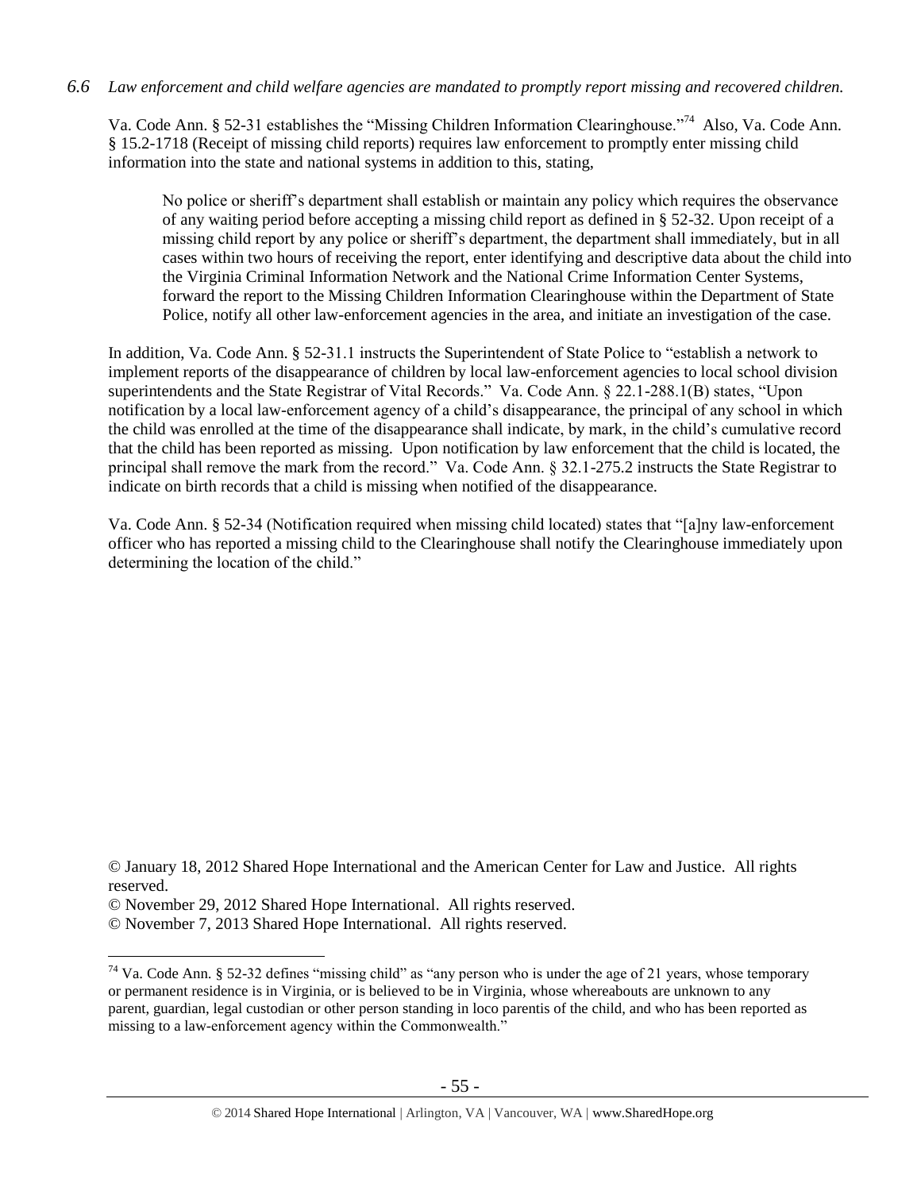*6.6 Law enforcement and child welfare agencies are mandated to promptly report missing and recovered children.*

Va. Code Ann. § 52-31 establishes the "Missing Children Information Clearinghouse."[74] Also, Va. Code Ann. § 15.2-1718 (Receipt of missing child reports) requires law enforcement to promptly enter missing child information into the state and national systems in addition to this, stating,

> No police or sheriff's department shall establish or maintain any policy which requires the observance of any waiting period before accepting a missing child report as defined in § 52-32. Upon receipt of a missing child report by any police or sheriff's department, the department shall immediately, but in all cases within two hours of receiving the report, enter identifying and descriptive data about the child into the Virginia Criminal Information Network and the National Crime Information Center Systems, forward the report to the Missing Children Information Clearinghouse within the Department of State Police, notify all other law-enforcement agencies in the area, and initiate an investigation of the case.

In addition, Va. Code Ann. § 52-31.1 instructs the Superintendent of State Police to "establish a network to implement reports of the disappearance of children by local law-enforcement agencies to local school division superintendents and the State Registrar of Vital Records." Va. Code Ann. § 22.1-288.1(B) states, "Upon notification by a local law-enforcement agency of a child's disappearance, the principal of any school in which the child was enrolled at the time of the disappearance shall indicate, by mark, in the child's cumulative record that the child has been reported as missing. Upon notification by law enforcement that the child is located, the principal shall remove the mark from the record." Va. Code Ann. § 32.1-275.2 instructs the State Registrar to indicate on birth records that a child is missing when notified of the disappearance.

Va. Code Ann. § 52-34 (Notification required when missing child located) states that "[a]ny law-enforcement officer who has reported a missing child to the Clearinghouse shall notify the Clearinghouse immediately upon determining the location of the child."

© January 18, 2012 Shared Hope International and the American Center for Law and Justice. All rights reserved.
© November 29, 2012 Shared Hope International. All rights reserved.
© November 7, 2013 Shared Hope International. All rights reserved.

---

[74] Va. Code Ann. § 52-32 defines "missing child" as "any person who is under the age of 21 years, whose temporary or permanent residence is in Virginia, or is believed to be in Virginia, whose whereabouts are unknown to any parent, guardian, legal custodian or other person standing in loco parentis of the child, and who has been reported as missing to a law-enforcement agency within the Commonwealth."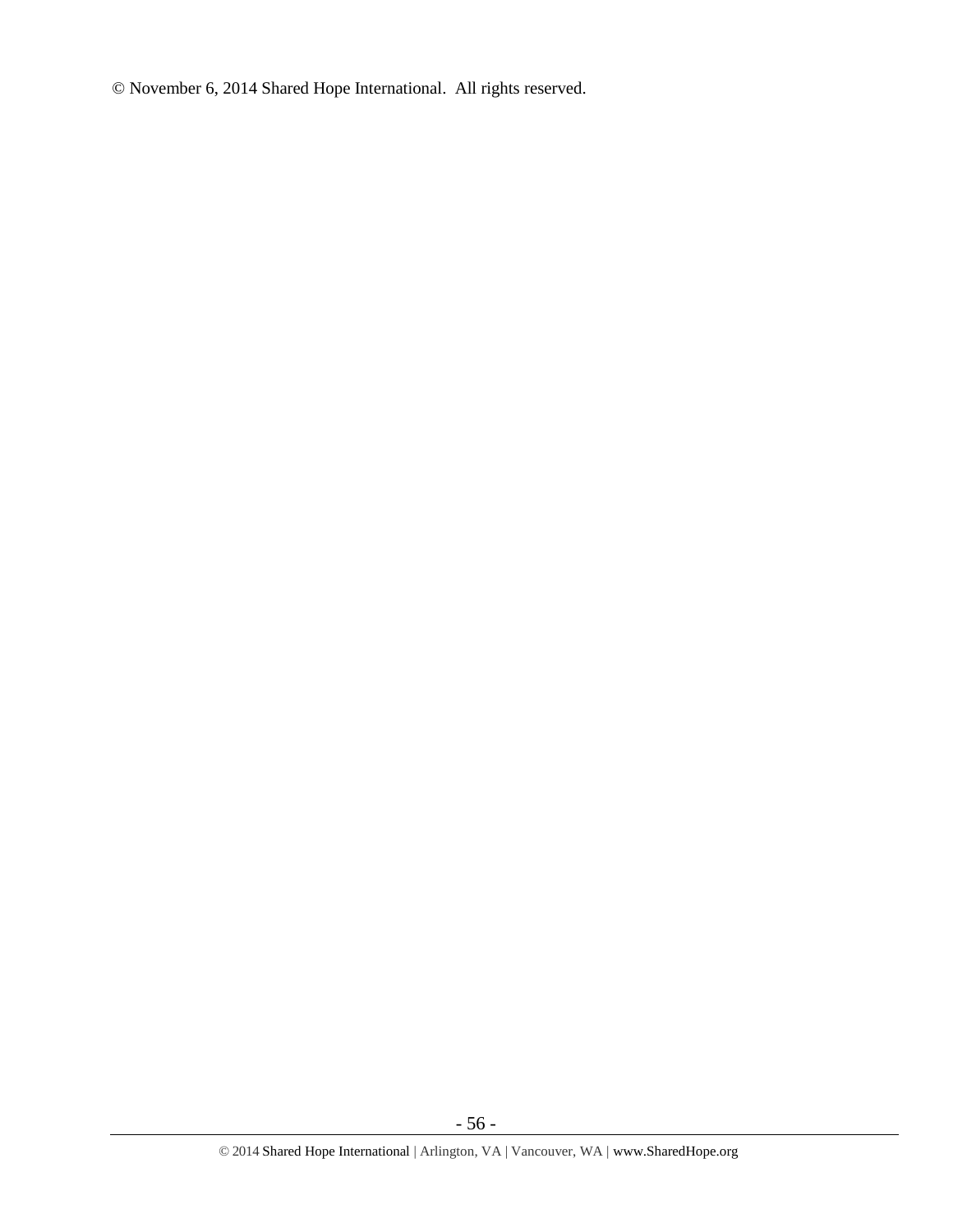© November 6, 2014 Shared Hope International. All rights reserved.